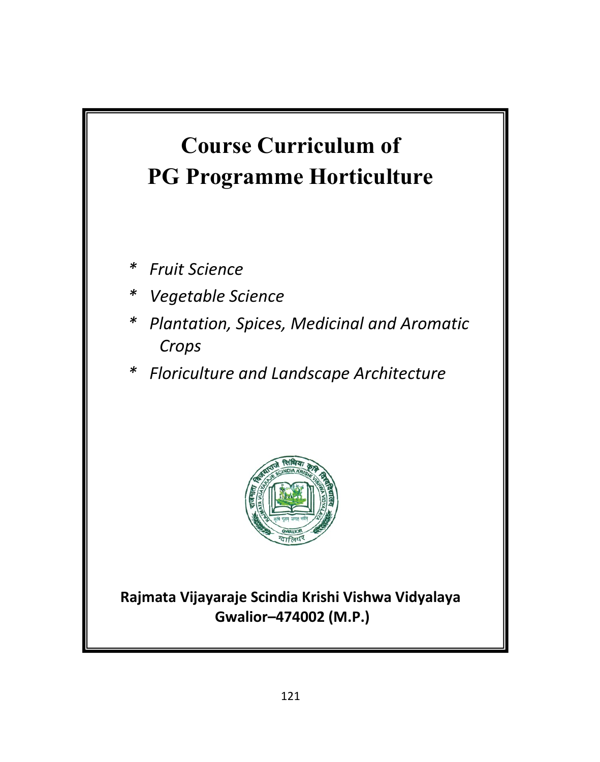# Course Curriculum of PG Programme Horticulture

- *Fruit Science*
- *Vegetable Science*
- *Plantation, Spices, Medicinal and Aromatic Crops*
- *Floriculture and Landscape Architecture*

**Rajmata Vijayaraje Scindia Krishi Vishwa Vidyalaya**
**Gwalior–474002 (M.P.)**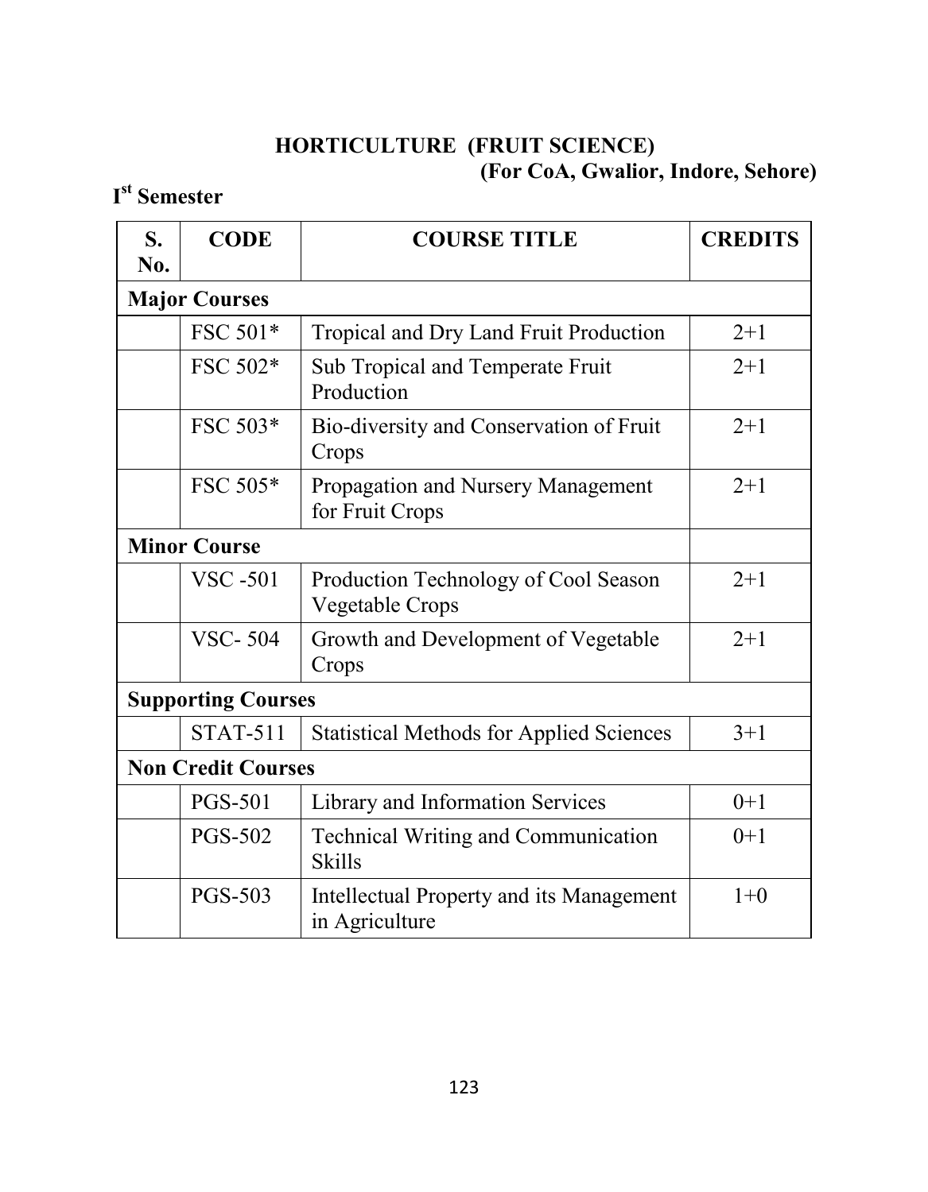# HORTICULTURE (FRUIT SCIENCE)

**(For CoA, Gwalior, Indore, Sehore)**

## I[st] Semester

| S. No. | CODE | COURSE TITLE | CREDITS |
|---|---|---|---|
| **Major Courses** | | | |
| | FSC 501* | Tropical and Dry Land Fruit Production | 2+1 |
| | FSC 502* | Sub Tropical and Temperate Fruit Production | 2+1 |
| | FSC 503* | Bio-diversity and Conservation of Fruit Crops | 2+1 |
| | FSC 505* | Propagation and Nursery Management for Fruit Crops | 2+1 |
| **Minor Course** | | | |
| | VSC -501 | Production Technology of Cool Season Vegetable Crops | 2+1 |
| | VSC- 504 | Growth and Development of Vegetable Crops | 2+1 |
| **Supporting Courses** | | | |
| | STAT-511 | Statistical Methods for Applied Sciences | 3+1 |
| **Non Credit Courses** | | | |
| | PGS-501 | Library and Information Services | 0+1 |
| | PGS-502 | Technical Writing and Communication Skills | 0+1 |
| | PGS-503 | Intellectual Property and its Management in Agriculture | 1+0 |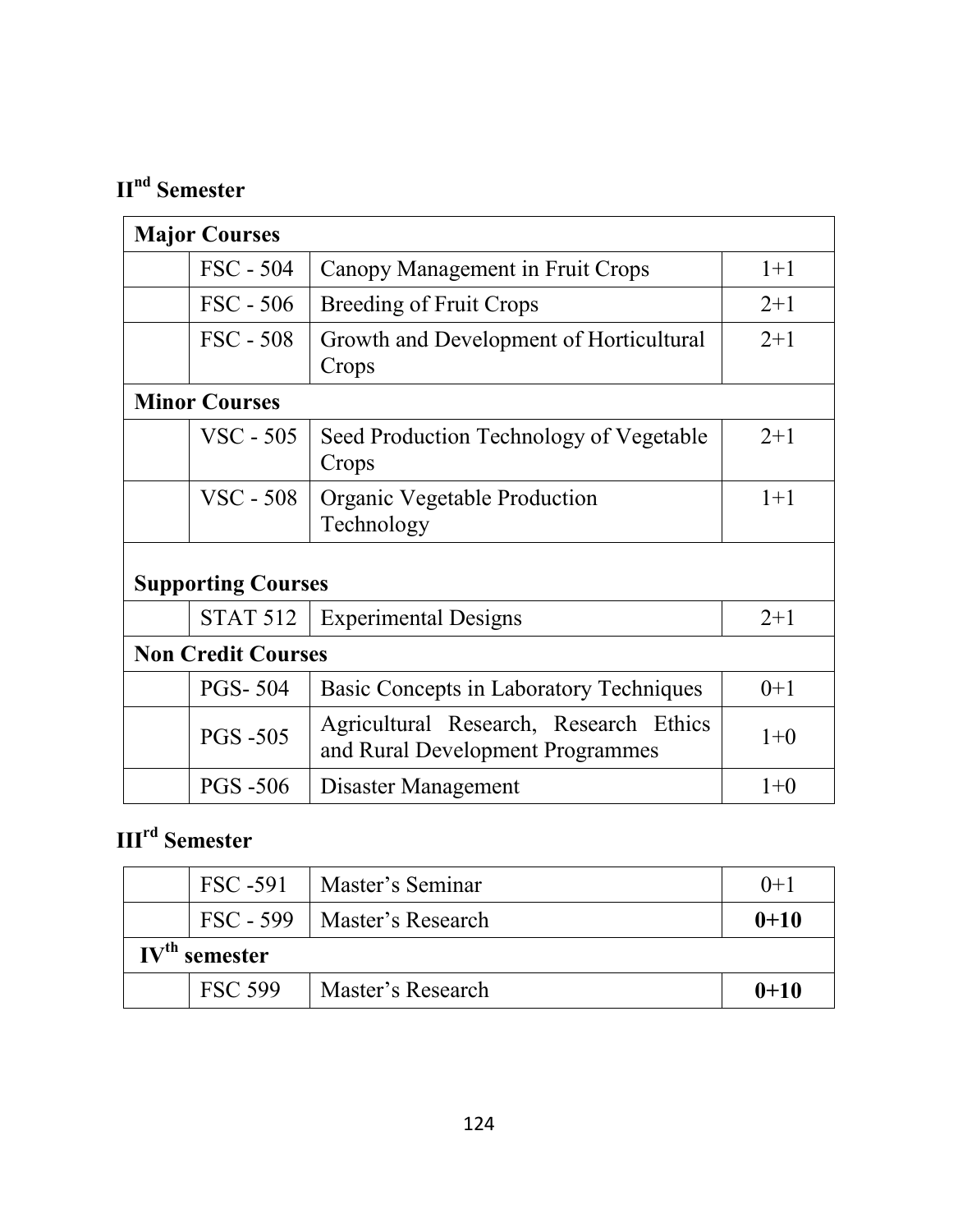## II[nd] Semester

| Major Courses | | | |
|---|---|---|---|
| | FSC - 504 | Canopy Management in Fruit Crops | 1+1 |
| | FSC - 506 | Breeding of Fruit Crops | 2+1 |
| | FSC - 508 | Growth and Development of Horticultural Crops | 2+1 |
| **Minor Courses** | | | |
| | VSC - 505 | Seed Production Technology of Vegetable Crops | 2+1 |
| | VSC - 508 | Organic Vegetable Production Technology | 1+1 |
| **Supporting Courses** | | | |
| | STAT 512 | Experimental Designs | 2+1 |
| **Non Credit Courses** | | | |
| | PGS- 504 | Basic Concepts in Laboratory Techniques | 0+1 |
| | PGS -505 | Agricultural Research, Research Ethics and Rural Development Programmes | 1+0 |
| | PGS -506 | Disaster Management | 1+0 |

## III[rd] Semester

| | | | |
|---|---|---|---|
| | FSC -591 | Master's Seminar | 0+1 |
| | FSC - 599 | Master's Research | **0+10** |
| **IV[th] semester** | | | |
| | FSC 599 | Master's Research | **0+10** |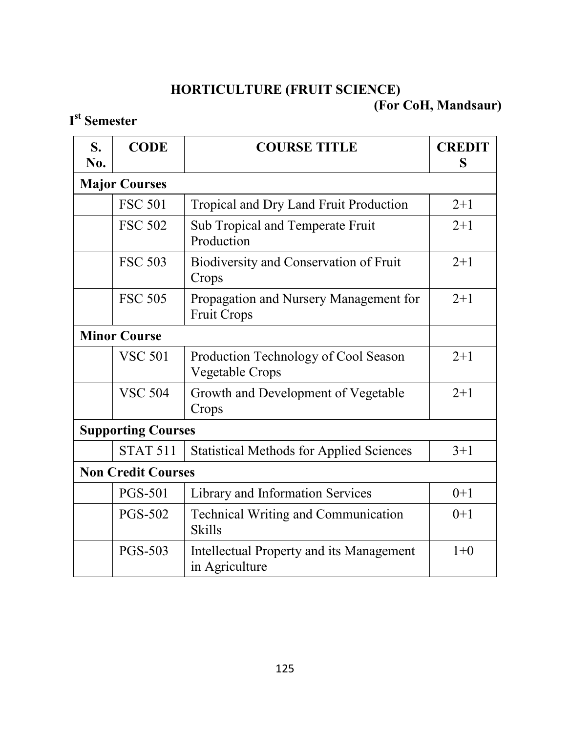# HORTICULTURE (FRUIT SCIENCE)

**(For CoH, Mandsaur)**

## I[st] Semester

| S. No. | CODE | COURSE TITLE | CREDITS |
|---|---|---|---|
| **Major Courses** | | | |
| | FSC 501 | Tropical and Dry Land Fruit Production | 2+1 |
| | FSC 502 | Sub Tropical and Temperate Fruit Production | 2+1 |
| | FSC 503 | Biodiversity and Conservation of Fruit Crops | 2+1 |
| | FSC 505 | Propagation and Nursery Management for Fruit Crops | 2+1 |
| **Minor Course** | | | |
| | VSC 501 | Production Technology of Cool Season Vegetable Crops | 2+1 |
| | VSC 504 | Growth and Development of Vegetable Crops | 2+1 |
| **Supporting Courses** | | | |
| | STAT 511 | Statistical Methods for Applied Sciences | 3+1 |
| **Non Credit Courses** | | | |
| | PGS-501 | Library and Information Services | 0+1 |
| | PGS-502 | Technical Writing and Communication Skills | 0+1 |
| | PGS-503 | Intellectual Property and its Management in Agriculture | 1+0 |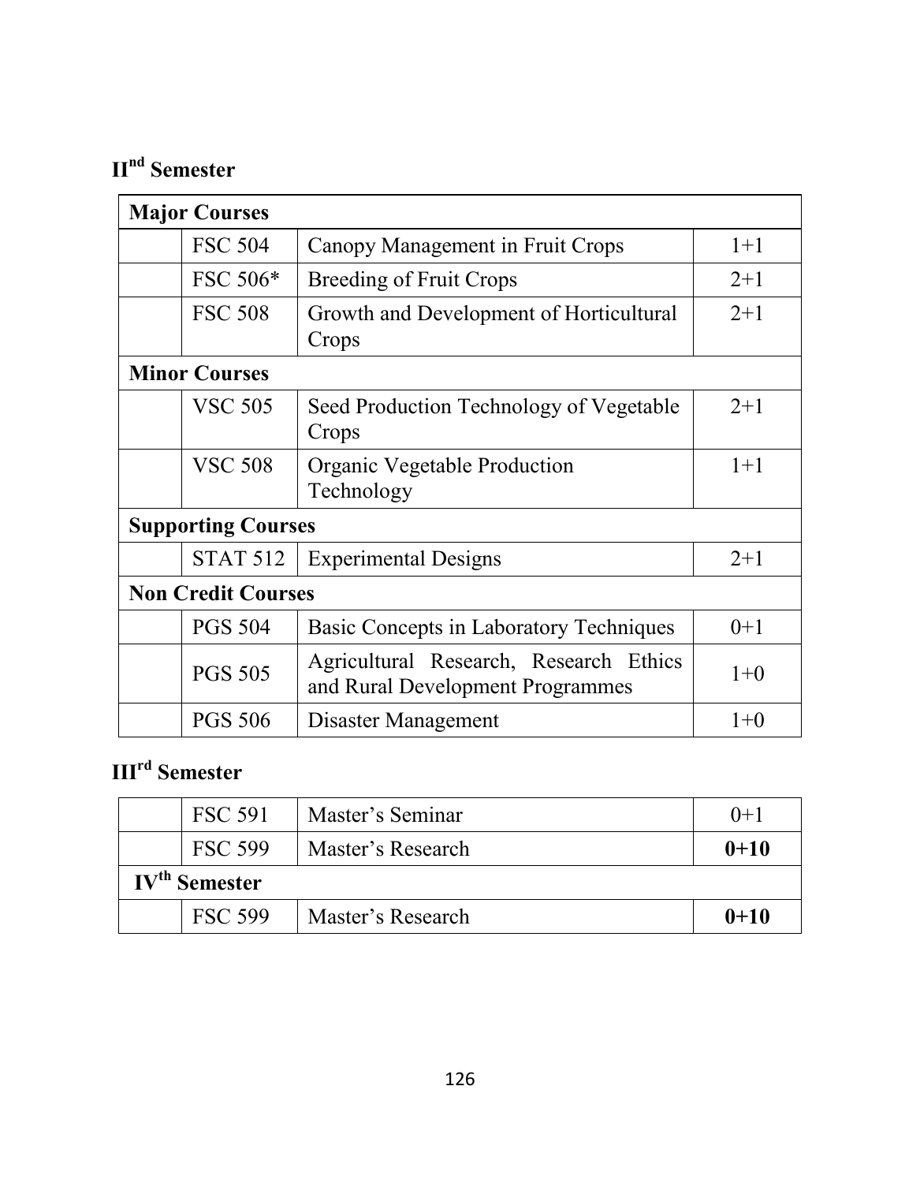## II[nd] Semester

| Major Courses | | | |
|---|---|---|---|
| | FSC 504 | Canopy Management in Fruit Crops | 1+1 |
| | FSC 506* | Breeding of Fruit Crops | 2+1 |
| | FSC 508 | Growth and Development of Horticultural Crops | 2+1 |
| **Minor Courses** | | | |
| | VSC 505 | Seed Production Technology of Vegetable Crops | 2+1 |
| | VSC 508 | Organic Vegetable Production Technology | 1+1 |
| **Supporting Courses** | | | |
| | STAT 512 | Experimental Designs | 2+1 |
| **Non Credit Courses** | | | |
| | PGS 504 | Basic Concepts in Laboratory Techniques | 0+1 |
| | PGS 505 | Agricultural Research, Research Ethics and Rural Development Programmes | 1+0 |
| | PGS 506 | Disaster Management | 1+0 |

## III[rd] Semester

| | | | |
|---|---|---|---|
| | FSC 591 | Master's Seminar | 0+1 |
| | FSC 599 | Master's Research | **0+10** |
| **IV[th] Semester** | | | |
| | FSC 599 | Master's Research | **0+10** |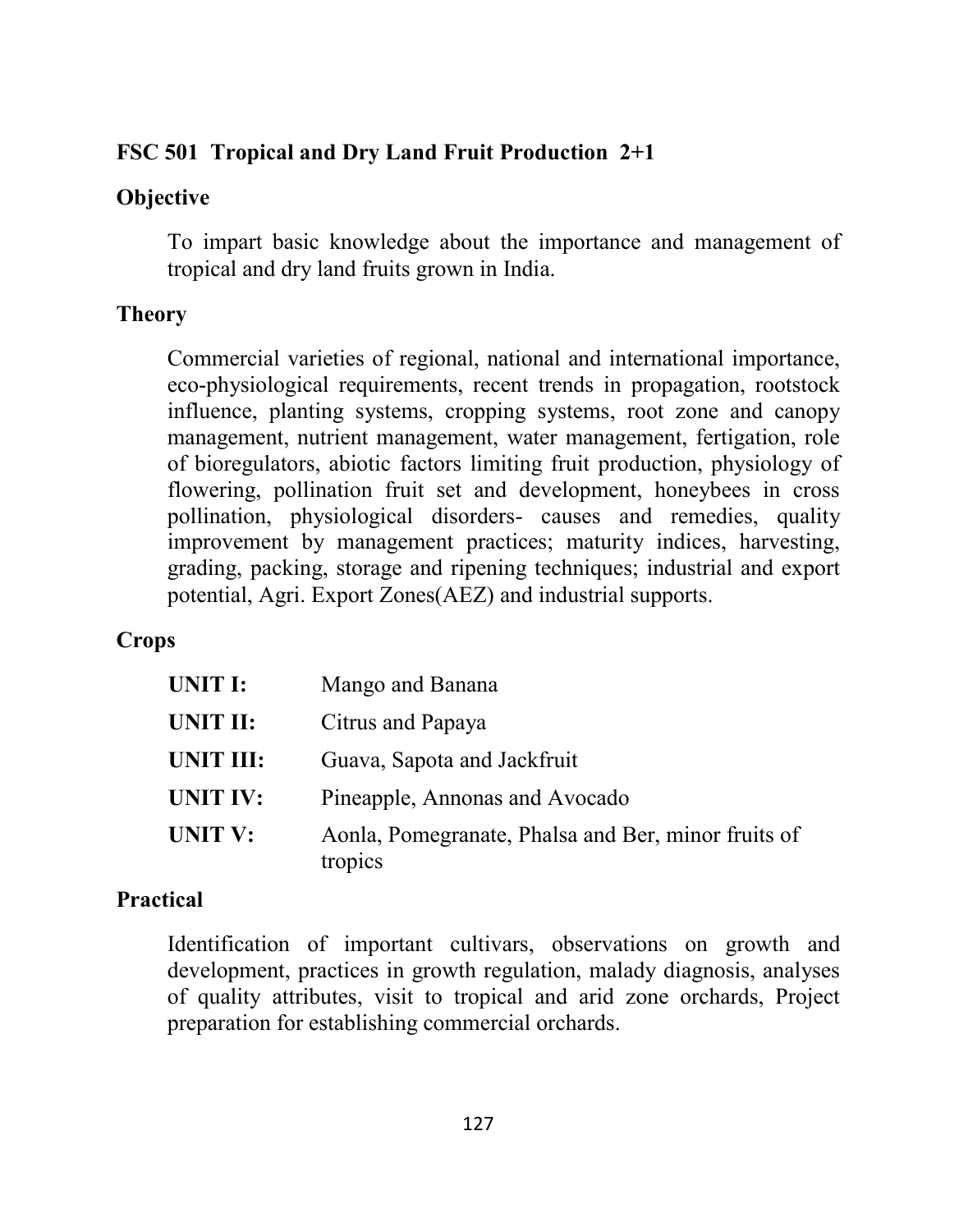## FSC 501 Tropical and Dry Land Fruit Production 2+1

### Objective

To impart basic knowledge about the importance and management of tropical and dry land fruits grown in India.

### Theory

Commercial varieties of regional, national and international importance, eco-physiological requirements, recent trends in propagation, rootstock influence, planting systems, cropping systems, root zone and canopy management, nutrient management, water management, fertigation, role of bioregulators, abiotic factors limiting fruit production, physiology of flowering, pollination fruit set and development, honeybees in cross pollination, physiological disorders- causes and remedies, quality improvement by management practices; maturity indices, harvesting, grading, packing, storage and ripening techniques; industrial and export potential, Agri. Export Zones(AEZ) and industrial supports.

### Crops

| | |
|---|---|
| **UNIT I:** | Mango and Banana |
| **UNIT II:** | Citrus and Papaya |
| **UNIT III:** | Guava, Sapota and Jackfruit |
| **UNIT IV:** | Pineapple, Annonas and Avocado |
| **UNIT V:** | Aonla, Pomegranate, Phalsa and Ber, minor fruits of tropics |

### Practical

Identification of important cultivars, observations on growth and development, practices in growth regulation, malady diagnosis, analyses of quality attributes, visit to tropical and arid zone orchards, Project preparation for establishing commercial orchards.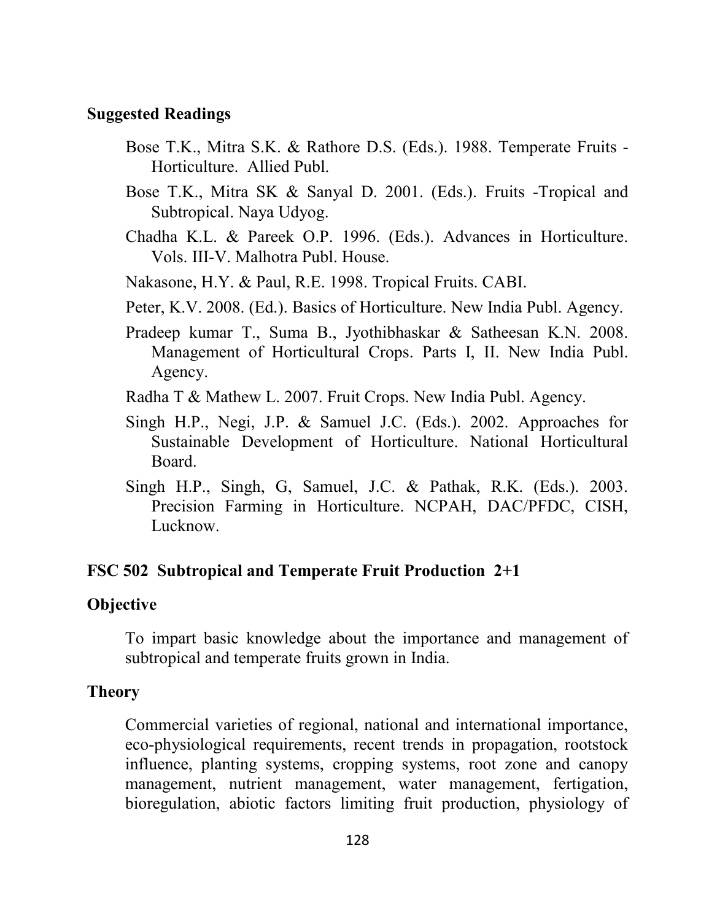## Suggested Readings

Bose T.K., Mitra S.K. & Rathore D.S. (Eds.). 1988. Temperate Fruits - Horticulture. Allied Publ.

Bose T.K., Mitra SK & Sanyal D. 2001. (Eds.). Fruits -Tropical and Subtropical. Naya Udyog.

Chadha K.L. & Pareek O.P. 1996. (Eds.). Advances in Horticulture. Vols. III-V. Malhotra Publ. House.

Nakasone, H.Y. & Paul, R.E. 1998. Tropical Fruits. CABI.

Peter, K.V. 2008. (Ed.). Basics of Horticulture. New India Publ. Agency.

Pradeep kumar T., Suma B., Jyothibhaskar & Satheesan K.N. 2008. Management of Horticultural Crops. Parts I, II. New India Publ. Agency.

Radha T & Mathew L. 2007. Fruit Crops. New India Publ. Agency.

Singh H.P., Negi, J.P. & Samuel J.C. (Eds.). 2002. Approaches for Sustainable Development of Horticulture. National Horticultural Board.

Singh H.P., Singh, G, Samuel, J.C. & Pathak, R.K. (Eds.). 2003. Precision Farming in Horticulture. NCPAH, DAC/PFDC, CISH, Lucknow.

## FSC 502 Subtropical and Temperate Fruit Production 2+1

### Objective

To impart basic knowledge about the importance and management of subtropical and temperate fruits grown in India.

### Theory

Commercial varieties of regional, national and international importance, eco-physiological requirements, recent trends in propagation, rootstock influence, planting systems, cropping systems, root zone and canopy management, nutrient management, water management, fertigation, bioregulation, abiotic factors limiting fruit production, physiology of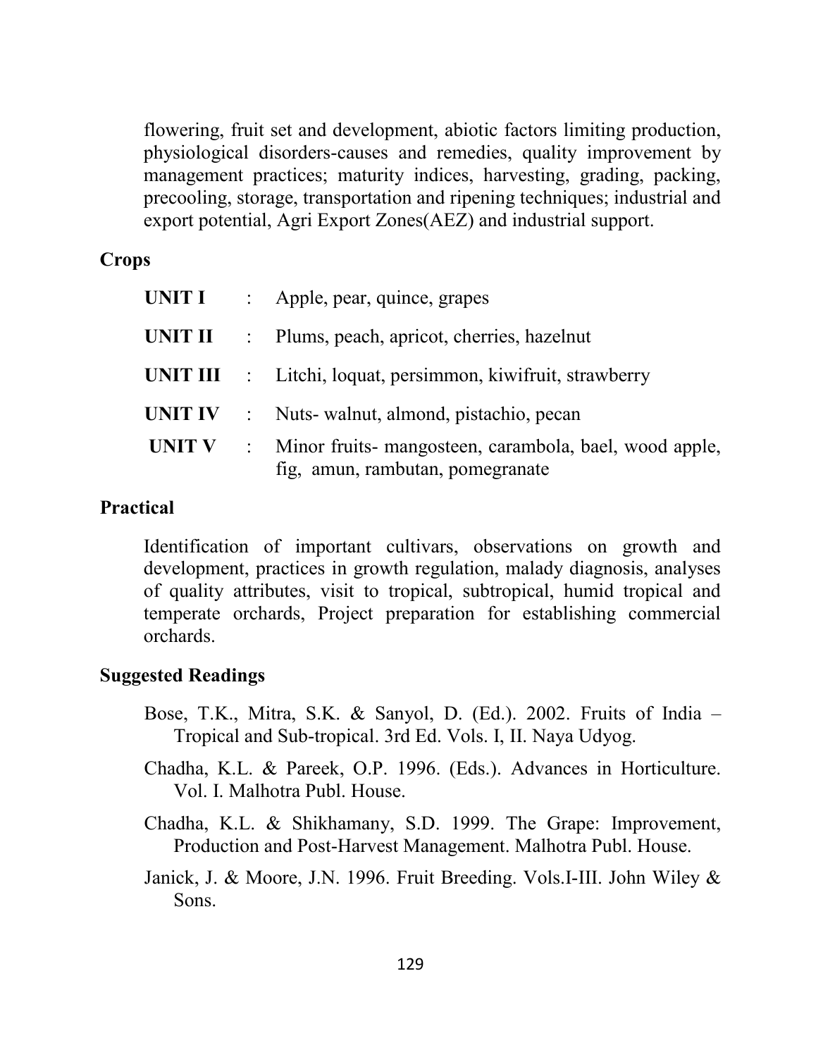flowering, fruit set and development, abiotic factors limiting production, physiological disorders-causes and remedies, quality improvement by management practices; maturity indices, harvesting, grading, packing, precooling, storage, transportation and ripening techniques; industrial and export potential, Agri Export Zones(AEZ) and industrial support.

**Crops**

| | | |
|---|---|---|
| **UNIT I** | : | Apple, pear, quince, grapes |
| **UNIT II** | : | Plums, peach, apricot, cherries, hazelnut |
| **UNIT III** | : | Litchi, loquat, persimmon, kiwifruit, strawberry |
| **UNIT IV** | : | Nuts- walnut, almond, pistachio, pecan |
| **UNIT V** | : | Minor fruits- mangosteen, carambola, bael, wood apple, fig, amun, rambutan, pomegranate |

**Practical**

Identification of important cultivars, observations on growth and development, practices in growth regulation, malady diagnosis, analyses of quality attributes, visit to tropical, subtropical, humid tropical and temperate orchards, Project preparation for establishing commercial orchards.

**Suggested Readings**

Bose, T.K., Mitra, S.K. & Sanyol, D. (Ed.). 2002. Fruits of India – Tropical and Sub-tropical. 3rd Ed. Vols. I, II. Naya Udyog.

Chadha, K.L. & Pareek, O.P. 1996. (Eds.). Advances in Horticulture. Vol. I. Malhotra Publ. House.

Chadha, K.L. & Shikhamany, S.D. 1999. The Grape: Improvement, Production and Post-Harvest Management. Malhotra Publ. House.

Janick, J. & Moore, J.N. 1996. Fruit Breeding. Vols.I-III. John Wiley & Sons.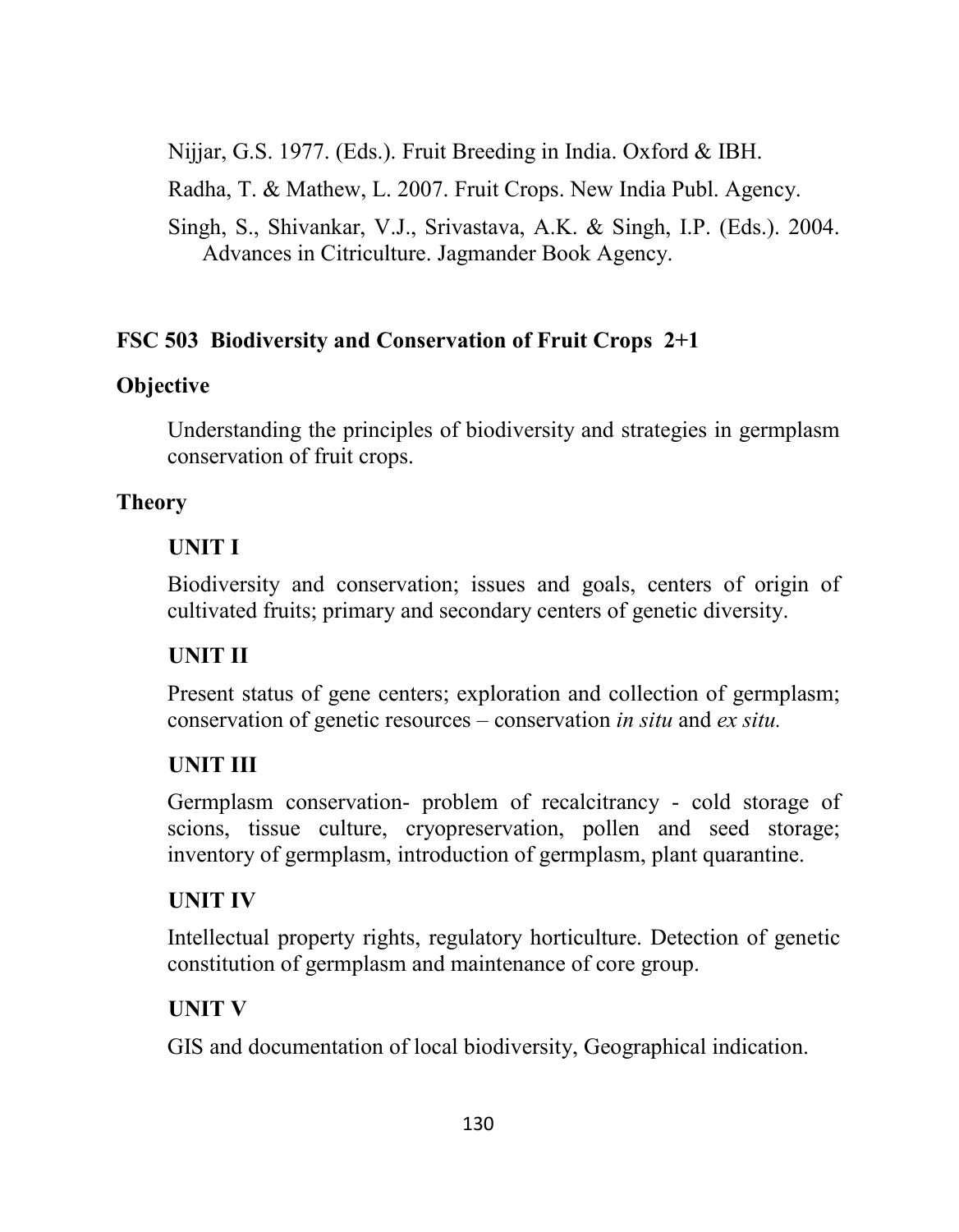Nijjar, G.S. 1977. (Eds.). Fruit Breeding in India. Oxford & IBH.

Radha, T. & Mathew, L. 2007. Fruit Crops. New India Publ. Agency.

Singh, S., Shivankar, V.J., Srivastava, A.K. & Singh, I.P. (Eds.). 2004. Advances in Citriculture. Jagmander Book Agency.

## FSC 503 Biodiversity and Conservation of Fruit Crops 2+1

### Objective

Understanding the principles of biodiversity and strategies in germplasm conservation of fruit crops.

### Theory

#### UNIT I

Biodiversity and conservation; issues and goals, centers of origin of cultivated fruits; primary and secondary centers of genetic diversity.

#### UNIT II

Present status of gene centers; exploration and collection of germplasm; conservation of genetic resources – conservation *in situ* and *ex situ.*

#### UNIT III

Germplasm conservation- problem of recalcitrancy - cold storage of scions, tissue culture, cryopreservation, pollen and seed storage; inventory of germplasm, introduction of germplasm, plant quarantine.

#### UNIT IV

Intellectual property rights, regulatory horticulture. Detection of genetic constitution of germplasm and maintenance of core group.

#### UNIT V

GIS and documentation of local biodiversity, Geographical indication.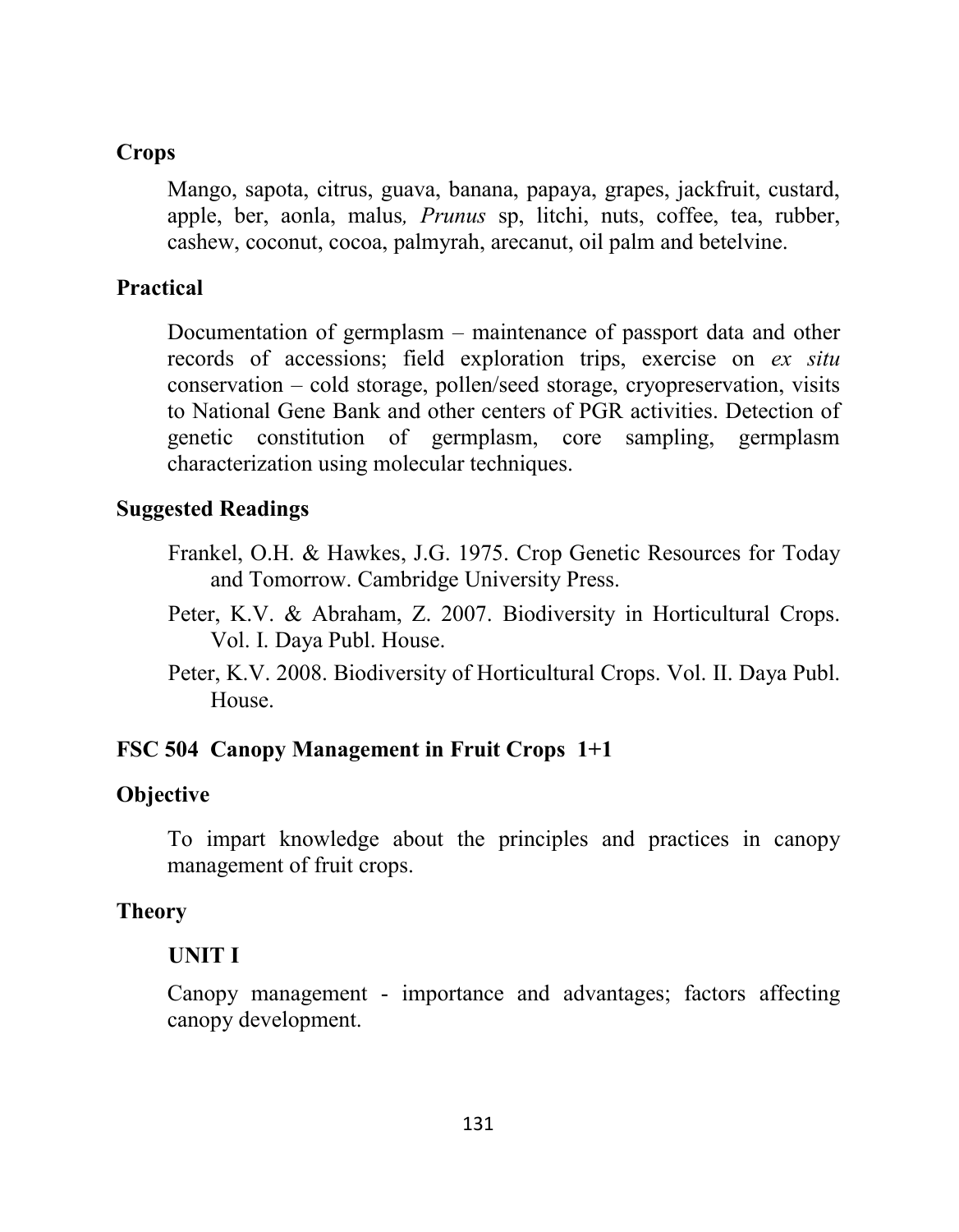**Crops**

Mango, sapota, citrus, guava, banana, papaya, grapes, jackfruit, custard, apple, ber, aonla, malus*,* *Prunus* sp, litchi, nuts, coffee, tea, rubber, cashew, coconut, cocoa, palmyrah, arecanut, oil palm and betelvine.

**Practical**

Documentation of germplasm – maintenance of passport data and other records of accessions; field exploration trips, exercise on *ex situ* conservation – cold storage, pollen/seed storage, cryopreservation, visits to National Gene Bank and other centers of PGR activities. Detection of genetic constitution of germplasm, core sampling, germplasm characterization using molecular techniques.

**Suggested Readings**

Frankel, O.H. & Hawkes, J.G. 1975. Crop Genetic Resources for Today and Tomorrow. Cambridge University Press.

Peter, K.V. & Abraham, Z. 2007. Biodiversity in Horticultural Crops. Vol. I. Daya Publ. House.

Peter, K.V. 2008. Biodiversity of Horticultural Crops. Vol. II. Daya Publ. House.

## FSC 504 Canopy Management in Fruit Crops 1+1

**Objective**

To impart knowledge about the principles and practices in canopy management of fruit crops.

**Theory**

**UNIT I**

Canopy management - importance and advantages; factors affecting canopy development.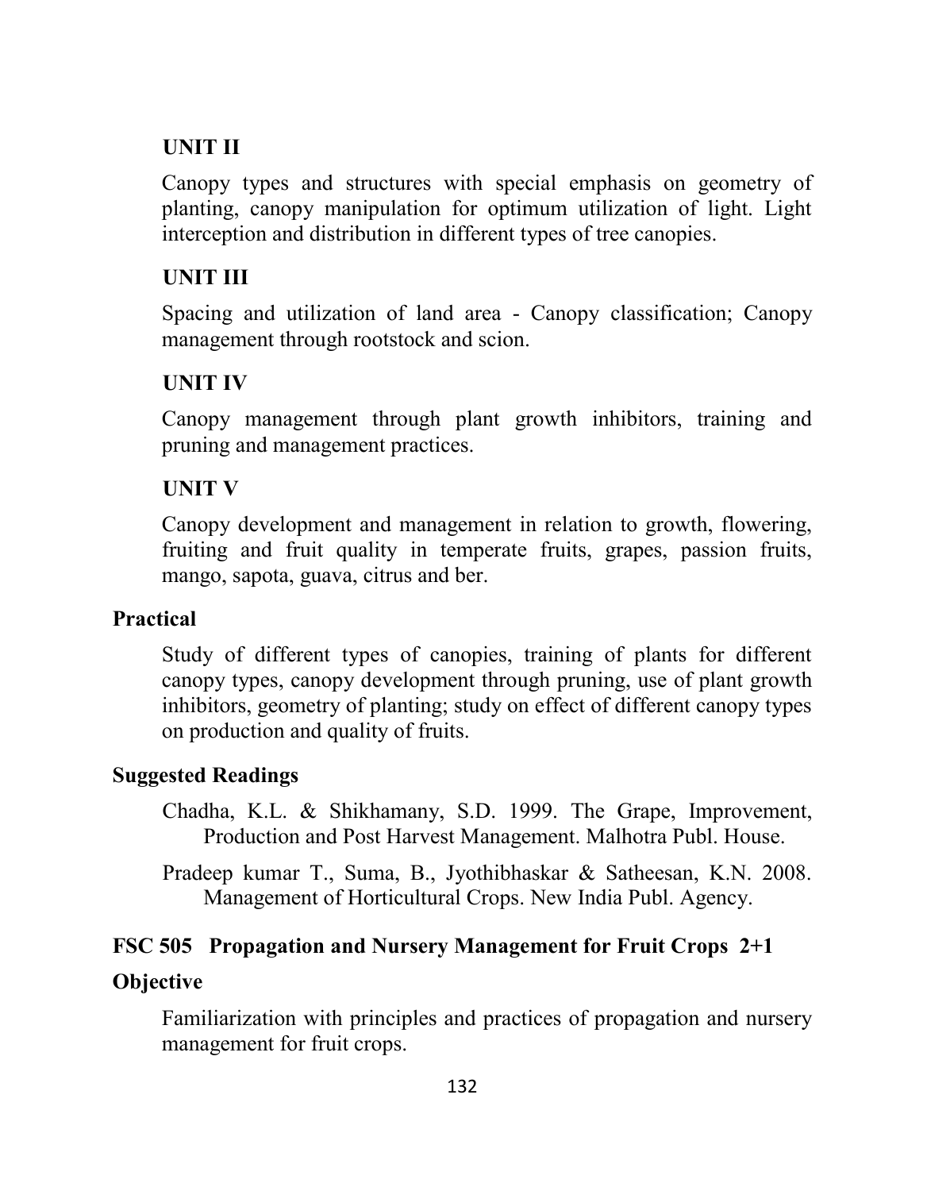### UNIT II

Canopy types and structures with special emphasis on geometry of planting, canopy manipulation for optimum utilization of light. Light interception and distribution in different types of tree canopies.

### UNIT III

Spacing and utilization of land area - Canopy classification; Canopy management through rootstock and scion.

### UNIT IV

Canopy management through plant growth inhibitors, training and pruning and management practices.

### UNIT V

Canopy development and management in relation to growth, flowering, fruiting and fruit quality in temperate fruits, grapes, passion fruits, mango, sapota, guava, citrus and ber.

## Practical

Study of different types of canopies, training of plants for different canopy types, canopy development through pruning, use of plant growth inhibitors, geometry of planting; study on effect of different canopy types on production and quality of fruits.

## Suggested Readings

Chadha, K.L. & Shikhamany, S.D. 1999. The Grape, Improvement, Production and Post Harvest Management. Malhotra Publ. House.

Pradeep kumar T., Suma, B., Jyothibhaskar & Satheesan, K.N. 2008. Management of Horticultural Crops. New India Publ. Agency.

## FSC 505 Propagation and Nursery Management for Fruit Crops 2+1

## Objective

Familiarization with principles and practices of propagation and nursery management for fruit crops.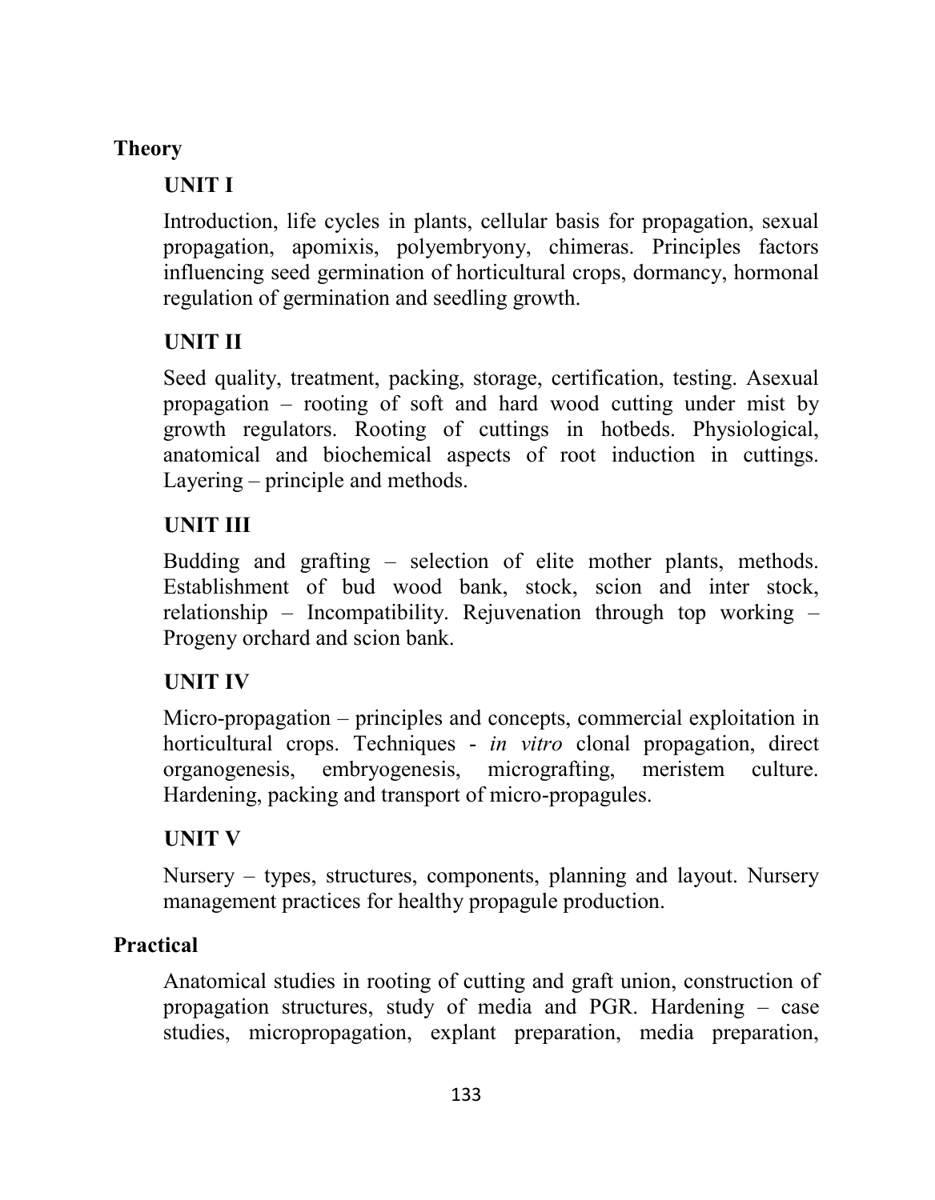**Theory**

**UNIT I**

Introduction, life cycles in plants, cellular basis for propagation, sexual propagation, apomixis, polyembryony, chimeras. Principles factors influencing seed germination of horticultural crops, dormancy, hormonal regulation of germination and seedling growth.

**UNIT II**

Seed quality, treatment, packing, storage, certification, testing. Asexual propagation – rooting of soft and hard wood cutting under mist by growth regulators. Rooting of cuttings in hotbeds. Physiological, anatomical and biochemical aspects of root induction in cuttings. Layering – principle and methods.

**UNIT III**

Budding and grafting – selection of elite mother plants, methods. Establishment of bud wood bank, stock, scion and inter stock, relationship – Incompatibility. Rejuvenation through top working – Progeny orchard and scion bank.

**UNIT IV**

Micro-propagation – principles and concepts, commercial exploitation in horticultural crops. Techniques - *in vitro* clonal propagation, direct organogenesis, embryogenesis, micrografting, meristem culture. Hardening, packing and transport of micro-propagules.

**UNIT V**

Nursery – types, structures, components, planning and layout. Nursery management practices for healthy propagule production.

**Practical**

Anatomical studies in rooting of cutting and graft union, construction of propagation structures, study of media and PGR. Hardening – case studies, micropropagation, explant preparation, media preparation,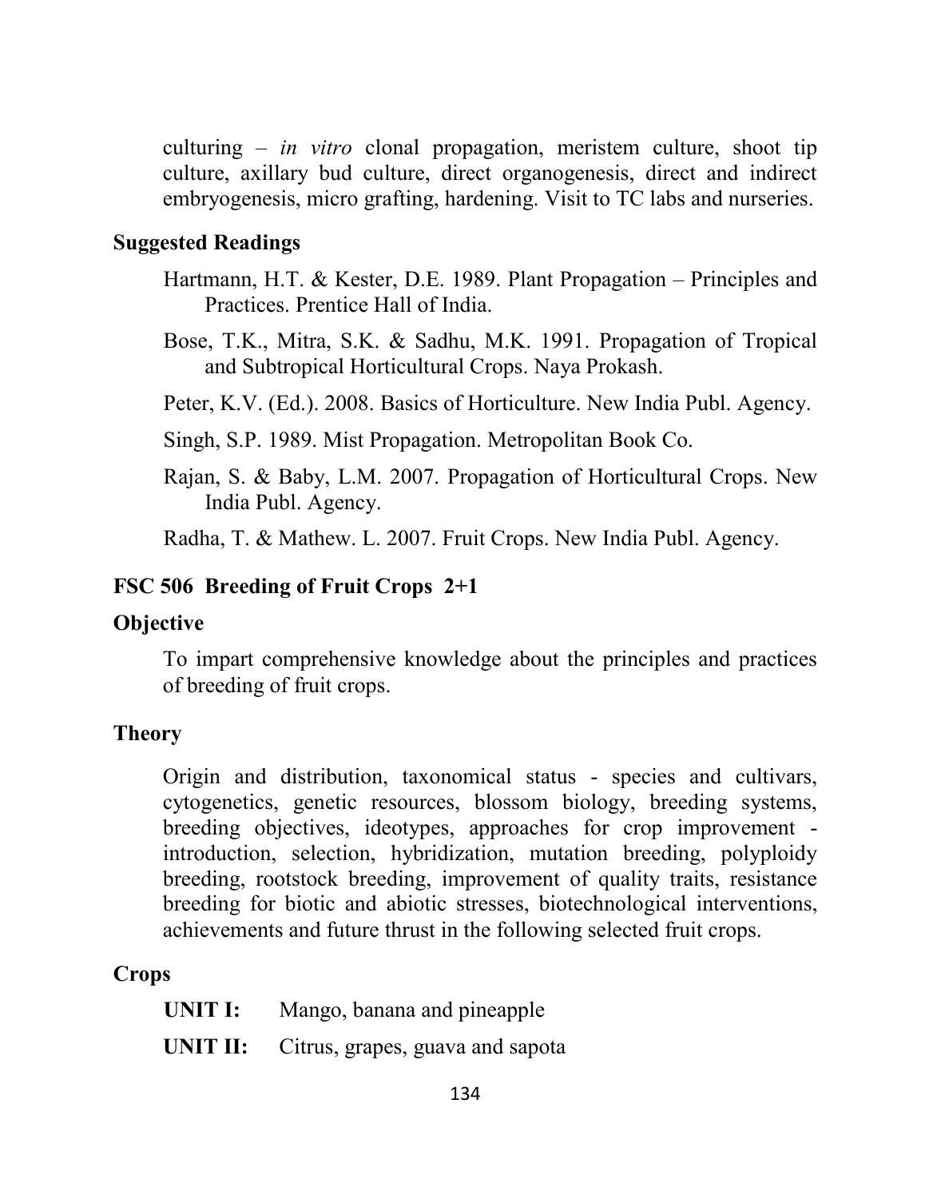culturing – *in vitro* clonal propagation, meristem culture, shoot tip culture, axillary bud culture, direct organogenesis, direct and indirect embryogenesis, micro grafting, hardening. Visit to TC labs and nurseries.

**Suggested Readings**

Hartmann, H.T. & Kester, D.E. 1989. Plant Propagation – Principles and Practices. Prentice Hall of India.

Bose, T.K., Mitra, S.K. & Sadhu, M.K. 1991. Propagation of Tropical and Subtropical Horticultural Crops. Naya Prokash.

Peter, K.V. (Ed.). 2008. Basics of Horticulture. New India Publ. Agency.

Singh, S.P. 1989. Mist Propagation. Metropolitan Book Co.

Rajan, S. & Baby, L.M. 2007. Propagation of Horticultural Crops. New India Publ. Agency.

Radha, T. & Mathew. L. 2007. Fruit Crops. New India Publ. Agency.

## FSC 506 Breeding of Fruit Crops 2+1

**Objective**

To impart comprehensive knowledge about the principles and practices of breeding of fruit crops.

**Theory**

Origin and distribution, taxonomical status - species and cultivars, cytogenetics, genetic resources, blossom biology, breeding systems, breeding objectives, ideotypes, approaches for crop improvement - introduction, selection, hybridization, mutation breeding, polyploidy breeding, rootstock breeding, improvement of quality traits, resistance breeding for biotic and abiotic stresses, biotechnological interventions, achievements and future thrust in the following selected fruit crops.

**Crops**

**UNIT I:** Mango, banana and pineapple

**UNIT II:** Citrus, grapes, guava and sapota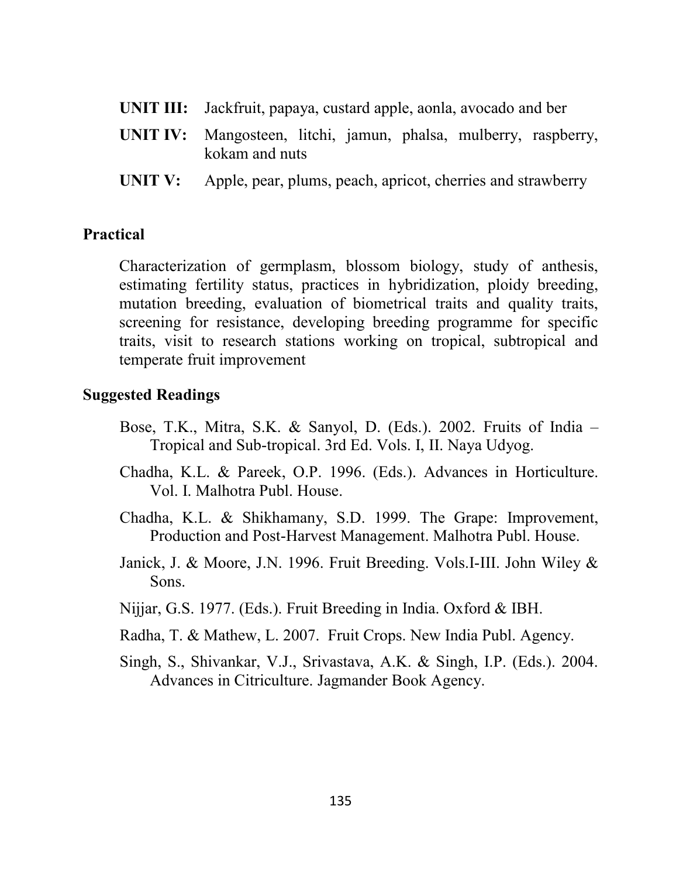**UNIT III:** Jackfruit, papaya, custard apple, aonla, avocado and ber

**UNIT IV:** Mangosteen, litchi, jamun, phalsa, mulberry, raspberry, kokam and nuts

**UNIT V:** Apple, pear, plums, peach, apricot, cherries and strawberry

## Practical

Characterization of germplasm, blossom biology, study of anthesis, estimating fertility status, practices in hybridization, ploidy breeding, mutation breeding, evaluation of biometrical traits and quality traits, screening for resistance, developing breeding programme for specific traits, visit to research stations working on tropical, subtropical and temperate fruit improvement

## Suggested Readings

Bose, T.K., Mitra, S.K. & Sanyol, D. (Eds.). 2002. Fruits of India – Tropical and Sub-tropical. 3rd Ed. Vols. I, II. Naya Udyog.

Chadha, K.L. & Pareek, O.P. 1996. (Eds.). Advances in Horticulture. Vol. I. Malhotra Publ. House.

Chadha, K.L. & Shikhamany, S.D. 1999. The Grape: Improvement, Production and Post-Harvest Management. Malhotra Publ. House.

Janick, J. & Moore, J.N. 1996. Fruit Breeding. Vols.I-III. John Wiley & Sons.

Nijjar, G.S. 1977. (Eds.). Fruit Breeding in India. Oxford & IBH.

Radha, T. & Mathew, L. 2007. Fruit Crops. New India Publ. Agency.

Singh, S., Shivankar, V.J., Srivastava, A.K. & Singh, I.P. (Eds.). 2004. Advances in Citriculture. Jagmander Book Agency.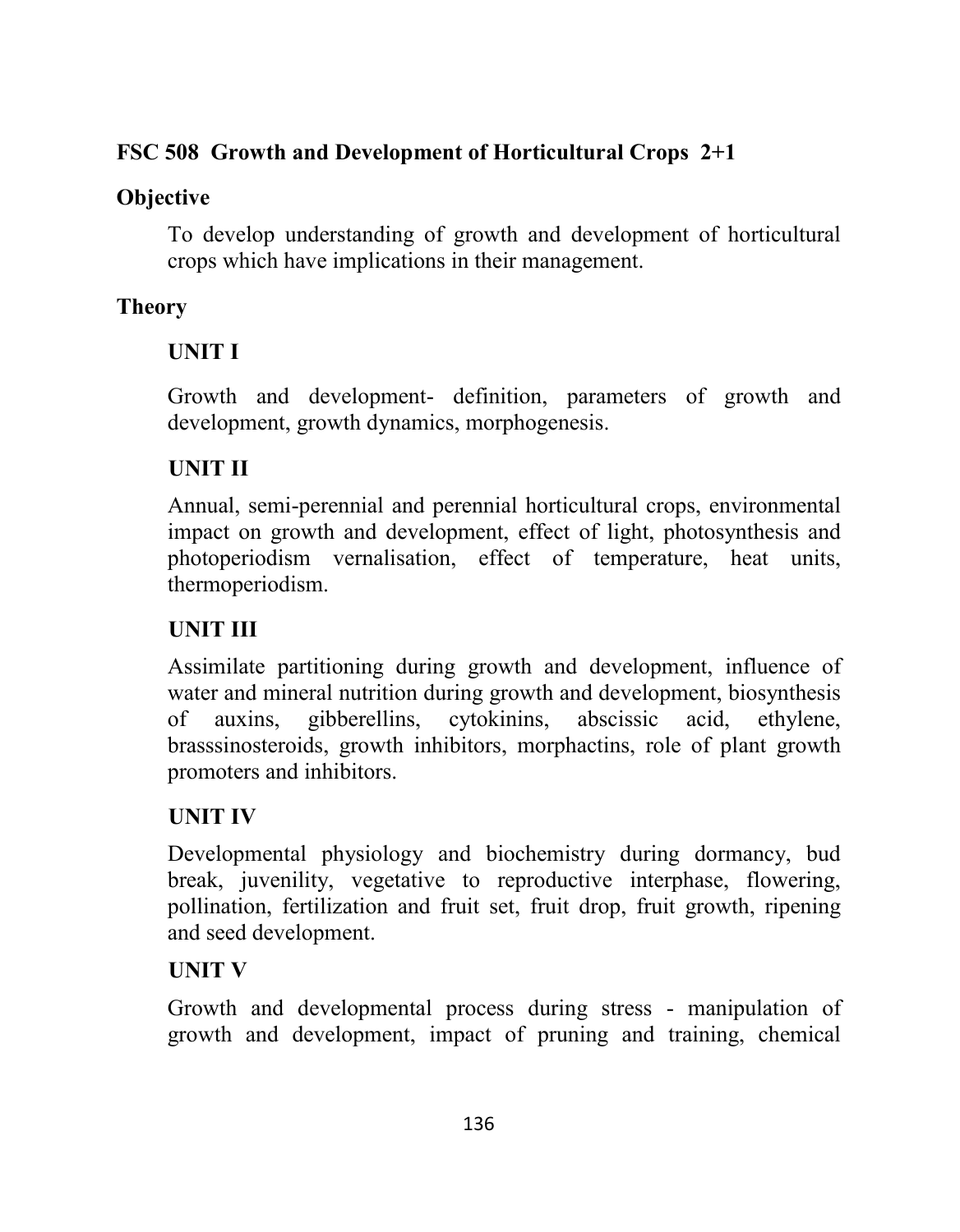**FSC 508 Growth and Development of Horticultural Crops 2+1**

**Objective**

To develop understanding of growth and development of horticultural crops which have implications in their management.

**Theory**

**UNIT I**

Growth and development- definition, parameters of growth and development, growth dynamics, morphogenesis.

**UNIT II**

Annual, semi-perennial and perennial horticultural crops, environmental impact on growth and development, effect of light, photosynthesis and photoperiodism vernalisation, effect of temperature, heat units, thermoperiodism.

**UNIT III**

Assimilate partitioning during growth and development, influence of water and mineral nutrition during growth and development, biosynthesis of auxins, gibberellins, cytokinins, abscissic acid, ethylene, brasssinosteroids, growth inhibitors, morphactins, role of plant growth promoters and inhibitors.

**UNIT IV**

Developmental physiology and biochemistry during dormancy, bud break, juvenility, vegetative to reproductive interphase, flowering, pollination, fertilization and fruit set, fruit drop, fruit growth, ripening and seed development.

**UNIT V**

Growth and developmental process during stress - manipulation of growth and development, impact of pruning and training, chemical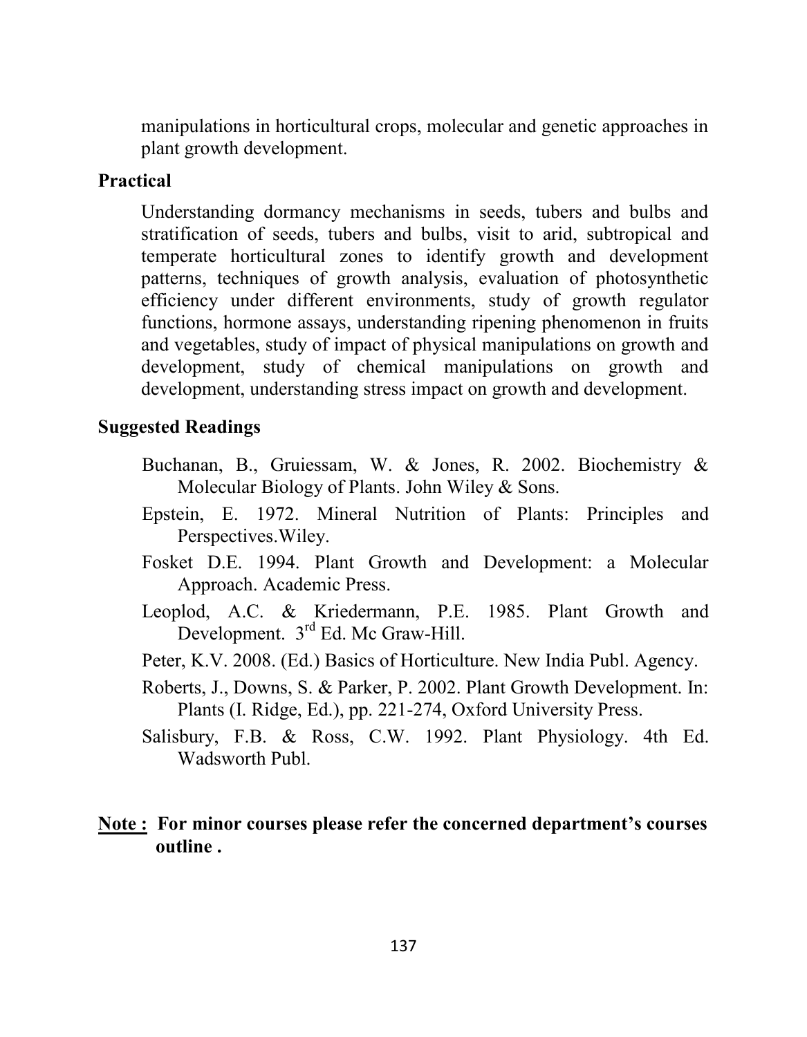manipulations in horticultural crops, molecular and genetic approaches in plant growth development.

**Practical**

Understanding dormancy mechanisms in seeds, tubers and bulbs and stratification of seeds, tubers and bulbs, visit to arid, subtropical and temperate horticultural zones to identify growth and development patterns, techniques of growth analysis, evaluation of photosynthetic efficiency under different environments, study of growth regulator functions, hormone assays, understanding ripening phenomenon in fruits and vegetables, study of impact of physical manipulations on growth and development, study of chemical manipulations on growth and development, understanding stress impact on growth and development.

**Suggested Readings**

Buchanan, B., Gruiessam, W. & Jones, R. 2002. Biochemistry & Molecular Biology of Plants. John Wiley & Sons.

Epstein, E. 1972. Mineral Nutrition of Plants: Principles and Perspectives.Wiley.

Fosket D.E. 1994. Plant Growth and Development: a Molecular Approach. Academic Press.

Leoplod, A.C. & Kriedermann, P.E. 1985. Plant Growth and Development. 3rd Ed. Mc Graw-Hill.

Peter, K.V. 2008. (Ed.) Basics of Horticulture. New India Publ. Agency.

Roberts, J., Downs, S. & Parker, P. 2002. Plant Growth Development. In: Plants (I. Ridge, Ed.), pp. 221-274, Oxford University Press.

Salisbury, F.B. & Ross, C.W. 1992. Plant Physiology. 4th Ed. Wadsworth Publ.

**Note : For minor courses please refer the concerned department's courses outline .**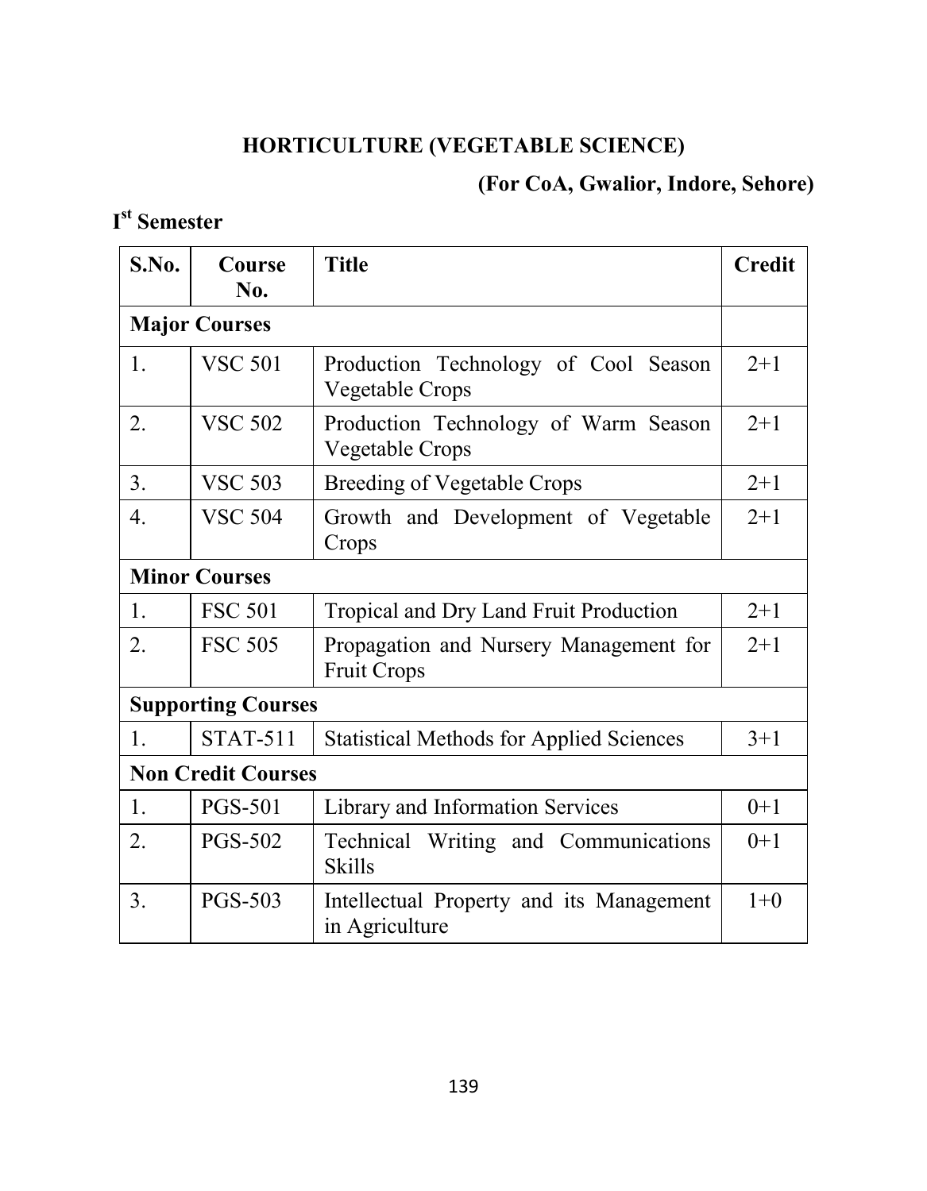## HORTICULTURE (VEGETABLE SCIENCE)

**(For CoA, Gwalior, Indore, Sehore)**

### I[st] Semester

| S.No. | Course No. | Title | Credit |
|---|---|---|---|
| **Major Courses** | | | |
| 1. | VSC 501 | Production Technology of Cool Season Vegetable Crops | 2+1 |
| 2. | VSC 502 | Production Technology of Warm Season Vegetable Crops | 2+1 |
| 3. | VSC 503 | Breeding of Vegetable Crops | 2+1 |
| 4. | VSC 504 | Growth and Development of Vegetable Crops | 2+1 |
| **Minor Courses** | | | |
| 1. | FSC 501 | Tropical and Dry Land Fruit Production | 2+1 |
| 2. | FSC 505 | Propagation and Nursery Management for Fruit Crops | 2+1 |
| **Supporting Courses** | | | |
| 1. | STAT-511 | Statistical Methods for Applied Sciences | 3+1 |
| **Non Credit Courses** | | | |
| 1. | PGS-501 | Library and Information Services | 0+1 |
| 2. | PGS-502 | Technical Writing and Communications Skills | 0+1 |
| 3. | PGS-503 | Intellectual Property and its Management in Agriculture | 1+0 |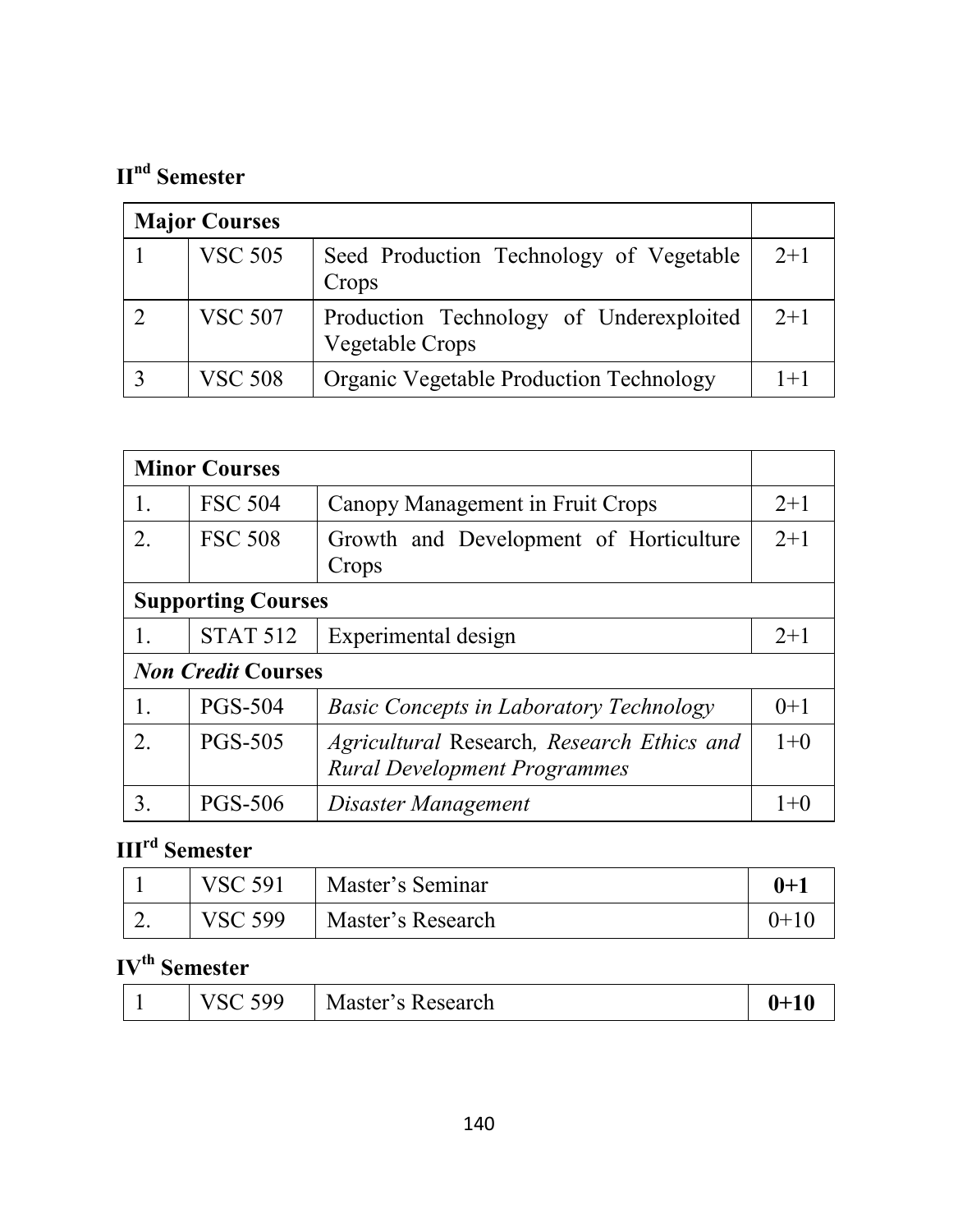### II[nd] Semester

| **Major Courses** | | | |
|---|---|---|---|
| 1 | VSC 505 | Seed Production Technology of Vegetable Crops | 2+1 |
| 2 | VSC 507 | Production Technology of Underexploited Vegetable Crops | 2+1 |
| 3 | VSC 508 | Organic Vegetable Production Technology | 1+1 |

| **Minor Courses** | | | |
|---|---|---|---|
| 1. | FSC 504 | Canopy Management in Fruit Crops | 2+1 |
| 2. | FSC 508 | Growth and Development of Horticulture Crops | 2+1 |
| **Supporting Courses** | | | |
| 1. | STAT 512 | Experimental design | 2+1 |
| ***Non Credit* Courses** | | | |
| 1. | PGS-504 | *Basic Concepts in Laboratory Technology* | 0+1 |
| 2. | PGS-505 | *Agricultural* Research*, Research Ethics and Rural Development Programmes* | 1+0 |
| 3. | PGS-506 | *Disaster Management* | 1+0 |

### III[rd] Semester

| | | | |
|---|---|---|---|
| 1 | VSC 591 | Master's Seminar | **0+1** |
| 2. | VSC 599 | Master's Research | 0+10 |

### IV[th] Semester

| | | | |
|---|---|---|---|
| 1 | VSC 599 | Master's Research | **0+10** |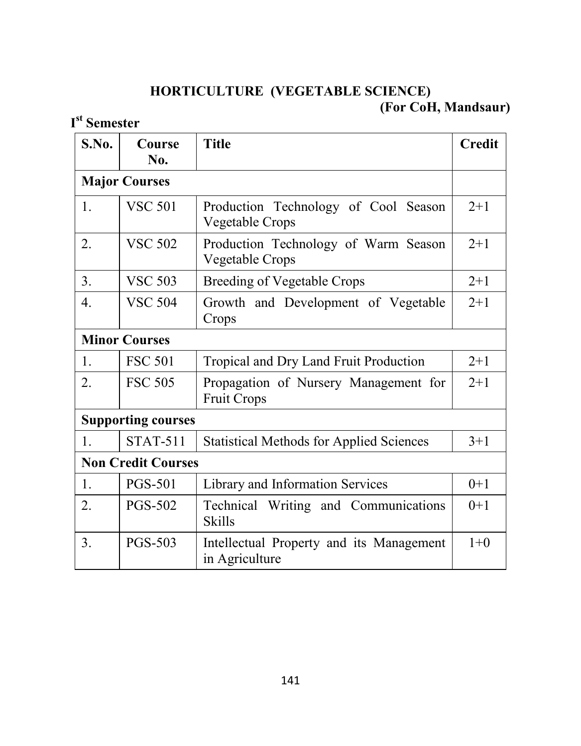## HORTICULTURE (VEGETABLE SCIENCE)

**(For CoH, Mandsaur)**

### I[st] Semester

| S.No. | Course No. | Title | Credit |
|---|---|---|---|
| **Major Courses** | | | |
| 1. | VSC 501 | Production Technology of Cool Season Vegetable Crops | 2+1 |
| 2. | VSC 502 | Production Technology of Warm Season Vegetable Crops | 2+1 |
| 3. | VSC 503 | Breeding of Vegetable Crops | 2+1 |
| 4. | VSC 504 | Growth and Development of Vegetable Crops | 2+1 |
| **Minor Courses** | | | |
| 1. | FSC 501 | Tropical and Dry Land Fruit Production | 2+1 |
| 2. | FSC 505 | Propagation of Nursery Management for Fruit Crops | 2+1 |
| **Supporting courses** | | | |
| 1. | STAT-511 | Statistical Methods for Applied Sciences | 3+1 |
| **Non Credit Courses** | | | |
| 1. | PGS-501 | Library and Information Services | 0+1 |
| 2. | PGS-502 | Technical Writing and Communications Skills | 0+1 |
| 3. | PGS-503 | Intellectual Property and its Management in Agriculture | 1+0 |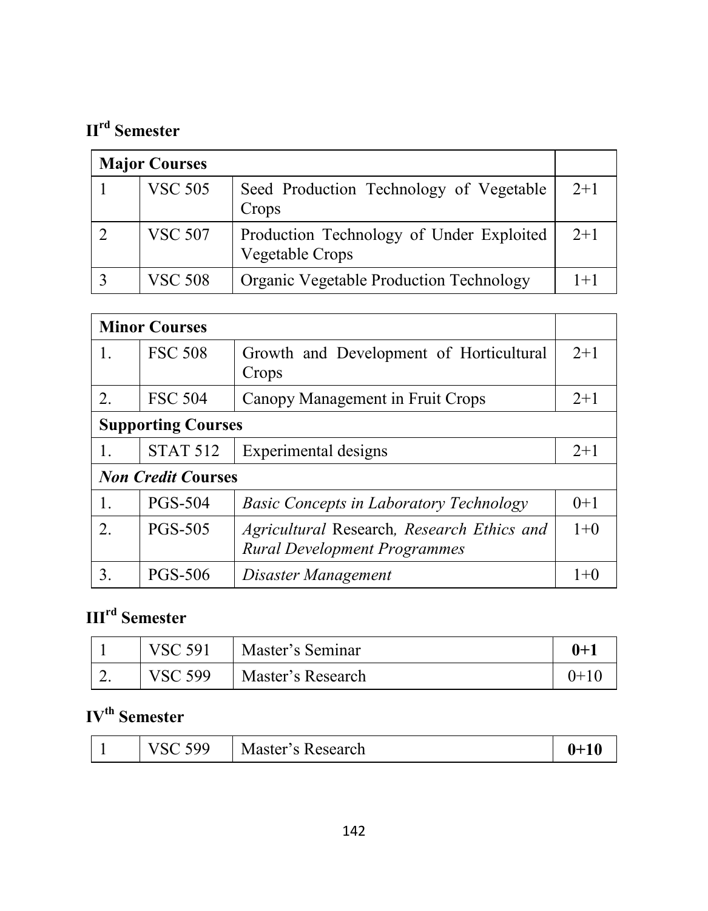### II[rd] Semester

| Major Courses | | | |
|---|---|---|---|
| 1 | VSC 505 | Seed Production Technology of Vegetable Crops | 2+1 |
| 2 | VSC 507 | Production Technology of Under Exploited Vegetable Crops | 2+1 |
| 3 | VSC 508 | Organic Vegetable Production Technology | 1+1 |

| Minor Courses | | | |
|---|---|---|---|
| 1. | FSC 508 | Growth and Development of Horticultural Crops | 2+1 |
| 2. | FSC 504 | Canopy Management in Fruit Crops | 2+1 |
| **Supporting Courses** | | | |
| 1. | STAT 512 | Experimental designs | 2+1 |
| ***Non Credit* Courses** | | | |
| 1. | PGS-504 | *Basic Concepts in Laboratory Technology* | 0+1 |
| 2. | PGS-505 | *Agricultural* Research*, Research Ethics and Rural Development Programmes* | 1+0 |
| 3. | PGS-506 | *Disaster Management* | 1+0 |

### III[rd] Semester

| | | | |
|---|---|---|---|
| 1 | VSC 591 | Master's Seminar | **0+1** |
| 2. | VSC 599 | Master's Research | 0+10 |

### IV[th] Semester

| | | | |
|---|---|---|---|
| 1 | VSC 599 | Master's Research | **0+10** |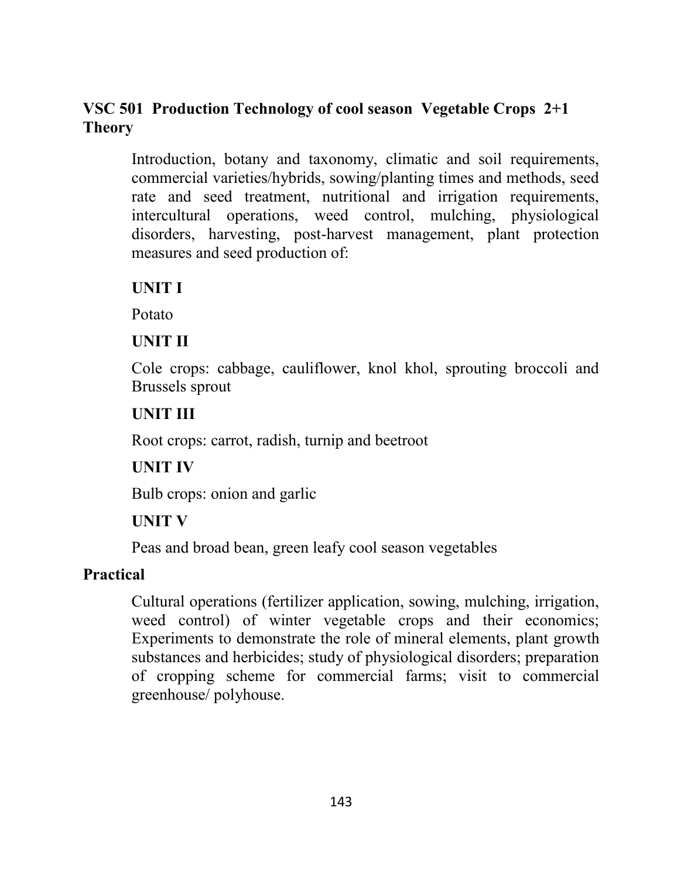## VSC 501 Production Technology of cool season Vegetable Crops 2+1

### Theory

Introduction, botany and taxonomy, climatic and soil requirements, commercial varieties/hybrids, sowing/planting times and methods, seed rate and seed treatment, nutritional and irrigation requirements, intercultural operations, weed control, mulching, physiological disorders, harvesting, post-harvest management, plant protection measures and seed production of:

**UNIT I**

Potato

**UNIT II**

Cole crops: cabbage, cauliflower, knol khol, sprouting broccoli and Brussels sprout

**UNIT III**

Root crops: carrot, radish, turnip and beetroot

**UNIT IV**

Bulb crops: onion and garlic

**UNIT V**

Peas and broad bean, green leafy cool season vegetables

### Practical

Cultural operations (fertilizer application, sowing, mulching, irrigation, weed control) of winter vegetable crops and their economics; Experiments to demonstrate the role of mineral elements, plant growth substances and herbicides; study of physiological disorders; preparation of cropping scheme for commercial farms; visit to commercial greenhouse/ polyhouse.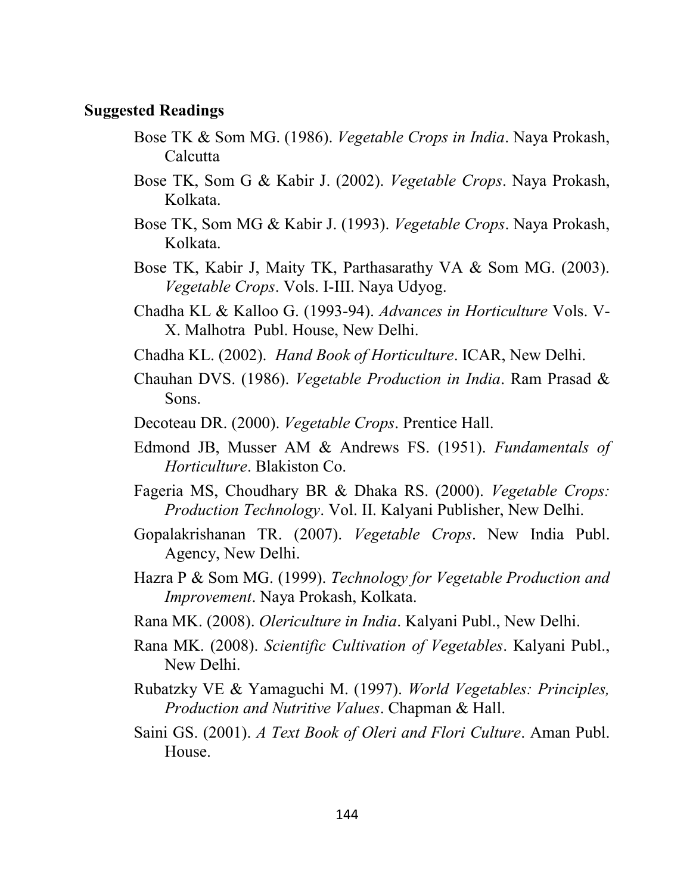**Suggested Readings**

Bose TK & Som MG. (1986). *Vegetable Crops in India*. Naya Prokash, Calcutta

Bose TK, Som G & Kabir J. (2002). *Vegetable Crops*. Naya Prokash, Kolkata.

Bose TK, Som MG & Kabir J. (1993). *Vegetable Crops*. Naya Prokash, Kolkata.

Bose TK, Kabir J, Maity TK, Parthasarathy VA & Som MG. (2003). *Vegetable Crops*. Vols. I-III. Naya Udyog.

Chadha KL & Kalloo G. (1993-94). *Advances in Horticulture* Vols. V-X. Malhotra Publ. House, New Delhi.

Chadha KL. (2002). *Hand Book of Horticulture*. ICAR, New Delhi.

Chauhan DVS. (1986). *Vegetable Production in India*. Ram Prasad & Sons.

Decoteau DR. (2000). *Vegetable Crops*. Prentice Hall.

Edmond JB, Musser AM & Andrews FS. (1951). *Fundamentals of Horticulture*. Blakiston Co.

Fageria MS, Choudhary BR & Dhaka RS. (2000). *Vegetable Crops: Production Technology*. Vol. II. Kalyani Publisher, New Delhi.

Gopalakrishanan TR. (2007). *Vegetable Crops*. New India Publ. Agency, New Delhi.

Hazra P & Som MG. (1999). *Technology for Vegetable Production and Improvement*. Naya Prokash, Kolkata.

Rana MK. (2008). *Olericulture in India*. Kalyani Publ., New Delhi.

Rana MK. (2008). *Scientific Cultivation of Vegetables*. Kalyani Publ., New Delhi.

Rubatzky VE & Yamaguchi M. (1997). *World Vegetables: Principles, Production and Nutritive Values*. Chapman & Hall.

Saini GS. (2001). *A Text Book of Oleri and Flori Culture*. Aman Publ. House.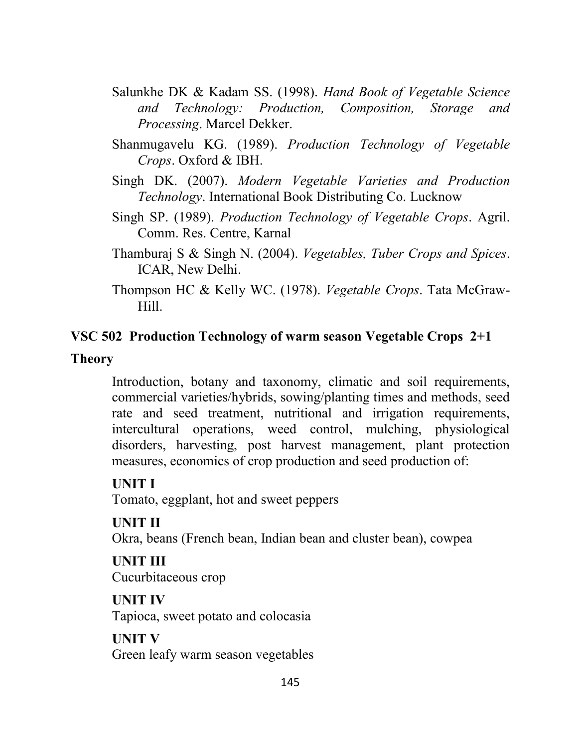Salunkhe DK & Kadam SS. (1998). *Hand Book of Vegetable Science and Technology: Production, Composition, Storage and Processing*. Marcel Dekker.

Shanmugavelu KG. (1989). *Production Technology of Vegetable Crops*. Oxford & IBH.

Singh DK. (2007). *Modern Vegetable Varieties and Production Technology*. International Book Distributing Co. Lucknow

Singh SP. (1989). *Production Technology of Vegetable Crops*. Agril. Comm. Res. Centre, Karnal

Thamburaj S & Singh N. (2004). *Vegetables, Tuber Crops and Spices*. ICAR, New Delhi.

Thompson HC & Kelly WC. (1978). *Vegetable Crops*. Tata McGraw-Hill.

## VSC 502 Production Technology of warm season Vegetable Crops 2+1

### Theory

Introduction, botany and taxonomy, climatic and soil requirements, commercial varieties/hybrids, sowing/planting times and methods, seed rate and seed treatment, nutritional and irrigation requirements, intercultural operations, weed control, mulching, physiological disorders, harvesting, post harvest management, plant protection measures, economics of crop production and seed production of:

**UNIT I**
Tomato, eggplant, hot and sweet peppers

**UNIT II**
Okra, beans (French bean, Indian bean and cluster bean), cowpea

**UNIT III**
Cucurbitaceous crop

**UNIT IV**
Tapioca, sweet potato and colocasia

**UNIT V**
Green leafy warm season vegetables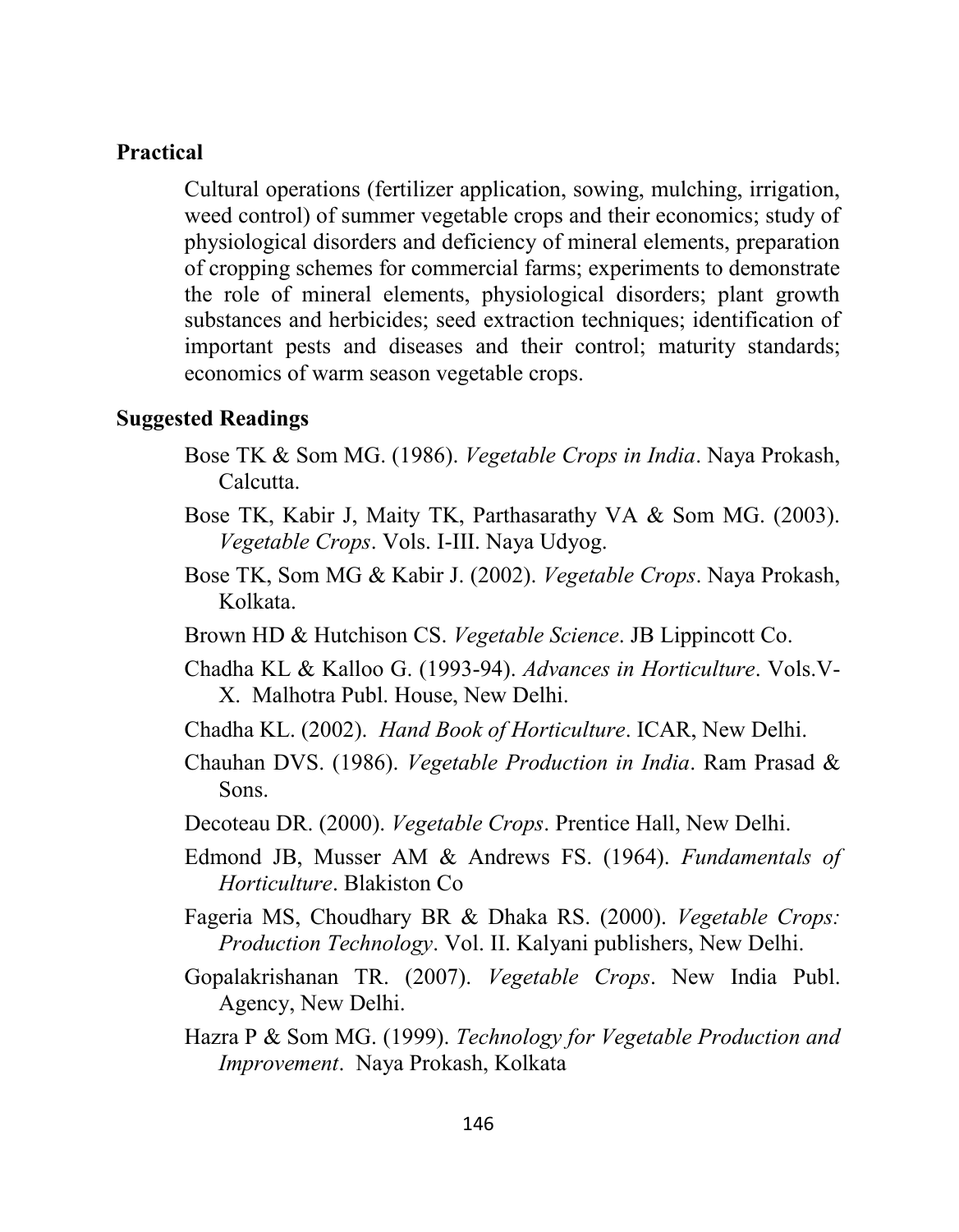**Practical**

Cultural operations (fertilizer application, sowing, mulching, irrigation, weed control) of summer vegetable crops and their economics; study of physiological disorders and deficiency of mineral elements, preparation of cropping schemes for commercial farms; experiments to demonstrate the role of mineral elements, physiological disorders; plant growth substances and herbicides; seed extraction techniques; identification of important pests and diseases and their control; maturity standards; economics of warm season vegetable crops.

**Suggested Readings**

Bose TK & Som MG. (1986). *Vegetable Crops in India*. Naya Prokash, Calcutta.

Bose TK, Kabir J, Maity TK, Parthasarathy VA & Som MG. (2003). *Vegetable Crops*. Vols. I-III. Naya Udyog.

Bose TK, Som MG & Kabir J. (2002). *Vegetable Crops*. Naya Prokash, Kolkata.

Brown HD & Hutchison CS. *Vegetable Science*. JB Lippincott Co.

Chadha KL & Kalloo G. (1993-94). *Advances in Horticulture*. Vols.V-X. Malhotra Publ. House, New Delhi.

Chadha KL. (2002). *Hand Book of Horticulture*. ICAR, New Delhi.

Chauhan DVS. (1986). *Vegetable Production in India*. Ram Prasad & Sons.

Decoteau DR. (2000). *Vegetable Crops*. Prentice Hall, New Delhi.

Edmond JB, Musser AM & Andrews FS. (1964). *Fundamentals of Horticulture*. Blakiston Co

Fageria MS, Choudhary BR & Dhaka RS. (2000). *Vegetable Crops: Production Technology*. Vol. II. Kalyani publishers, New Delhi.

Gopalakrishanan TR. (2007). *Vegetable Crops*. New India Publ. Agency, New Delhi.

Hazra P & Som MG. (1999). *Technology for Vegetable Production and Improvement*. Naya Prokash, Kolkata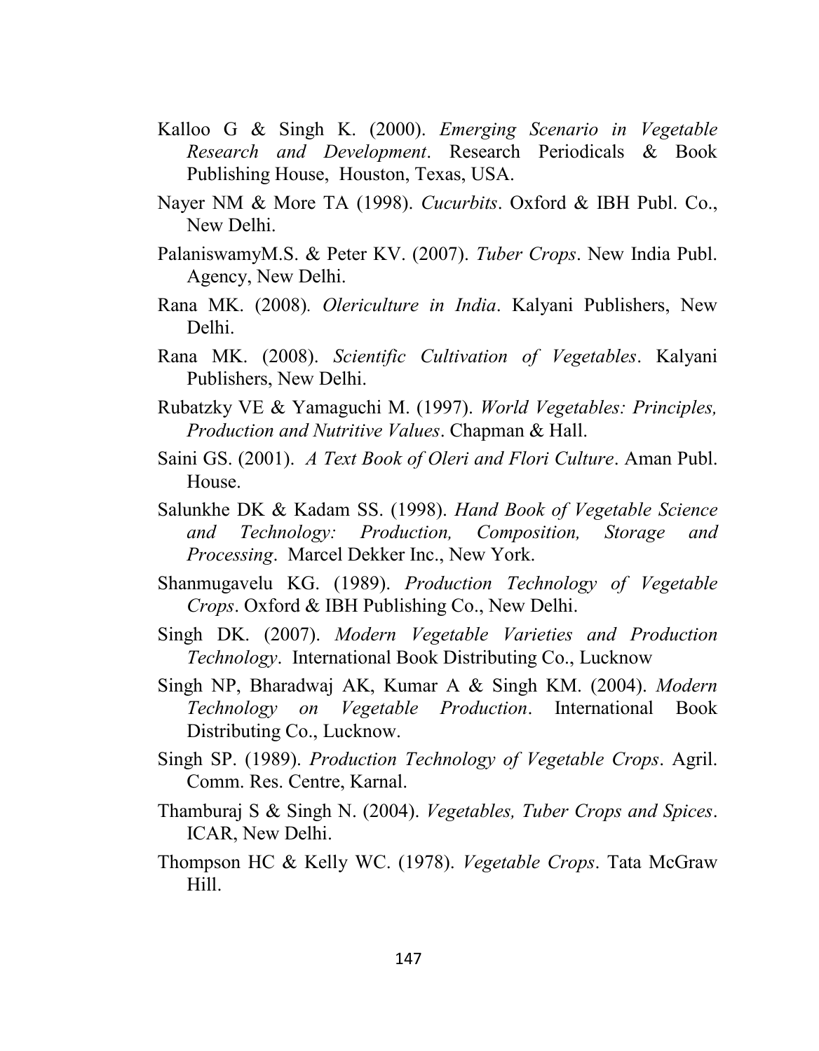Kalloo G & Singh K. (2000). *Emerging Scenario in Vegetable Research and Development*. Research Periodicals & Book Publishing House, Houston, Texas, USA.

Nayer NM & More TA (1998). *Cucurbits*. Oxford & IBH Publ. Co., New Delhi.

PalaniswamyM.S. & Peter KV. (2007). *Tuber Crops*. New India Publ. Agency, New Delhi.

Rana MK. (2008). *Olericulture in India*. Kalyani Publishers, New Delhi.

Rana MK. (2008). *Scientific Cultivation of Vegetables*. Kalyani Publishers, New Delhi.

Rubatzky VE & Yamaguchi M. (1997). *World Vegetables: Principles, Production and Nutritive Values*. Chapman & Hall.

Saini GS. (2001). *A Text Book of Oleri and Flori Culture*. Aman Publ. House.

Salunkhe DK & Kadam SS. (1998). *Hand Book of Vegetable Science and Technology: Production, Composition, Storage and Processing*. Marcel Dekker Inc., New York.

Shanmugavelu KG. (1989). *Production Technology of Vegetable Crops*. Oxford & IBH Publishing Co., New Delhi.

Singh DK. (2007). *Modern Vegetable Varieties and Production Technology*. International Book Distributing Co., Lucknow

Singh NP, Bharadwaj AK, Kumar A & Singh KM. (2004). *Modern Technology on Vegetable Production*. International Book Distributing Co., Lucknow.

Singh SP. (1989). *Production Technology of Vegetable Crops*. Agril. Comm. Res. Centre, Karnal.

Thamburaj S & Singh N. (2004). *Vegetables, Tuber Crops and Spices*. ICAR, New Delhi.

Thompson HC & Kelly WC. (1978). *Vegetable Crops*. Tata McGraw Hill.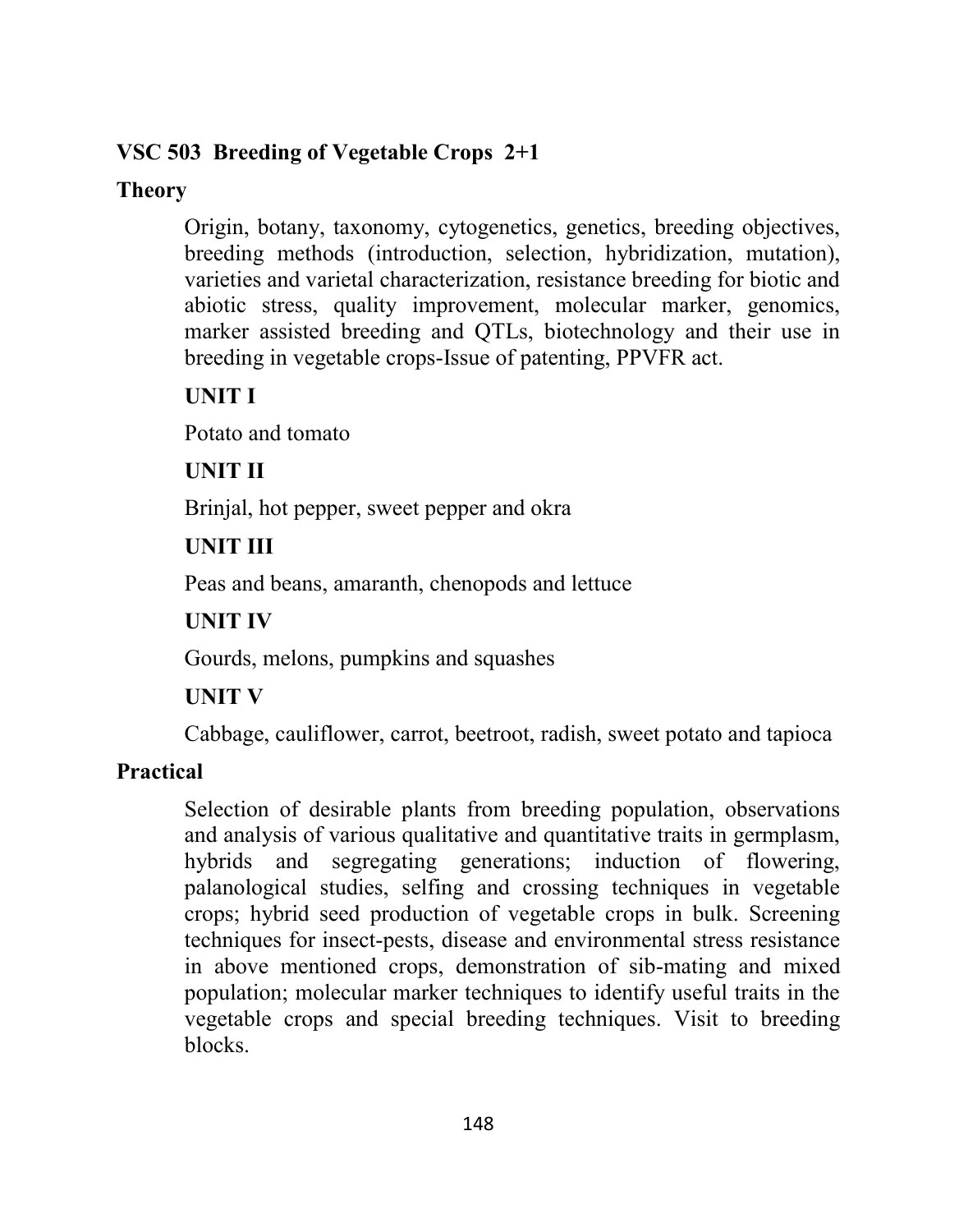## VSC 503 Breeding of Vegetable Crops 2+1

### Theory

Origin, botany, taxonomy, cytogenetics, genetics, breeding objectives, breeding methods (introduction, selection, hybridization, mutation), varieties and varietal characterization, resistance breeding for biotic and abiotic stress, quality improvement, molecular marker, genomics, marker assisted breeding and QTLs, biotechnology and their use in breeding in vegetable crops-Issue of patenting, PPVFR act.

**UNIT I**

Potato and tomato

**UNIT II**

Brinjal, hot pepper, sweet pepper and okra

**UNIT III**

Peas and beans, amaranth, chenopods and lettuce

**UNIT IV**

Gourds, melons, pumpkins and squashes

**UNIT V**

Cabbage, cauliflower, carrot, beetroot, radish, sweet potato and tapioca

### Practical

Selection of desirable plants from breeding population, observations and analysis of various qualitative and quantitative traits in germplasm, hybrids and segregating generations; induction of flowering, palanological studies, selfing and crossing techniques in vegetable crops; hybrid seed production of vegetable crops in bulk. Screening techniques for insect-pests, disease and environmental stress resistance in above mentioned crops, demonstration of sib-mating and mixed population; molecular marker techniques to identify useful traits in the vegetable crops and special breeding techniques. Visit to breeding blocks.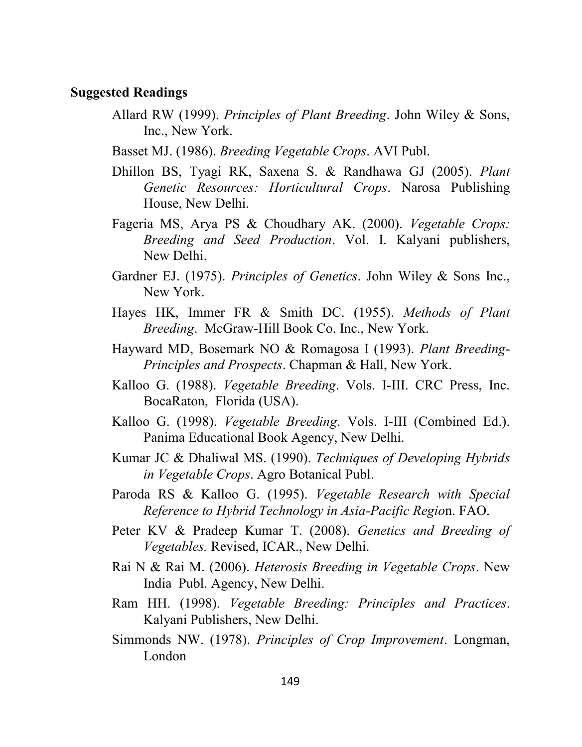**Suggested Readings**

Allard RW (1999). *Principles of Plant Breeding*. John Wiley & Sons, Inc., New York.

Basset MJ. (1986). *Breeding Vegetable Crops*. AVI Publ.

Dhillon BS, Tyagi RK, Saxena S. & Randhawa GJ (2005). *Plant Genetic Resources: Horticultural Crops*. Narosa Publishing House, New Delhi.

Fageria MS, Arya PS & Choudhary AK. (2000). *Vegetable Crops: Breeding and Seed Production*. Vol. I. Kalyani publishers, New Delhi.

Gardner EJ. (1975). *Principles of Genetics*. John Wiley & Sons Inc., New York.

Hayes HK, Immer FR & Smith DC. (1955). *Methods of Plant Breeding*. McGraw-Hill Book Co. Inc., New York.

Hayward MD, Bosemark NO & Romagosa I (1993). *Plant Breeding-Principles and Prospects*. Chapman & Hall, New York.

Kalloo G. (1988). *Vegetable Breeding*. Vols. I-III. CRC Press, Inc. BocaRaton, Florida (USA).

Kalloo G. (1998). *Vegetable Breeding*. Vols. I-III (Combined Ed.). Panima Educational Book Agency, New Delhi.

Kumar JC & Dhaliwal MS. (1990). *Techniques of Developing Hybrids in Vegetable Crops*. Agro Botanical Publ.

Paroda RS & Kalloo G. (1995). *Vegetable Research with Special Reference to Hybrid Technology in Asia-Pacific Regio*n. FAO.

Peter KV & Pradeep Kumar T. (2008). *Genetics and Breeding of Vegetables.* Revised, ICAR., New Delhi.

Rai N & Rai M. (2006). *Heterosis Breeding in Vegetable Crops*. New India Publ. Agency, New Delhi.

Ram HH. (1998). *Vegetable Breeding: Principles and Practices*. Kalyani Publishers, New Delhi.

Simmonds NW. (1978). *Principles of Crop Improvement*. Longman, London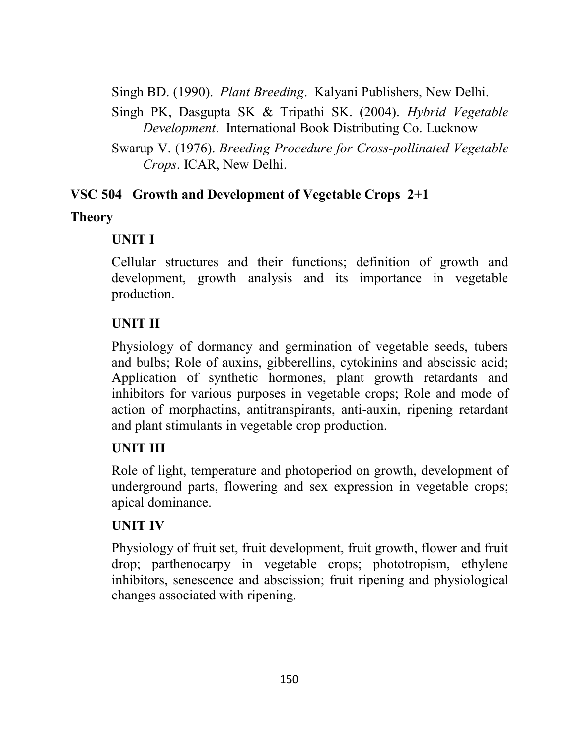Singh BD. (1990). *Plant Breeding*. Kalyani Publishers, New Delhi.

Singh PK, Dasgupta SK & Tripathi SK. (2004). *Hybrid Vegetable Development*. International Book Distributing Co. Lucknow

Swarup V. (1976). *Breeding Procedure for Cross-pollinated Vegetable Crops*. ICAR, New Delhi.

## VSC 504 Growth and Development of Vegetable Crops 2+1

### Theory

#### UNIT I

Cellular structures and their functions; definition of growth and development, growth analysis and its importance in vegetable production.

#### UNIT II

Physiology of dormancy and germination of vegetable seeds, tubers and bulbs; Role of auxins, gibberellins, cytokinins and abscissic acid; Application of synthetic hormones, plant growth retardants and inhibitors for various purposes in vegetable crops; Role and mode of action of morphactins, antitranspirants, anti-auxin, ripening retardant and plant stimulants in vegetable crop production.

#### UNIT III

Role of light, temperature and photoperiod on growth, development of underground parts, flowering and sex expression in vegetable crops; apical dominance.

#### UNIT IV

Physiology of fruit set, fruit development, fruit growth, flower and fruit drop; parthenocarpy in vegetable crops; phototropism, ethylene inhibitors, senescence and abscission; fruit ripening and physiological changes associated with ripening.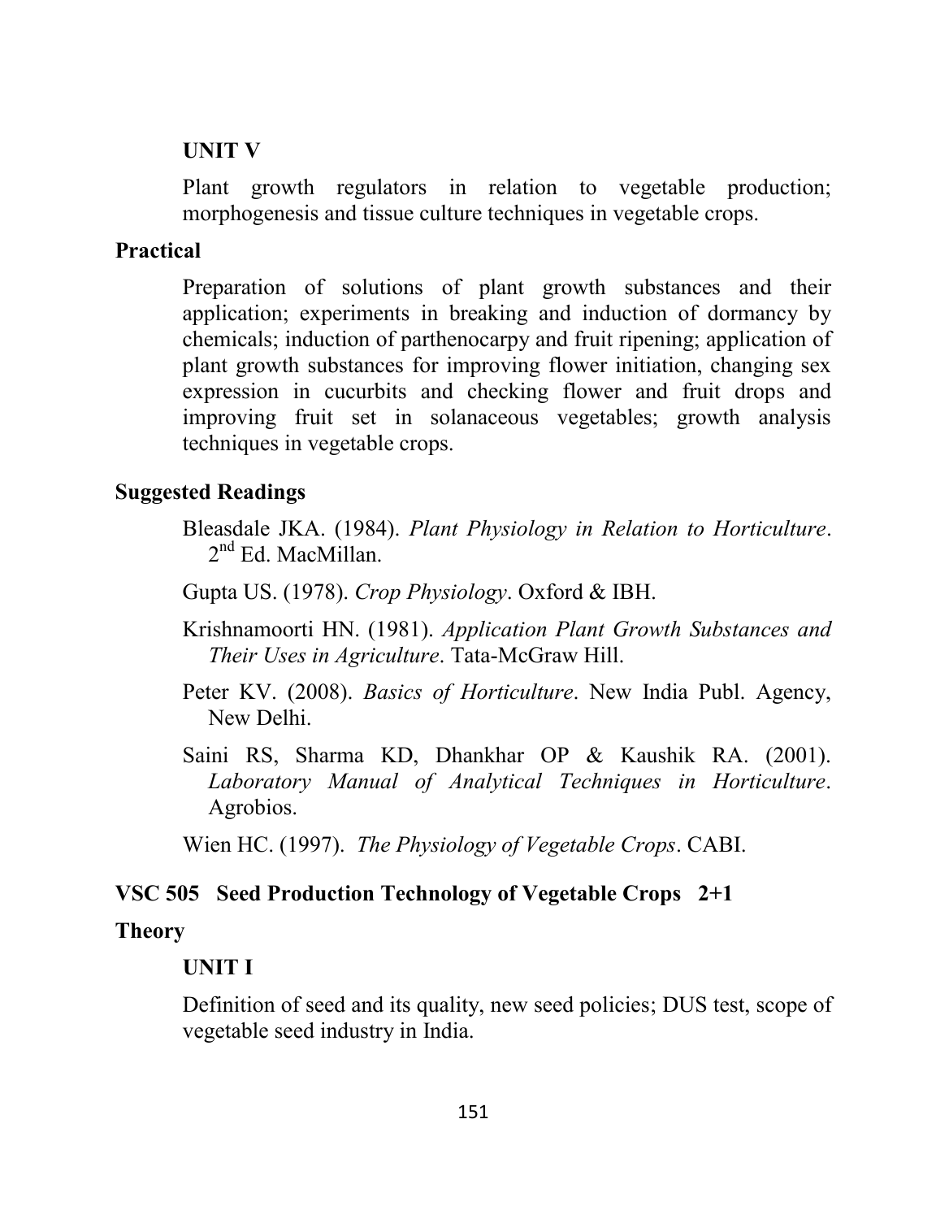### UNIT V

Plant growth regulators in relation to vegetable production; morphogenesis and tissue culture techniques in vegetable crops.

## Practical

Preparation of solutions of plant growth substances and their application; experiments in breaking and induction of dormancy by chemicals; induction of parthenocarpy and fruit ripening; application of plant growth substances for improving flower initiation, changing sex expression in cucurbits and checking flower and fruit drops and improving fruit set in solanaceous vegetables; growth analysis techniques in vegetable crops.

## Suggested Readings

Bleasdale JKA. (1984). *Plant Physiology in Relation to Horticulture*. 2nd Ed. MacMillan.

Gupta US. (1978). *Crop Physiology*. Oxford & IBH.

Krishnamoorti HN. (1981). *Application Plant Growth Substances and Their Uses in Agriculture*. Tata-McGraw Hill.

Peter KV. (2008). *Basics of Horticulture*. New India Publ. Agency, New Delhi.

Saini RS, Sharma KD, Dhankhar OP & Kaushik RA. (2001). *Laboratory Manual of Analytical Techniques in Horticulture*. Agrobios.

Wien HC. (1997). *The Physiology of Vegetable Crops*. CABI.

## VSC 505 Seed Production Technology of Vegetable Crops 2+1

## Theory

### UNIT I

Definition of seed and its quality, new seed policies; DUS test, scope of vegetable seed industry in India.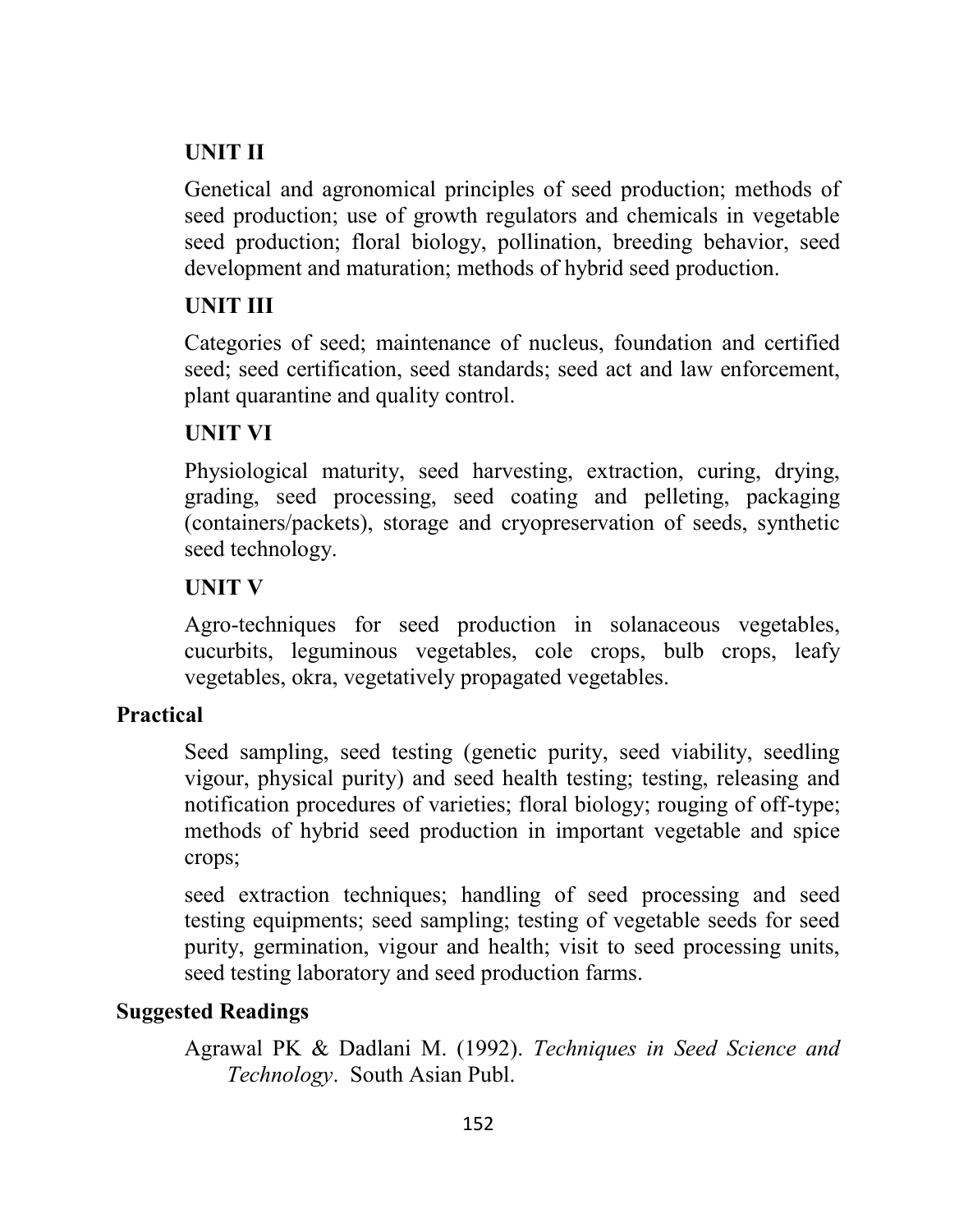### UNIT II

Genetical and agronomical principles of seed production; methods of seed production; use of growth regulators and chemicals in vegetable seed production; floral biology, pollination, breeding behavior, seed development and maturation; methods of hybrid seed production.

### UNIT III

Categories of seed; maintenance of nucleus, foundation and certified seed; seed certification, seed standards; seed act and law enforcement, plant quarantine and quality control.

### UNIT VI

Physiological maturity, seed harvesting, extraction, curing, drying, grading, seed processing, seed coating and pelleting, packaging (containers/packets), storage and cryopreservation of seeds, synthetic seed technology.

### UNIT V

Agro-techniques for seed production in solanaceous vegetables, cucurbits, leguminous vegetables, cole crops, bulb crops, leafy vegetables, okra, vegetatively propagated vegetables.

## Practical

Seed sampling, seed testing (genetic purity, seed viability, seedling vigour, physical purity) and seed health testing; testing, releasing and notification procedures of varieties; floral biology; rouging of off-type; methods of hybrid seed production in important vegetable and spice crops;

seed extraction techniques; handling of seed processing and seed testing equipments; seed sampling; testing of vegetable seeds for seed purity, germination, vigour and health; visit to seed processing units, seed testing laboratory and seed production farms.

## Suggested Readings

Agrawal PK & Dadlani M. (1992). *Techniques in Seed Science and Technology*. South Asian Publ.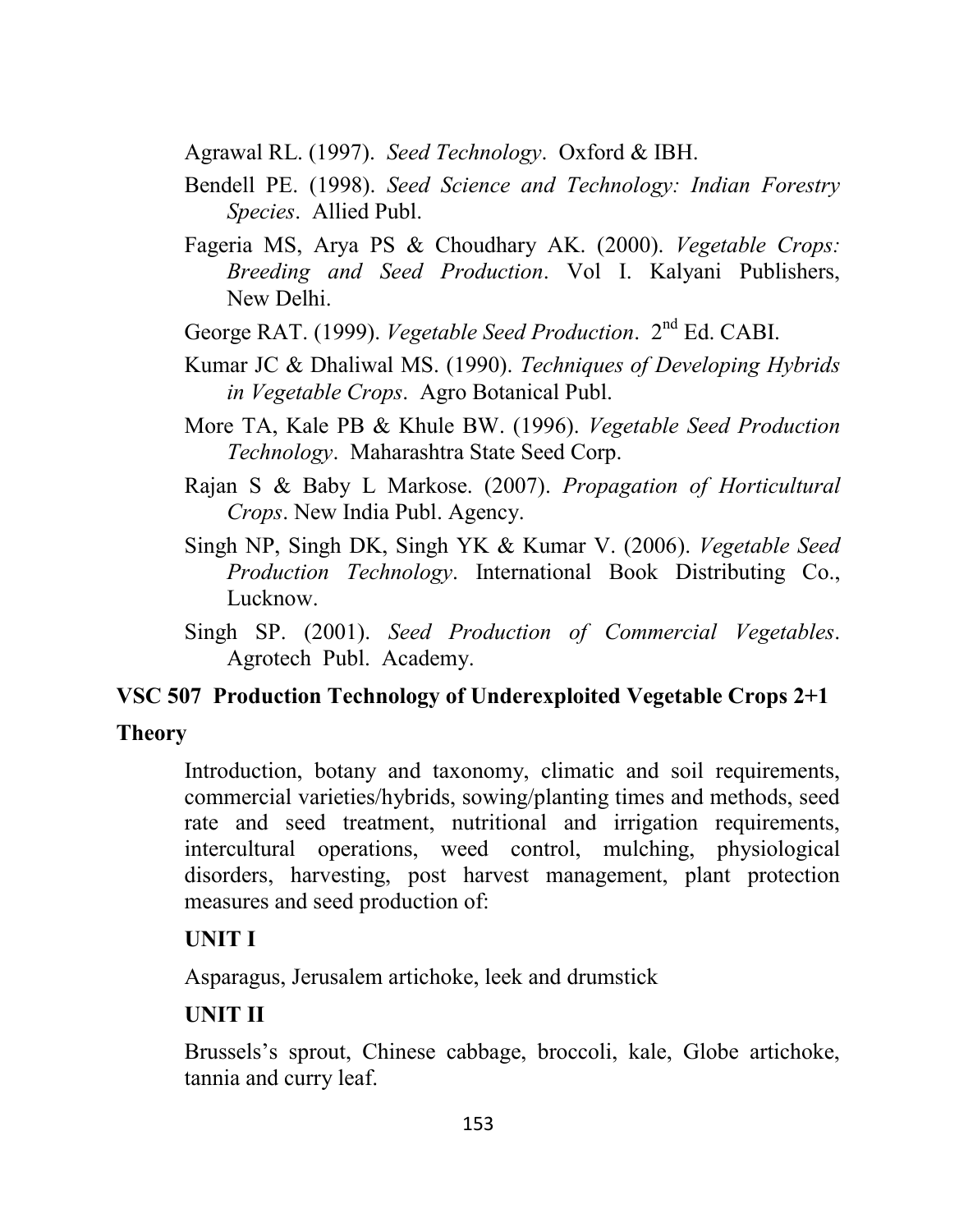Agrawal RL. (1997). *Seed Technology*. Oxford & IBH.

Bendell PE. (1998). *Seed Science and Technology: Indian Forestry Species*. Allied Publ.

Fageria MS, Arya PS & Choudhary AK. (2000). *Vegetable Crops: Breeding and Seed Production*. Vol I. Kalyani Publishers, New Delhi.

George RAT. (1999). *Vegetable Seed Production*. 2nd Ed. CABI.

Kumar JC & Dhaliwal MS. (1990). *Techniques of Developing Hybrids in Vegetable Crops*. Agro Botanical Publ.

More TA, Kale PB & Khule BW. (1996). *Vegetable Seed Production Technology*. Maharashtra State Seed Corp.

Rajan S & Baby L Markose. (2007). *Propagation of Horticultural Crops*. New India Publ. Agency.

Singh NP, Singh DK, Singh YK & Kumar V. (2006). *Vegetable Seed Production Technology*. International Book Distributing Co., Lucknow.

Singh SP. (2001). *Seed Production of Commercial Vegetables*. Agrotech Publ. Academy.

## VSC 507 Production Technology of Underexploited Vegetable Crops 2+1

### Theory

Introduction, botany and taxonomy, climatic and soil requirements, commercial varieties/hybrids, sowing/planting times and methods, seed rate and seed treatment, nutritional and irrigation requirements, intercultural operations, weed control, mulching, physiological disorders, harvesting, post harvest management, plant protection measures and seed production of:

**UNIT I**

Asparagus, Jerusalem artichoke, leek and drumstick

**UNIT II**

Brussels's sprout, Chinese cabbage, broccoli, kale, Globe artichoke, tannia and curry leaf.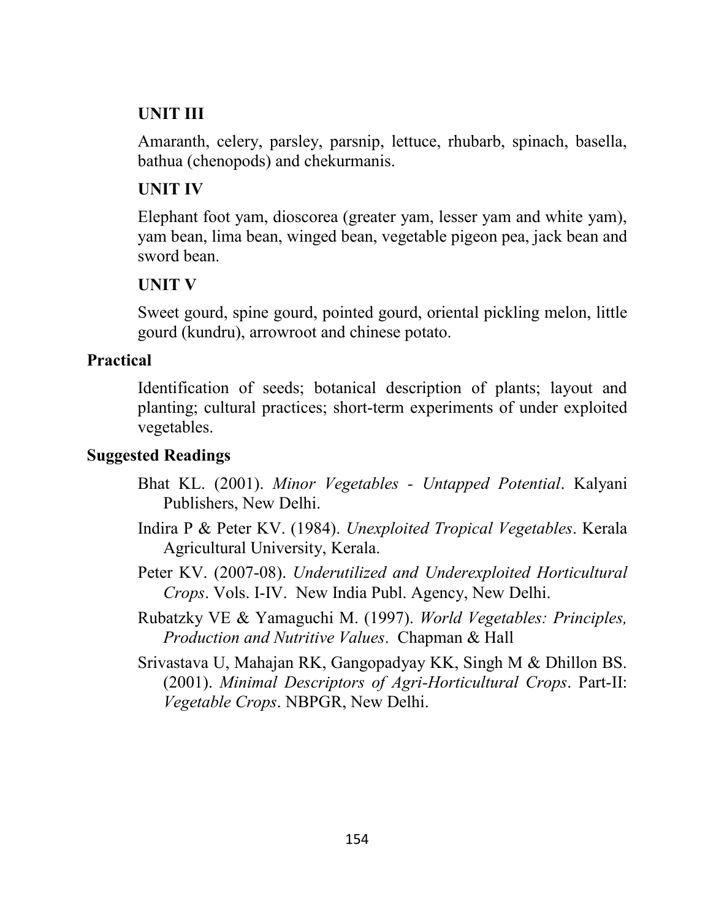### UNIT III

Amaranth, celery, parsley, parsnip, lettuce, rhubarb, spinach, basella, bathua (chenopods) and chekurmanis.

### UNIT IV

Elephant foot yam, dioscorea (greater yam, lesser yam and white yam), yam bean, lima bean, winged bean, vegetable pigeon pea, jack bean and sword bean.

### UNIT V

Sweet gourd, spine gourd, pointed gourd, oriental pickling melon, little gourd (kundru), arrowroot and chinese potato.

## Practical

Identification of seeds; botanical description of plants; layout and planting; cultural practices; short-term experiments of under exploited vegetables.

## Suggested Readings

Bhat KL. (2001). *Minor Vegetables - Untapped Potential*. Kalyani Publishers, New Delhi.

Indira P & Peter KV. (1984). *Unexploited Tropical Vegetables*. Kerala Agricultural University, Kerala.

Peter KV. (2007-08). *Underutilized and Underexploited Horticultural Crops*. Vols. I-IV. New India Publ. Agency, New Delhi.

Rubatzky VE & Yamaguchi M. (1997). *World Vegetables: Principles, Production and Nutritive Values*. Chapman & Hall

Srivastava U, Mahajan RK, Gangopadyay KK, Singh M & Dhillon BS. (2001). *Minimal Descriptors of Agri-Horticultural Crops*. Part-II: *Vegetable Crops*. NBPGR, New Delhi.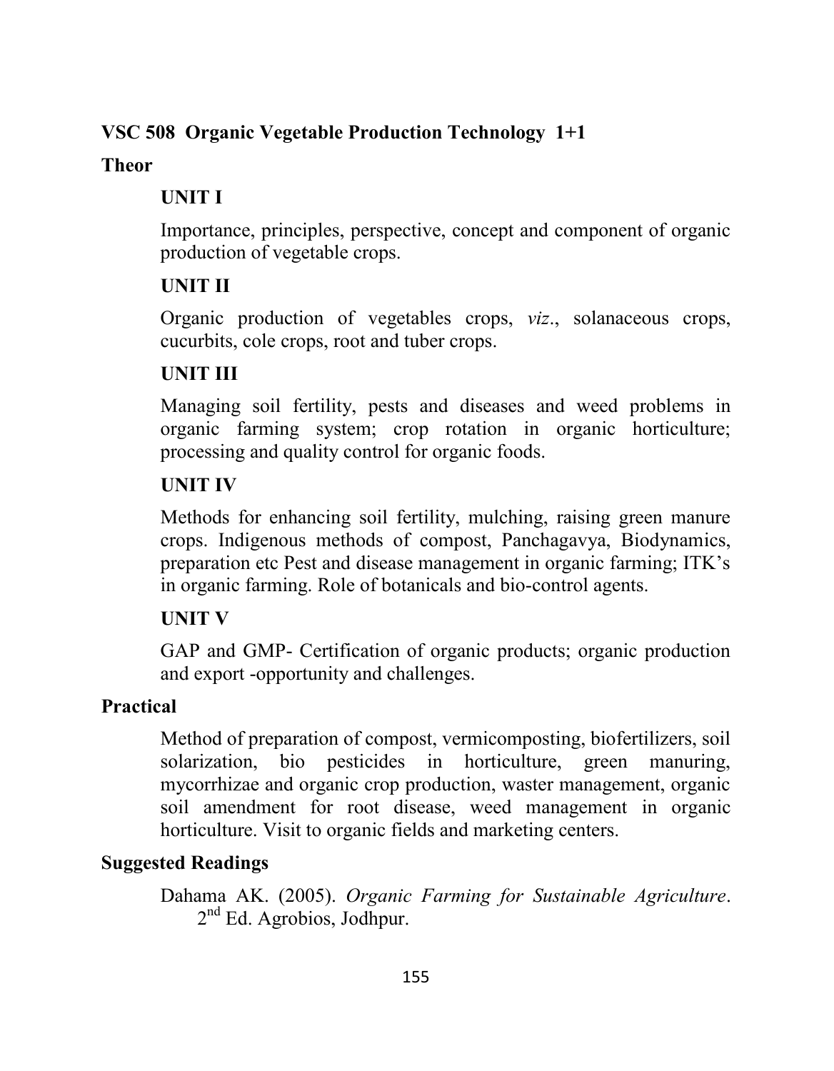## VSC 508 Organic Vegetable Production Technology 1+1

### Theor

#### UNIT I

Importance, principles, perspective, concept and component of organic production of vegetable crops.

#### UNIT II

Organic production of vegetables crops, *viz*., solanaceous crops, cucurbits, cole crops, root and tuber crops.

#### UNIT III

Managing soil fertility, pests and diseases and weed problems in organic farming system; crop rotation in organic horticulture; processing and quality control for organic foods.

#### UNIT IV

Methods for enhancing soil fertility, mulching, raising green manure crops. Indigenous methods of compost, Panchagavya, Biodynamics, preparation etc Pest and disease management in organic farming; ITK's in organic farming. Role of botanicals and bio-control agents.

#### UNIT V

GAP and GMP- Certification of organic products; organic production and export -opportunity and challenges.

### Practical

Method of preparation of compost, vermicomposting, biofertilizers, soil solarization, bio pesticides in horticulture, green manuring, mycorrhizae and organic crop production, waster management, organic soil amendment for root disease, weed management in organic horticulture. Visit to organic fields and marketing centers.

### Suggested Readings

Dahama AK. (2005). *Organic Farming for Sustainable Agriculture*. 2nd Ed. Agrobios, Jodhpur.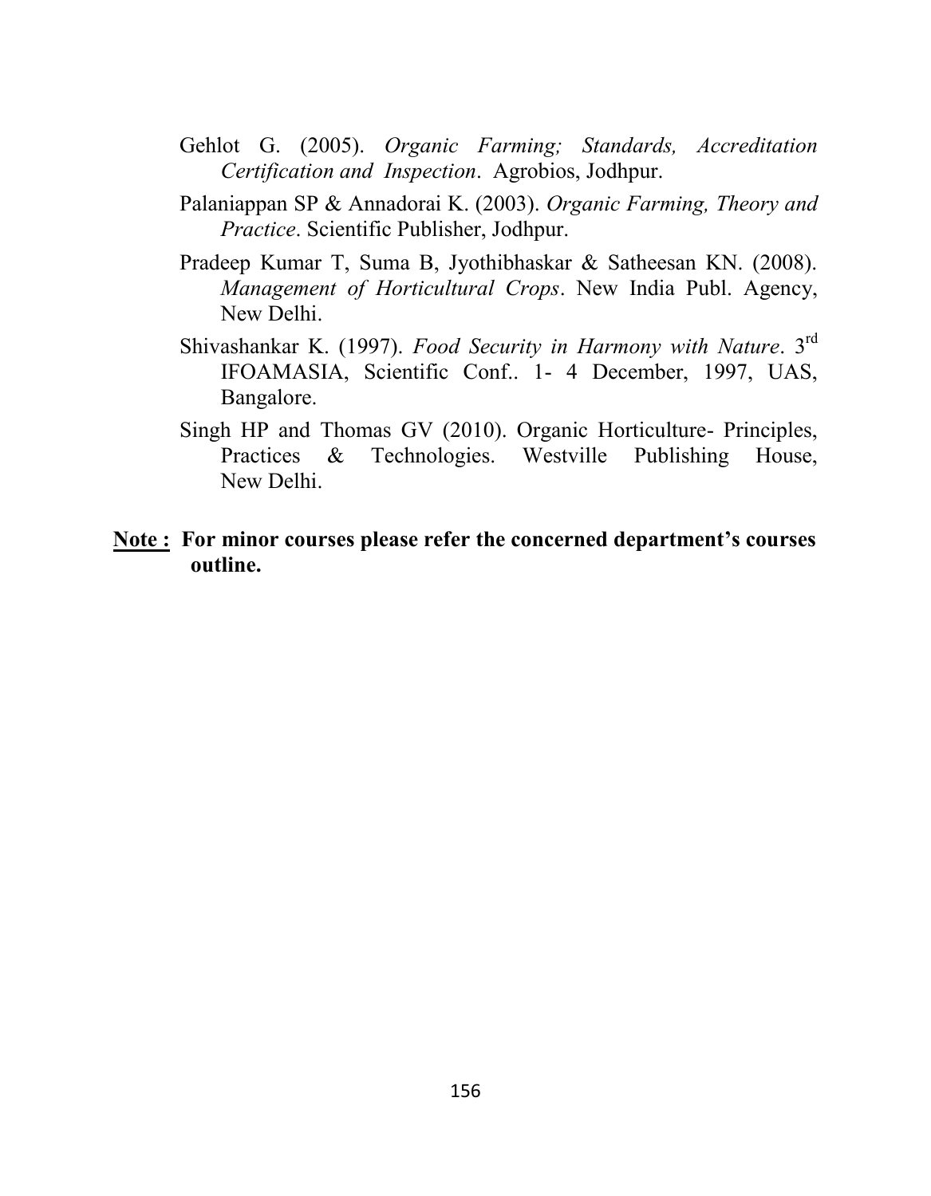Gehlot G. (2005). *Organic Farming; Standards, Accreditation Certification and Inspection*. Agrobios, Jodhpur.

Palaniappan SP & Annadorai K. (2003). *Organic Farming, Theory and Practice*. Scientific Publisher, Jodhpur.

Pradeep Kumar T, Suma B, Jyothibhaskar & Satheesan KN. (2008). *Management of Horticultural Crops*. New India Publ. Agency, New Delhi.

Shivashankar K. (1997). *Food Security in Harmony with Nature*. 3rd IFOAMASIA, Scientific Conf.. 1- 4 December, 1997, UAS, Bangalore.

Singh HP and Thomas GV (2010). Organic Horticulture- Principles, Practices & Technologies. Westville Publishing House, New Delhi.

**Note : For minor courses please refer the concerned department's courses outline.**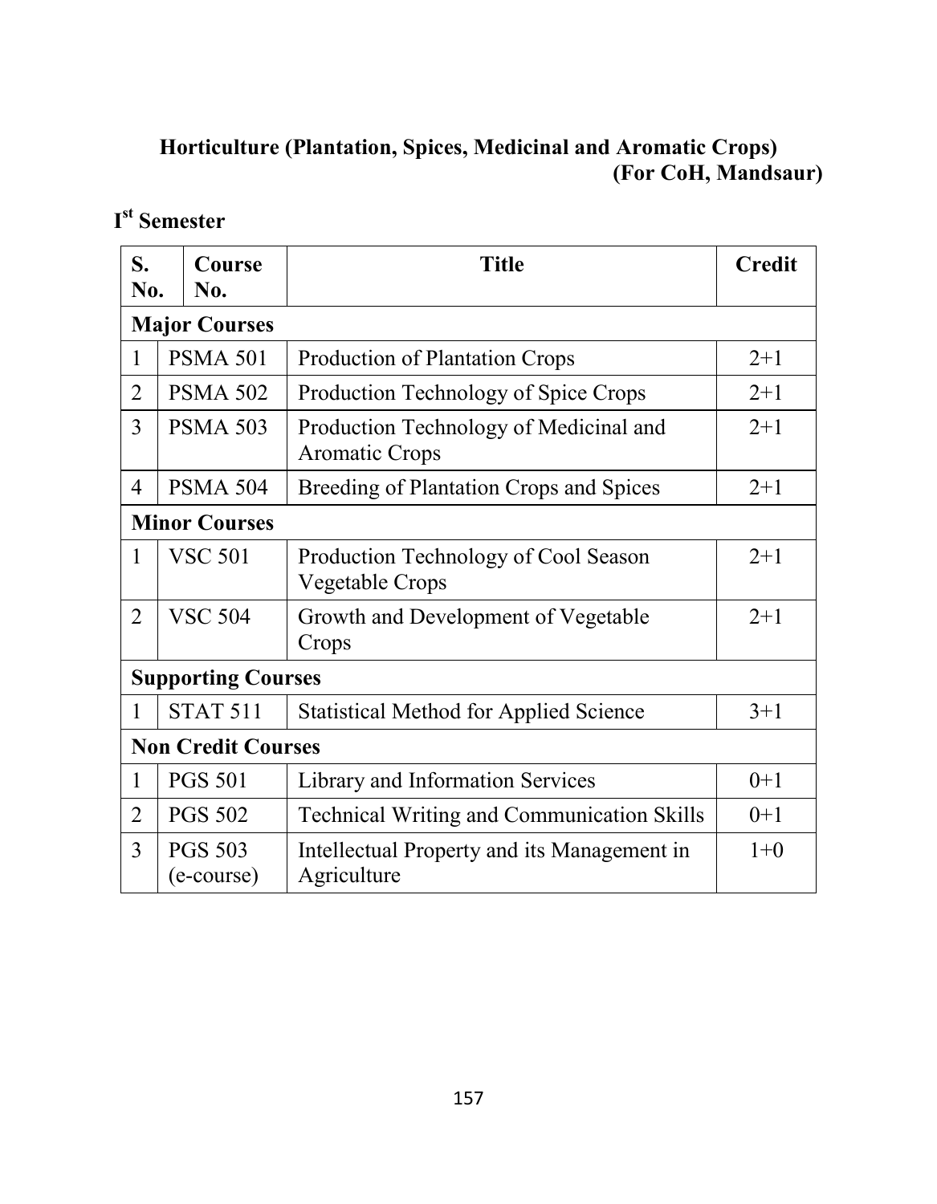## Horticulture (Plantation, Spices, Medicinal and Aromatic Crops)

**(For CoH, Mandsaur)**

### I[st] Semester

| S. No. | Course No. | Title | Credit |
|---|---|---|---|
| **Major Courses** | | | |
| 1 | PSMA 501 | Production of Plantation Crops | 2+1 |
| 2 | PSMA 502 | Production Technology of Spice Crops | 2+1 |
| 3 | PSMA 503 | Production Technology of Medicinal and Aromatic Crops | 2+1 |
| 4 | PSMA 504 | Breeding of Plantation Crops and Spices | 2+1 |
| **Minor Courses** | | | |
| 1 | VSC 501 | Production Technology of Cool Season Vegetable Crops | 2+1 |
| 2 | VSC 504 | Growth and Development of Vegetable Crops | 2+1 |
| **Supporting Courses** | | | |
| 1 | STAT 511 | Statistical Method for Applied Science | 3+1 |
| **Non Credit Courses** | | | |
| 1 | PGS 501 | Library and Information Services | 0+1 |
| 2 | PGS 502 | Technical Writing and Communication Skills | 0+1 |
| 3 | PGS 503 (e-course) | Intellectual Property and its Management in Agriculture | 1+0 |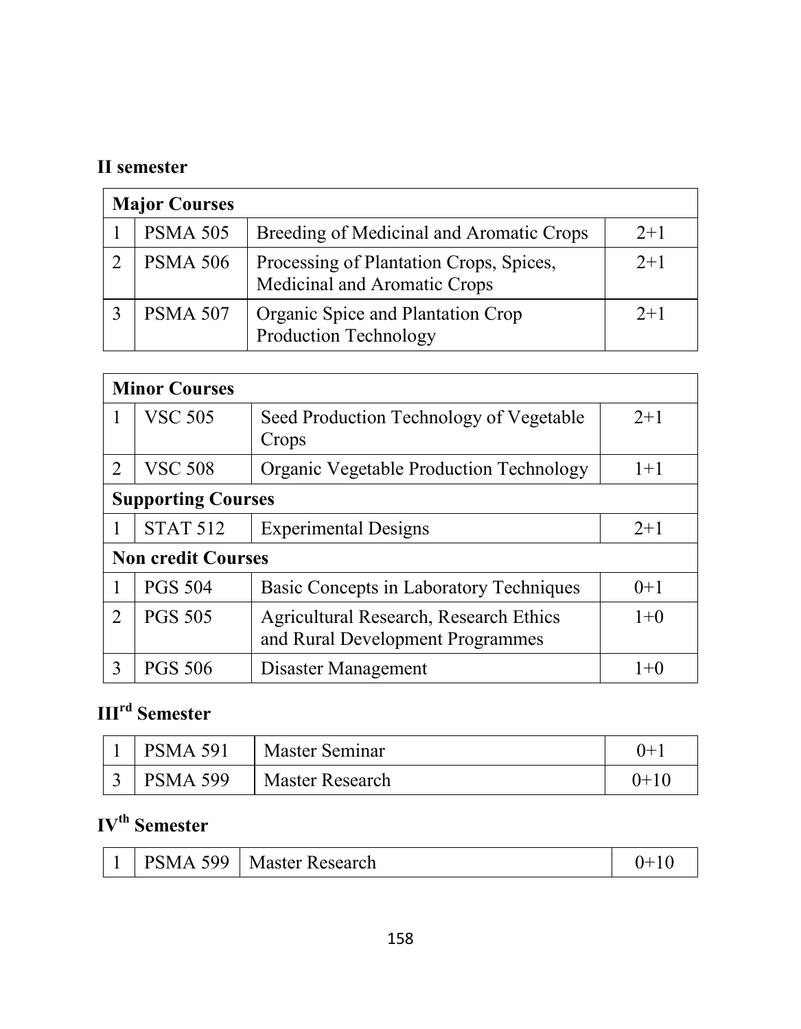### II semester

| Major Courses | | | |
|---|---|---|---|
| 1 | PSMA 505 | Breeding of Medicinal and Aromatic Crops | 2+1 |
| 2 | PSMA 506 | Processing of Plantation Crops, Spices, Medicinal and Aromatic Crops | 2+1 |
| 3 | PSMA 507 | Organic Spice and Plantation Crop Production Technology | 2+1 |

| Minor Courses | | | |
|---|---|---|---|
| 1 | VSC 505 | Seed Production Technology of Vegetable Crops | 2+1 |
| 2 | VSC 508 | Organic Vegetable Production Technology | 1+1 |
| **Supporting Courses** | | | |
| 1 | STAT 512 | Experimental Designs | 2+1 |
| **Non credit Courses** | | | |
| 1 | PGS 504 | Basic Concepts in Laboratory Techniques | 0+1 |
| 2 | PGS 505 | Agricultural Research, Research Ethics and Rural Development Programmes | 1+0 |
| 3 | PGS 506 | Disaster Management | 1+0 |

### III[rd] Semester

| | | | |
|---|---|---|---|
| 1 | PSMA 591 | Master Seminar | 0+1 |
| 3 | PSMA 599 | Master Research | 0+10 |

### IV[th] Semester

| | | | |
|---|---|---|---|
| 1 | PSMA 599 | Master Research | 0+10 |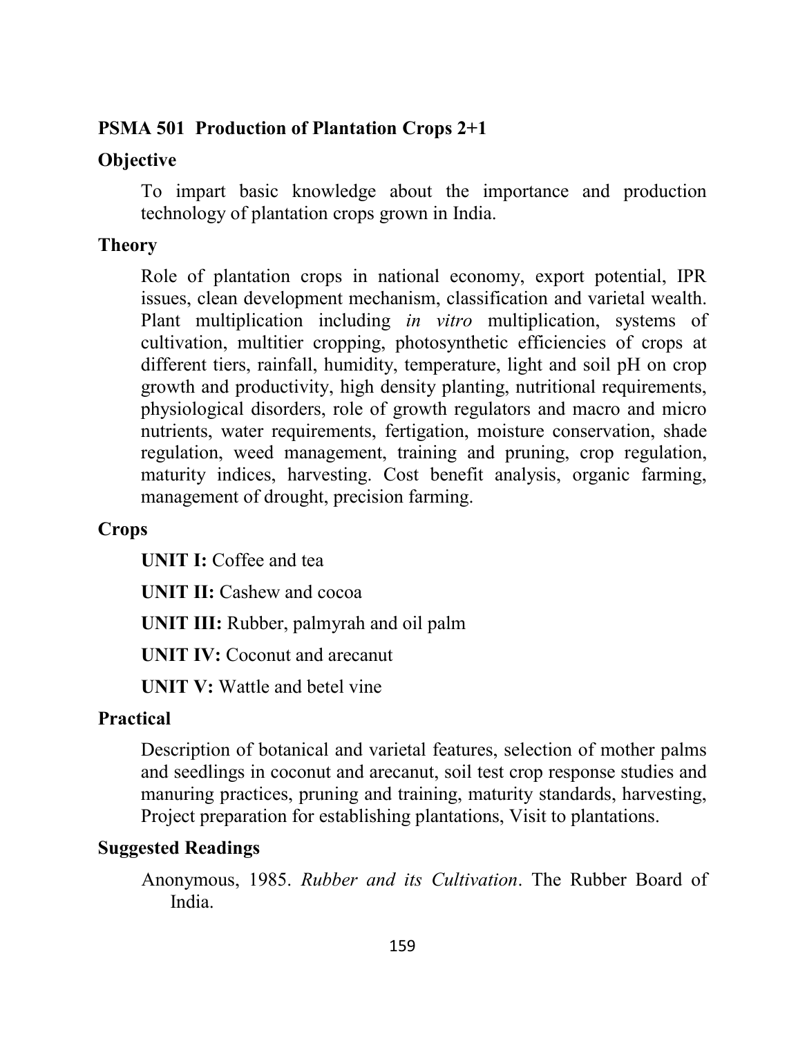## PSMA 501 Production of Plantation Crops 2+1

### Objective

To impart basic knowledge about the importance and production technology of plantation crops grown in India.

### Theory

Role of plantation crops in national economy, export potential, IPR issues, clean development mechanism, classification and varietal wealth. Plant multiplication including *in vitro* multiplication, systems of cultivation, multitier cropping, photosynthetic efficiencies of crops at different tiers, rainfall, humidity, temperature, light and soil pH on crop growth and productivity, high density planting, nutritional requirements, physiological disorders, role of growth regulators and macro and micro nutrients, water requirements, fertigation, moisture conservation, shade regulation, weed management, training and pruning, crop regulation, maturity indices, harvesting. Cost benefit analysis, organic farming, management of drought, precision farming.

### Crops

**UNIT I:** Coffee and tea

**UNIT II:** Cashew and cocoa

**UNIT III:** Rubber, palmyrah and oil palm

**UNIT IV:** Coconut and arecanut

**UNIT V:** Wattle and betel vine

### Practical

Description of botanical and varietal features, selection of mother palms and seedlings in coconut and arecanut, soil test crop response studies and manuring practices, pruning and training, maturity standards, harvesting, Project preparation for establishing plantations, Visit to plantations.

### Suggested Readings

Anonymous, 1985. *Rubber and its Cultivation*. The Rubber Board of India.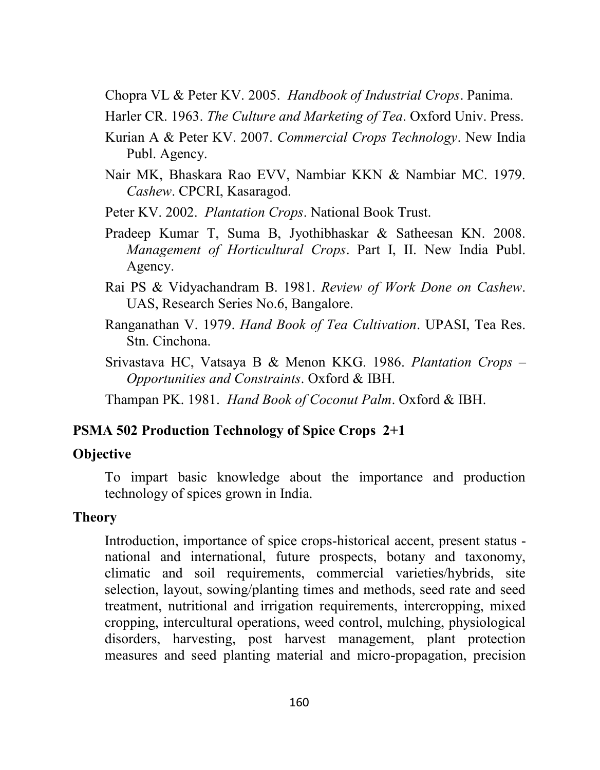Chopra VL & Peter KV. 2005. *Handbook of Industrial Crops*. Panima.

Harler CR. 1963. *The Culture and Marketing of Tea*. Oxford Univ. Press.

Kurian A & Peter KV. 2007. *Commercial Crops Technology*. New India Publ. Agency.

Nair MK, Bhaskara Rao EVV, Nambiar KKN & Nambiar MC. 1979. *Cashew*. CPCRI, Kasaragod.

Peter KV. 2002. *Plantation Crops*. National Book Trust.

Pradeep Kumar T, Suma B, Jyothibhaskar & Satheesan KN. 2008. *Management of Horticultural Crops*. Part I, II. New India Publ. Agency.

Rai PS & Vidyachandram B. 1981. *Review of Work Done on Cashew*. UAS, Research Series No.6, Bangalore.

Ranganathan V. 1979. *Hand Book of Tea Cultivation*. UPASI, Tea Res. Stn. Cinchona.

Srivastava HC, Vatsaya B & Menon KKG. 1986. *Plantation Crops – Opportunities and Constraints*. Oxford & IBH.

Thampan PK. 1981. *Hand Book of Coconut Palm*. Oxford & IBH.

## PSMA 502 Production Technology of Spice Crops 2+1

### Objective

To impart basic knowledge about the importance and production technology of spices grown in India.

### Theory

Introduction, importance of spice crops-historical accent, present status - national and international, future prospects, botany and taxonomy, climatic and soil requirements, commercial varieties/hybrids, site selection, layout, sowing/planting times and methods, seed rate and seed treatment, nutritional and irrigation requirements, intercropping, mixed cropping, intercultural operations, weed control, mulching, physiological disorders, harvesting, post harvest management, plant protection measures and seed planting material and micro-propagation, precision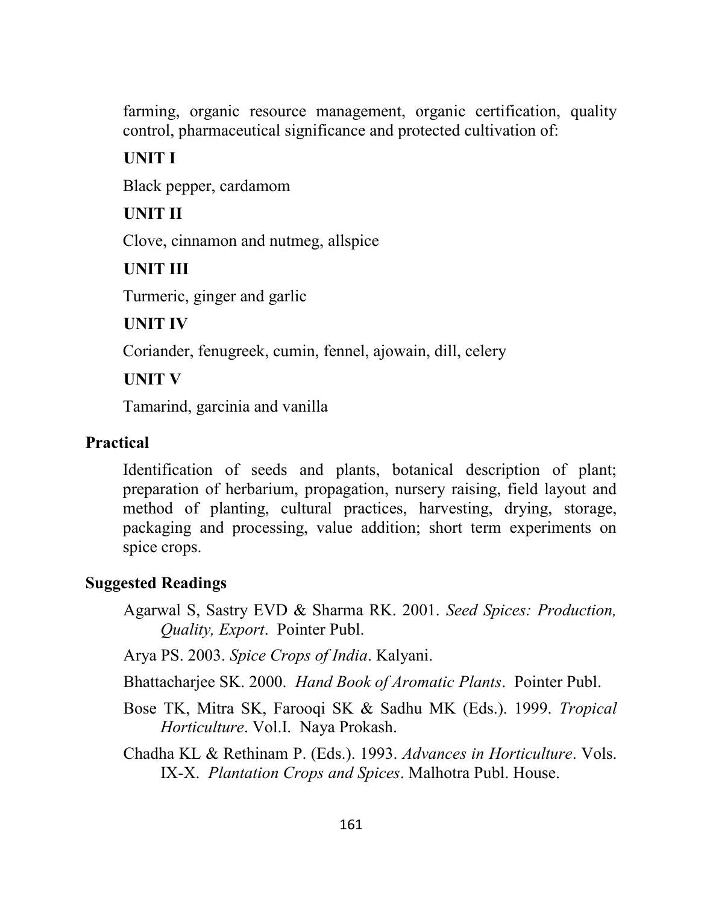farming, organic resource management, organic certification, quality control, pharmaceutical significance and protected cultivation of:

**UNIT I**

Black pepper, cardamom

**UNIT II**

Clove, cinnamon and nutmeg, allspice

**UNIT III**

Turmeric, ginger and garlic

**UNIT IV**

Coriander, fenugreek, cumin, fennel, ajowain, dill, celery

**UNIT V**

Tamarind, garcinia and vanilla

**Practical**

Identification of seeds and plants, botanical description of plant; preparation of herbarium, propagation, nursery raising, field layout and method of planting, cultural practices, harvesting, drying, storage, packaging and processing, value addition; short term experiments on spice crops.

**Suggested Readings**

Agarwal S, Sastry EVD & Sharma RK. 2001. *Seed Spices: Production, Quality, Export*. Pointer Publ.

Arya PS. 2003. *Spice Crops of India*. Kalyani.

Bhattacharjee SK. 2000. *Hand Book of Aromatic Plants*. Pointer Publ.

Bose TK, Mitra SK, Farooqi SK & Sadhu MK (Eds.). 1999. *Tropical Horticulture*. Vol.I. Naya Prokash.

Chadha KL & Rethinam P. (Eds.). 1993. *Advances in Horticulture*. Vols. IX-X. *Plantation Crops and Spices*. Malhotra Publ. House.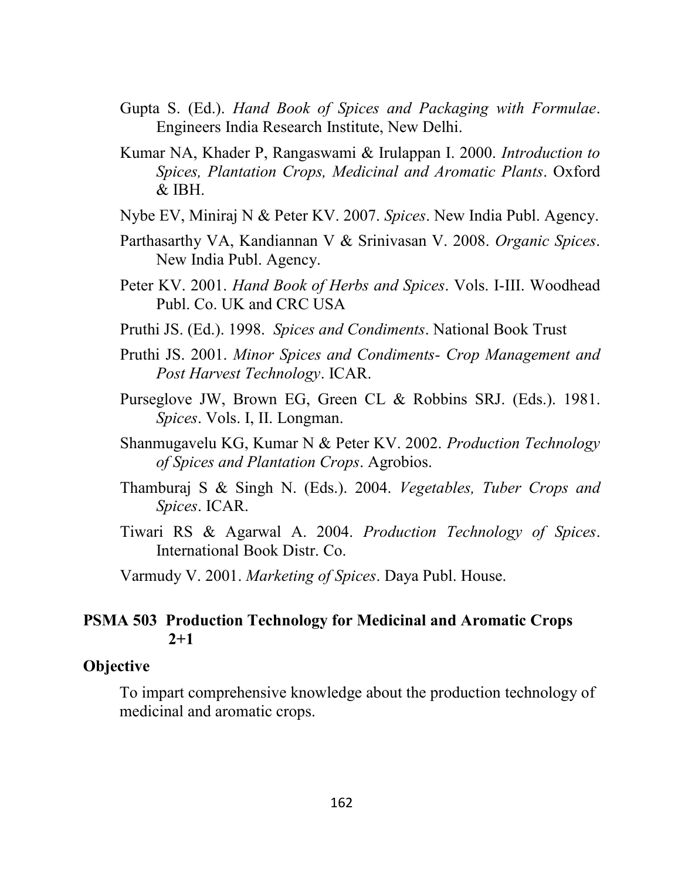Gupta S. (Ed.). *Hand Book of Spices and Packaging with Formulae*. Engineers India Research Institute, New Delhi.

Kumar NA, Khader P, Rangaswami & Irulappan I. 2000. *Introduction to Spices, Plantation Crops, Medicinal and Aromatic Plants*. Oxford & IBH.

Nybe EV, Miniraj N & Peter KV. 2007. *Spices*. New India Publ. Agency.

Parthasarthy VA, Kandiannan V & Srinivasan V. 2008. *Organic Spices*. New India Publ. Agency.

Peter KV. 2001. *Hand Book of Herbs and Spices*. Vols. I-III. Woodhead Publ. Co. UK and CRC USA

Pruthi JS. (Ed.). 1998. *Spices and Condiments*. National Book Trust

Pruthi JS. 2001. *Minor Spices and Condiments- Crop Management and Post Harvest Technology*. ICAR.

Purseglove JW, Brown EG, Green CL & Robbins SRJ. (Eds.). 1981. *Spices*. Vols. I, II. Longman.

Shanmugavelu KG, Kumar N & Peter KV. 2002. *Production Technology of Spices and Plantation Crops*. Agrobios.

Thamburaj S & Singh N. (Eds.). 2004. *Vegetables, Tuber Crops and Spices*. ICAR.

Tiwari RS & Agarwal A. 2004. *Production Technology of Spices*. International Book Distr. Co.

Varmudy V. 2001. *Marketing of Spices*. Daya Publ. House.

## PSMA 503 Production Technology for Medicinal and Aromatic Crops 2+1

### Objective

To impart comprehensive knowledge about the production technology of medicinal and aromatic crops.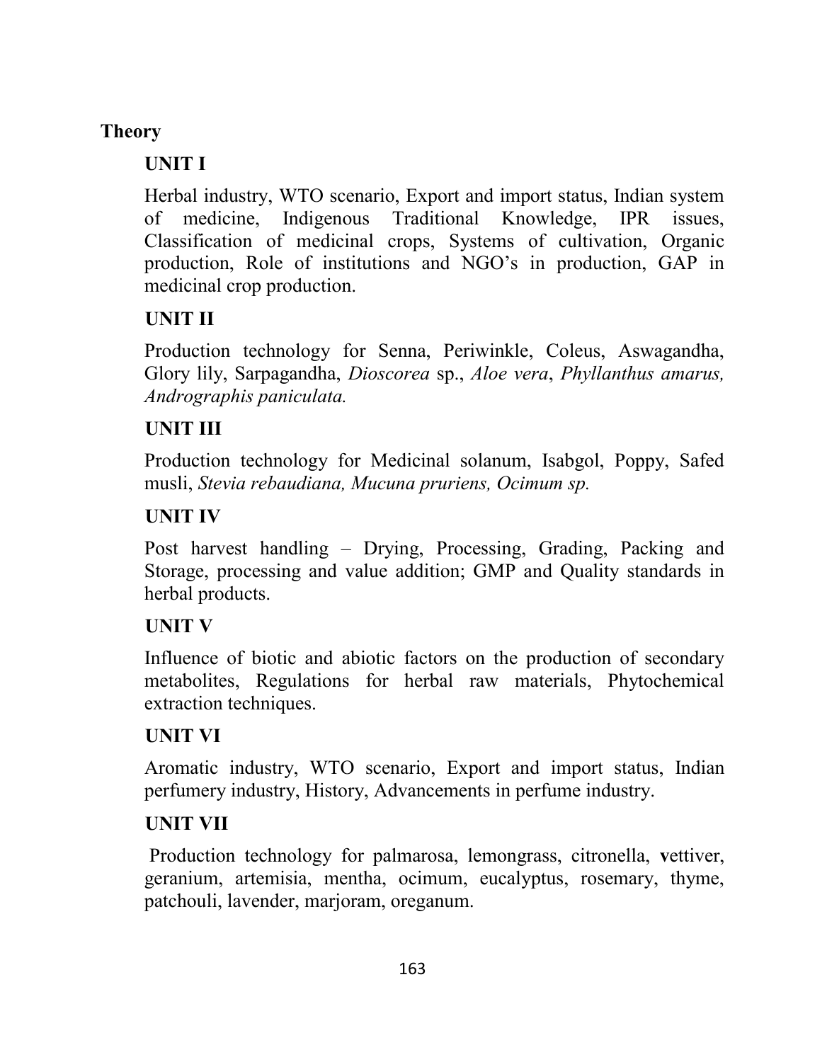**Theory**

**UNIT I**

Herbal industry, WTO scenario, Export and import status, Indian system of medicine, Indigenous Traditional Knowledge, IPR issues, Classification of medicinal crops, Systems of cultivation, Organic production, Role of institutions and NGO's in production, GAP in medicinal crop production.

**UNIT II**

Production technology for Senna, Periwinkle, Coleus, Aswagandha, Glory lily, Sarpagandha, *Dioscorea* sp., *Aloe vera*, *Phyllanthus amarus, Andrographis paniculata.*

**UNIT III**

Production technology for Medicinal solanum, Isabgol, Poppy, Safed musli, *Stevia rebaudiana, Mucuna pruriens, Ocimum sp.*

**UNIT IV**

Post harvest handling – Drying, Processing, Grading, Packing and Storage, processing and value addition; GMP and Quality standards in herbal products.

**UNIT V**

Influence of biotic and abiotic factors on the production of secondary metabolites, Regulations for herbal raw materials, Phytochemical extraction techniques.

**UNIT VI**

Aromatic industry, WTO scenario, Export and import status, Indian perfumery industry, History, Advancements in perfume industry.

**UNIT VII**

Production technology for palmarosa, lemongrass, citronella, vettiver, geranium, artemisia, mentha, ocimum, eucalyptus, rosemary, thyme, patchouli, lavender, marjoram, oreganum.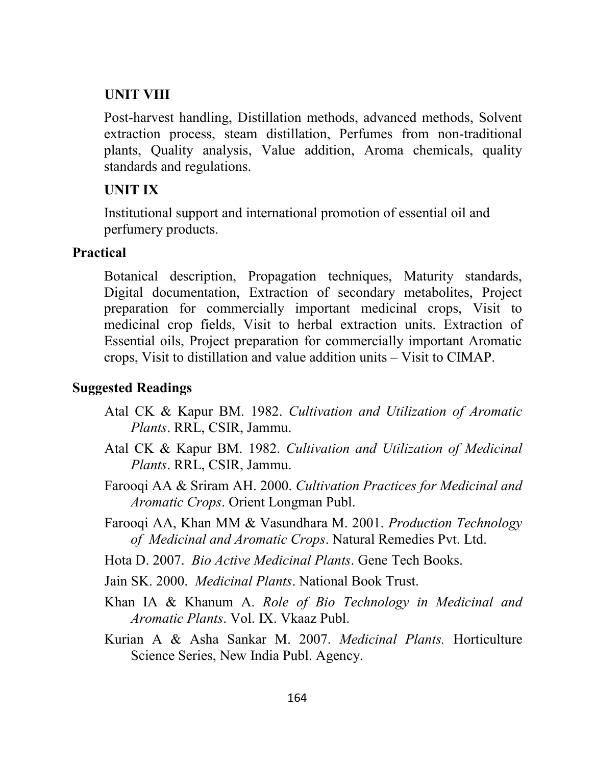### UNIT VIII

Post-harvest handling, Distillation methods, advanced methods, Solvent extraction process, steam distillation, Perfumes from non-traditional plants, Quality analysis, Value addition, Aroma chemicals, quality standards and regulations.

### UNIT IX

Institutional support and international promotion of essential oil and perfumery products.

## Practical

Botanical description, Propagation techniques, Maturity standards, Digital documentation, Extraction of secondary metabolites, Project preparation for commercially important medicinal crops, Visit to medicinal crop fields, Visit to herbal extraction units. Extraction of Essential oils, Project preparation for commercially important Aromatic crops, Visit to distillation and value addition units – Visit to CIMAP.

## Suggested Readings

Atal CK & Kapur BM. 1982. *Cultivation and Utilization of Aromatic Plants*. RRL, CSIR, Jammu.

Atal CK & Kapur BM. 1982. *Cultivation and Utilization of Medicinal Plants*. RRL, CSIR, Jammu.

Farooqi AA & Sriram AH. 2000. *Cultivation Practices for Medicinal and Aromatic Crops*. Orient Longman Publ.

Farooqi AA, Khan MM & Vasundhara M. 2001. *Production Technology of Medicinal and Aromatic Crops*. Natural Remedies Pvt. Ltd.

Hota D. 2007. *Bio Active Medicinal Plants*. Gene Tech Books.

Jain SK. 2000. *Medicinal Plants*. National Book Trust.

Khan IA & Khanum A. *Role of Bio Technology in Medicinal and Aromatic Plants*. Vol. IX. Vkaaz Publ.

Kurian A & Asha Sankar M. 2007. *Medicinal Plants.* Horticulture Science Series, New India Publ. Agency.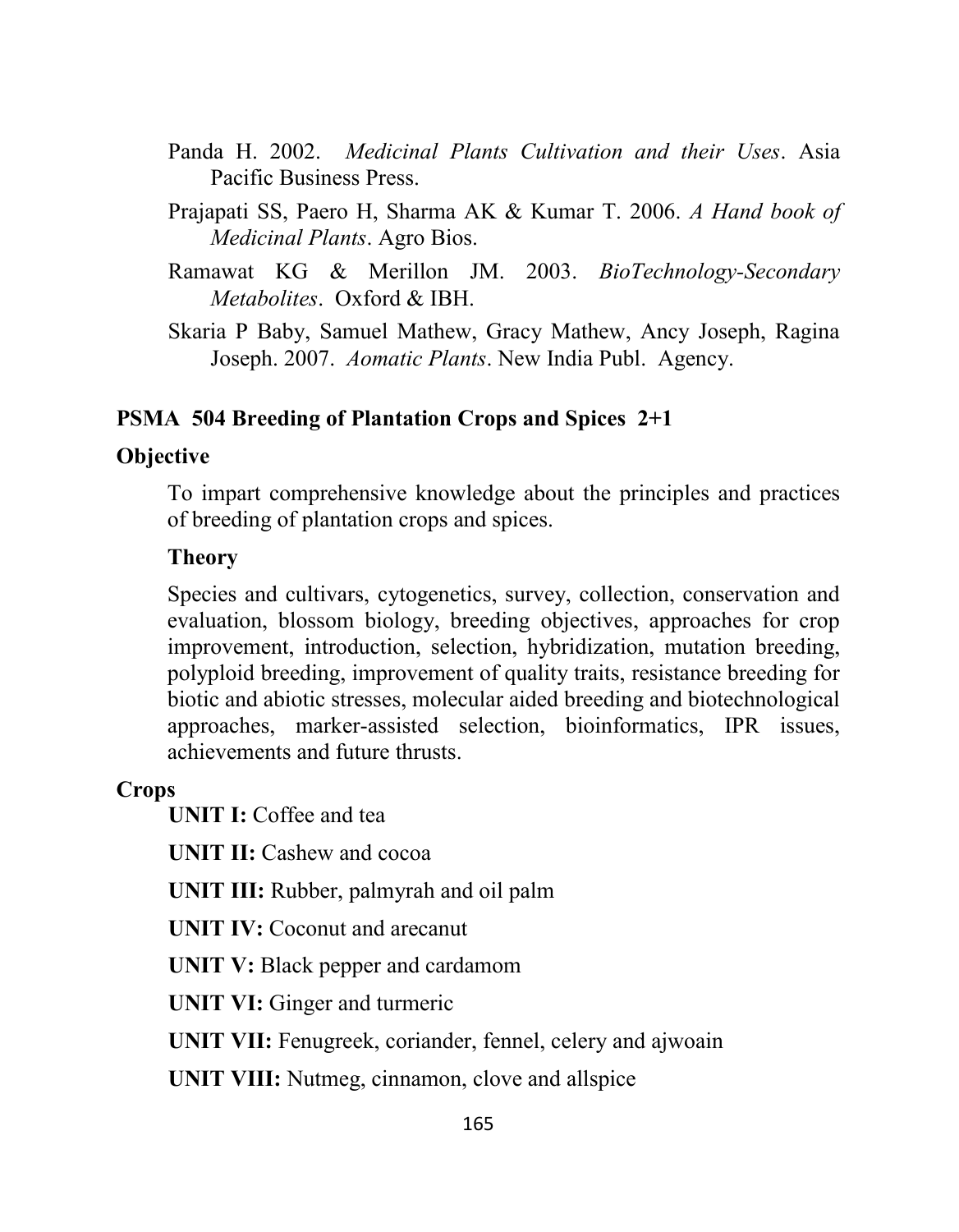Panda H. 2002. *Medicinal Plants Cultivation and their Uses*. Asia Pacific Business Press.

Prajapati SS, Paero H, Sharma AK & Kumar T. 2006. *A Hand book of Medicinal Plants*. Agro Bios.

Ramawat KG & Merillon JM. 2003. *BioTechnology-Secondary Metabolites*. Oxford & IBH.

Skaria P Baby, Samuel Mathew, Gracy Mathew, Ancy Joseph, Ragina Joseph. 2007. *Aomatic Plants*. New India Publ. Agency.

## PSMA 504 Breeding of Plantation Crops and Spices 2+1

### Objective

To impart comprehensive knowledge about the principles and practices of breeding of plantation crops and spices.

**Theory**

Species and cultivars, cytogenetics, survey, collection, conservation and evaluation, blossom biology, breeding objectives, approaches for crop improvement, introduction, selection, hybridization, mutation breeding, polyploid breeding, improvement of quality traits, resistance breeding for biotic and abiotic stresses, molecular aided breeding and biotechnological approaches, marker-assisted selection, bioinformatics, IPR issues, achievements and future thrusts.

### Crops

**UNIT I:** Coffee and tea

**UNIT II:** Cashew and cocoa

**UNIT III:** Rubber, palmyrah and oil palm

**UNIT IV:** Coconut and arecanut

**UNIT V:** Black pepper and cardamom

**UNIT VI:** Ginger and turmeric

**UNIT VII:** Fenugreek, coriander, fennel, celery and ajwoain

**UNIT VIII:** Nutmeg, cinnamon, clove and allspice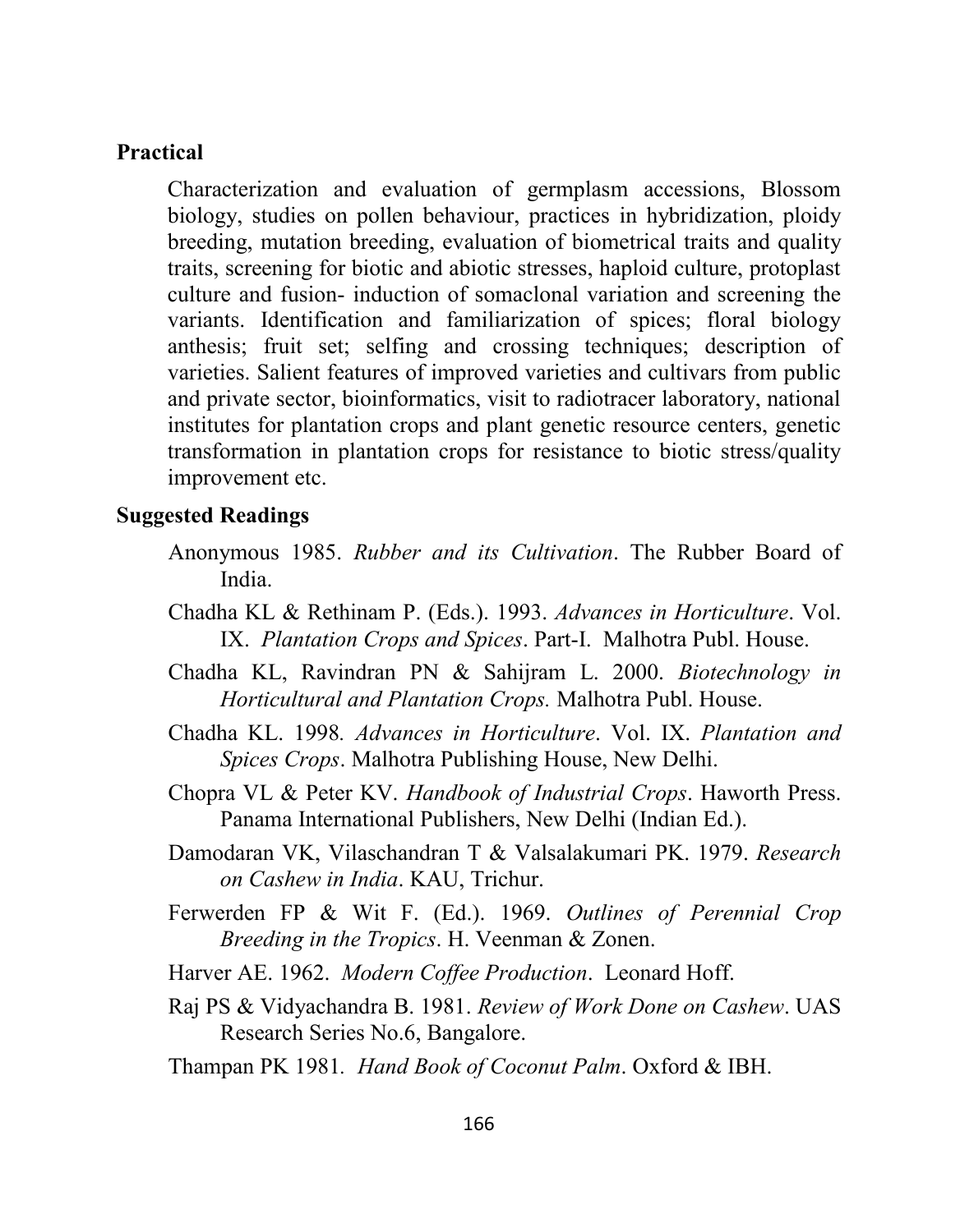**Practical**

Characterization and evaluation of germplasm accessions, Blossom biology, studies on pollen behaviour, practices in hybridization, ploidy breeding, mutation breeding, evaluation of biometrical traits and quality traits, screening for biotic and abiotic stresses, haploid culture, protoplast culture and fusion- induction of somaclonal variation and screening the variants. Identification and familiarization of spices; floral biology anthesis; fruit set; selfing and crossing techniques; description of varieties. Salient features of improved varieties and cultivars from public and private sector, bioinformatics, visit to radiotracer laboratory, national institutes for plantation crops and plant genetic resource centers, genetic transformation in plantation crops for resistance to biotic stress/quality improvement etc.

**Suggested Readings**

Anonymous 1985. *Rubber and its Cultivation*. The Rubber Board of India.

Chadha KL & Rethinam P. (Eds.). 1993. *Advances in Horticulture*. Vol. IX. *Plantation Crops and Spices*. Part-I. Malhotra Publ. House.

Chadha KL, Ravindran PN & Sahijram L. 2000. *Biotechnology in Horticultural and Plantation Crops.* Malhotra Publ. House.

Chadha KL. 1998. *Advances in Horticulture*. Vol. IX. *Plantation and Spices Crops*. Malhotra Publishing House, New Delhi.

Chopra VL & Peter KV. *Handbook of Industrial Crops*. Haworth Press. Panama International Publishers, New Delhi (Indian Ed.).

Damodaran VK, Vilaschandran T & Valsalakumari PK. 1979. *Research on Cashew in India*. KAU, Trichur.

Ferwerden FP & Wit F. (Ed.). 1969. *Outlines of Perennial Crop Breeding in the Tropics*. H. Veenman & Zonen.

Harver AE. 1962. *Modern Coffee Production*. Leonard Hoff.

Raj PS & Vidyachandra B. 1981. *Review of Work Done on Cashew*. UAS Research Series No.6, Bangalore.

Thampan PK 1981. *Hand Book of Coconut Palm*. Oxford & IBH.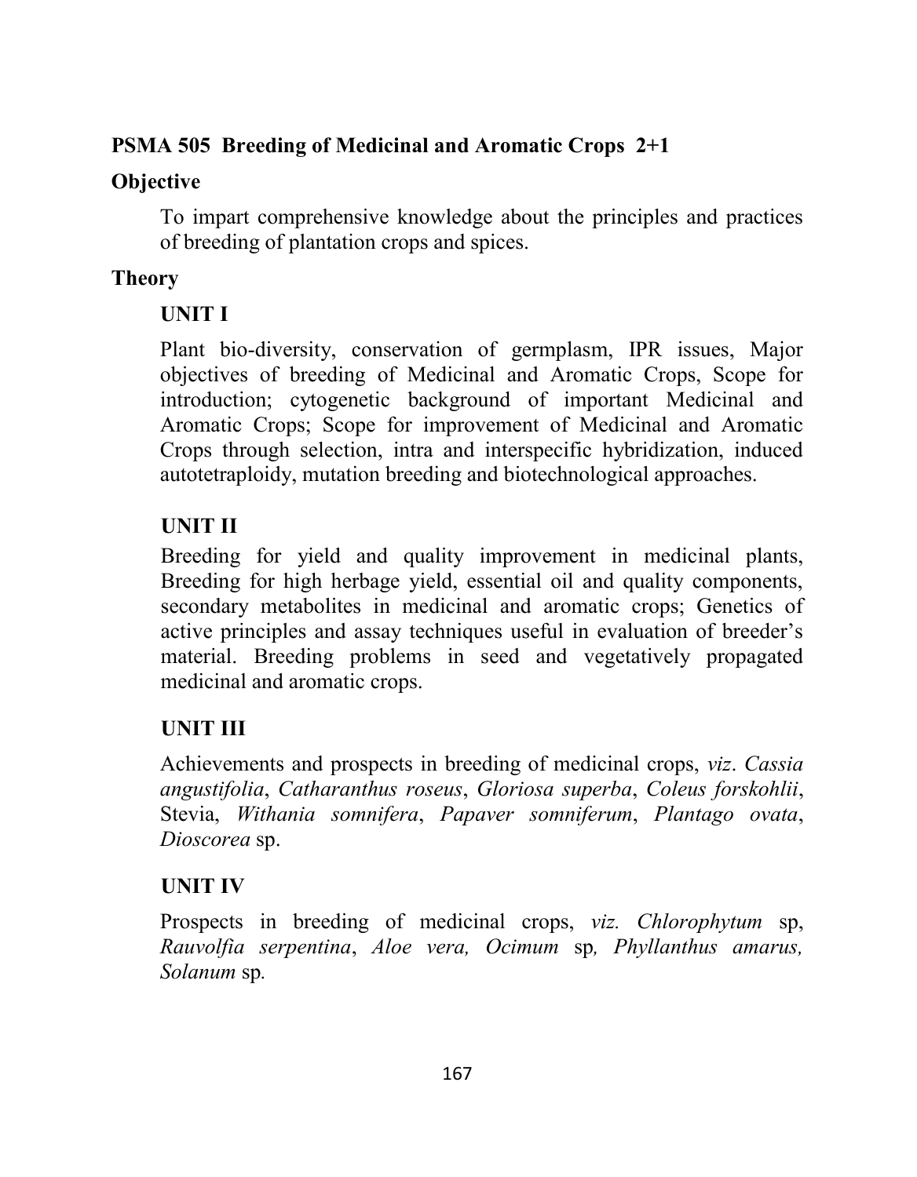**PSMA 505 Breeding of Medicinal and Aromatic Crops 2+1**

**Objective**

To impart comprehensive knowledge about the principles and practices of breeding of plantation crops and spices.

**Theory**

**UNIT I**

Plant bio-diversity, conservation of germplasm, IPR issues, Major objectives of breeding of Medicinal and Aromatic Crops, Scope for introduction; cytogenetic background of important Medicinal and Aromatic Crops; Scope for improvement of Medicinal and Aromatic Crops through selection, intra and interspecific hybridization, induced autotetraploidy, mutation breeding and biotechnological approaches.

**UNIT II**

Breeding for yield and quality improvement in medicinal plants, Breeding for high herbage yield, essential oil and quality components, secondary metabolites in medicinal and aromatic crops; Genetics of active principles and assay techniques useful in evaluation of breeder's material. Breeding problems in seed and vegetatively propagated medicinal and aromatic crops.

**UNIT III**

Achievements and prospects in breeding of medicinal crops, *viz*. *Cassia angustifolia*, *Catharanthus roseus*, *Gloriosa superba*, *Coleus forskohlii*, Stevia, *Withania somnifera*, *Papaver somniferum*, *Plantago ovata*, *Dioscorea* sp.

**UNIT IV**

Prospects in breeding of medicinal crops, *viz. Chlorophytum* sp, *Rauvolfia serpentina*, *Aloe vera, Ocimum* sp*, Phyllanthus amarus, Solanum* sp*.*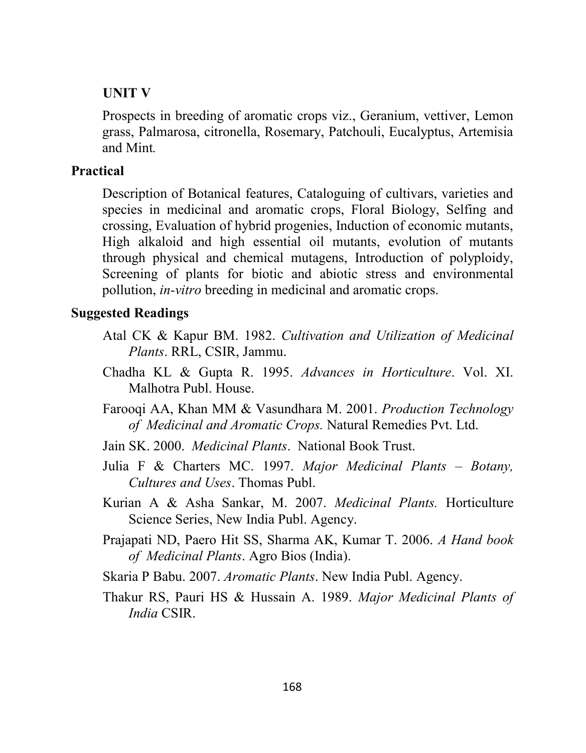**UNIT V**

Prospects in breeding of aromatic crops viz., Geranium, vettiver, Lemon grass, Palmarosa, citronella, Rosemary, Patchouli, Eucalyptus, Artemisia and Mint.

**Practical**

Description of Botanical features, Cataloguing of cultivars, varieties and species in medicinal and aromatic crops, Floral Biology, Selfing and crossing, Evaluation of hybrid progenies, Induction of economic mutants, High alkaloid and high essential oil mutants, evolution of mutants through physical and chemical mutagens, Introduction of polyploidy, Screening of plants for biotic and abiotic stress and environmental pollution, *in-vitro* breeding in medicinal and aromatic crops.

**Suggested Readings**

Atal CK & Kapur BM. 1982. *Cultivation and Utilization of Medicinal Plants*. RRL, CSIR, Jammu.

Chadha KL & Gupta R. 1995. *Advances in Horticulture*. Vol. XI. Malhotra Publ. House.

Farooqi AA, Khan MM & Vasundhara M. 2001. *Production Technology of Medicinal and Aromatic Crops.* Natural Remedies Pvt. Ltd.

Jain SK. 2000. *Medicinal Plants*. National Book Trust.

Julia F & Charters MC. 1997. *Major Medicinal Plants – Botany, Cultures and Uses*. Thomas Publ.

Kurian A & Asha Sankar, M. 2007. *Medicinal Plants.* Horticulture Science Series, New India Publ. Agency.

Prajapati ND, Paero Hit SS, Sharma AK, Kumar T. 2006. *A Hand book of Medicinal Plants*. Agro Bios (India).

Skaria P Babu. 2007. *Aromatic Plants*. New India Publ. Agency.

Thakur RS, Pauri HS & Hussain A. 1989. *Major Medicinal Plants of India* CSIR.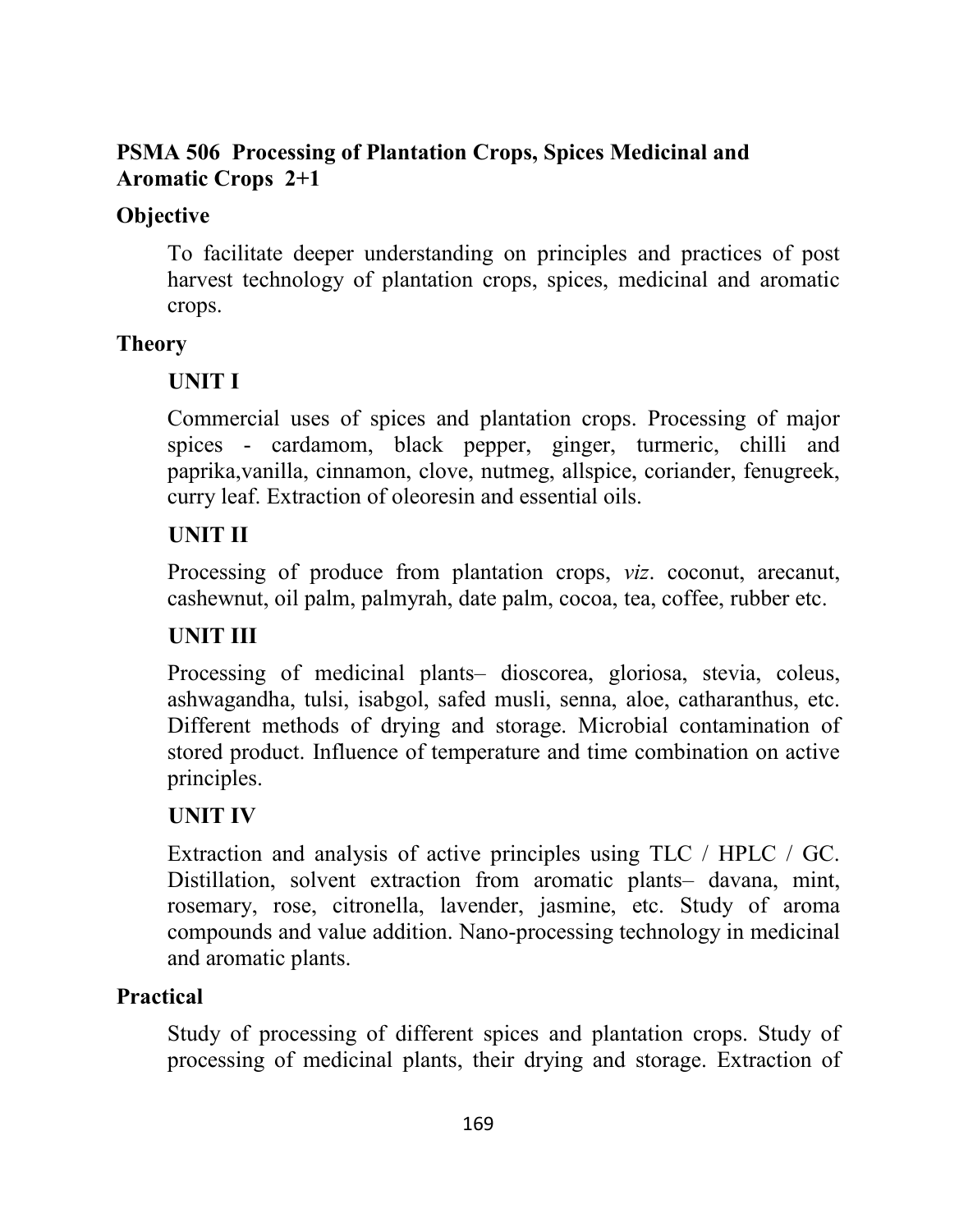## PSMA 506 Processing of Plantation Crops, Spices Medicinal and Aromatic Crops 2+1

### Objective

To facilitate deeper understanding on principles and practices of post harvest technology of plantation crops, spices, medicinal and aromatic crops.

### Theory

#### UNIT I

Commercial uses of spices and plantation crops. Processing of major spices - cardamom, black pepper, ginger, turmeric, chilli and paprika,vanilla, cinnamon, clove, nutmeg, allspice, coriander, fenugreek, curry leaf. Extraction of oleoresin and essential oils.

#### UNIT II

Processing of produce from plantation crops, *viz*. coconut, arecanut, cashewnut, oil palm, palmyrah, date palm, cocoa, tea, coffee, rubber etc.

#### UNIT III

Processing of medicinal plants– dioscorea, gloriosa, stevia, coleus, ashwagandha, tulsi, isabgol, safed musli, senna, aloe, catharanthus, etc. Different methods of drying and storage. Microbial contamination of stored product. Influence of temperature and time combination on active principles.

#### UNIT IV

Extraction and analysis of active principles using TLC / HPLC / GC. Distillation, solvent extraction from aromatic plants– davana, mint, rosemary, rose, citronella, lavender, jasmine, etc. Study of aroma compounds and value addition. Nano-processing technology in medicinal and aromatic plants.

### Practical

Study of processing of different spices and plantation crops. Study of processing of medicinal plants, their drying and storage. Extraction of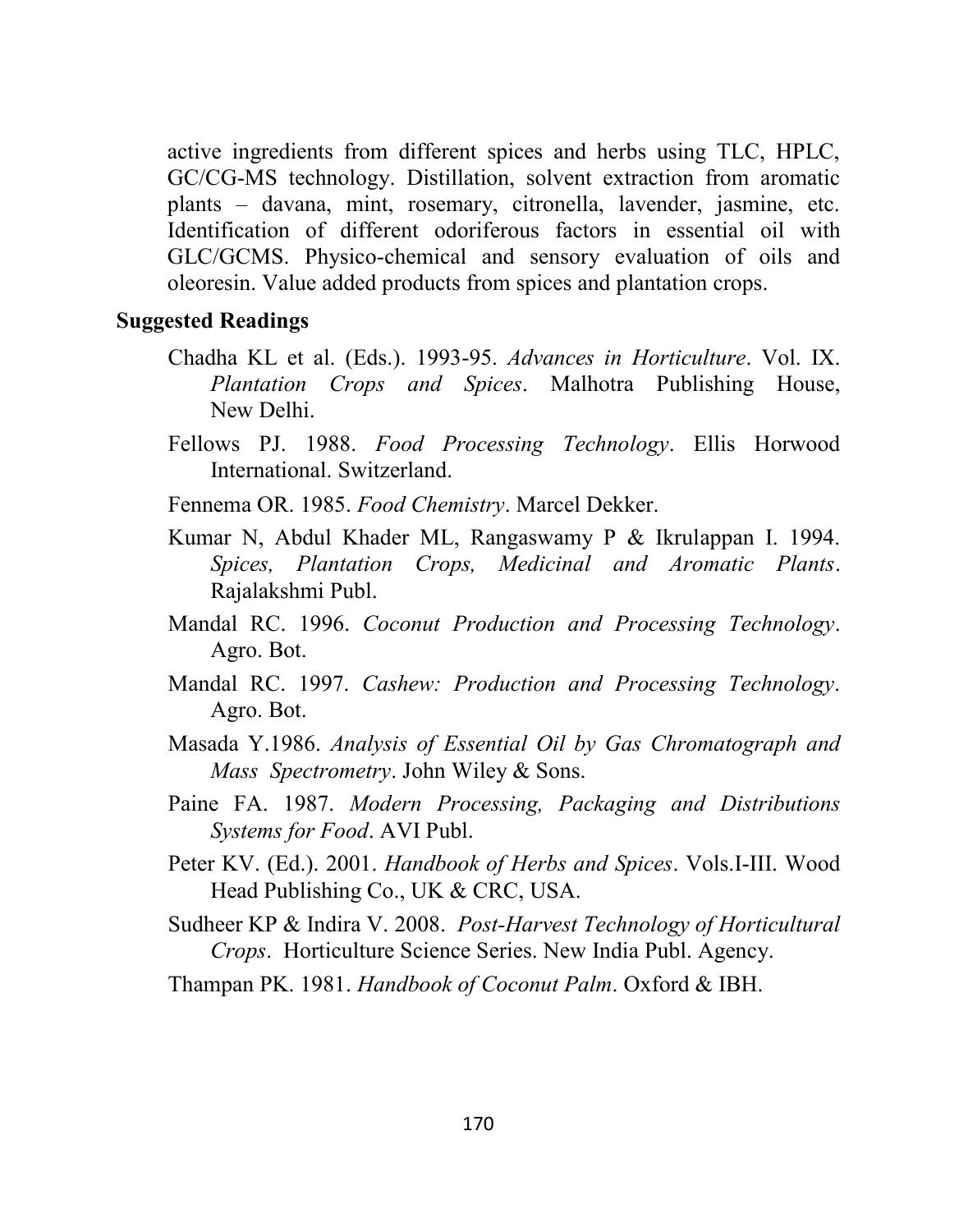active ingredients from different spices and herbs using TLC, HPLC, GC/CG-MS technology. Distillation, solvent extraction from aromatic plants – davana, mint, rosemary, citronella, lavender, jasmine, etc. Identification of different odoriferous factors in essential oil with GLC/GCMS. Physico-chemical and sensory evaluation of oils and oleoresin. Value added products from spices and plantation crops.

**Suggested Readings**

Chadha KL et al. (Eds.). 1993-95. *Advances in Horticulture*. Vol. IX. *Plantation Crops and Spices*. Malhotra Publishing House, New Delhi.

Fellows PJ. 1988. *Food Processing Technology*. Ellis Horwood International. Switzerland.

Fennema OR. 1985. *Food Chemistry*. Marcel Dekker.

Kumar N, Abdul Khader ML, Rangaswamy P & Ikrulappan I. 1994. *Spices, Plantation Crops, Medicinal and Aromatic Plants*. Rajalakshmi Publ.

Mandal RC. 1996. *Coconut Production and Processing Technology*. Agro. Bot.

Mandal RC. 1997. *Cashew: Production and Processing Technology*. Agro. Bot.

Masada Y.1986. *Analysis of Essential Oil by Gas Chromatograph and Mass Spectrometry*. John Wiley & Sons.

Paine FA. 1987. *Modern Processing, Packaging and Distributions Systems for Food*. AVI Publ.

Peter KV. (Ed.). 2001. *Handbook of Herbs and Spices*. Vols.I-III. Wood Head Publishing Co., UK & CRC, USA.

Sudheer KP & Indira V. 2008. *Post-Harvest Technology of Horticultural Crops*. Horticulture Science Series. New India Publ. Agency.

Thampan PK. 1981. *Handbook of Coconut Palm*. Oxford & IBH.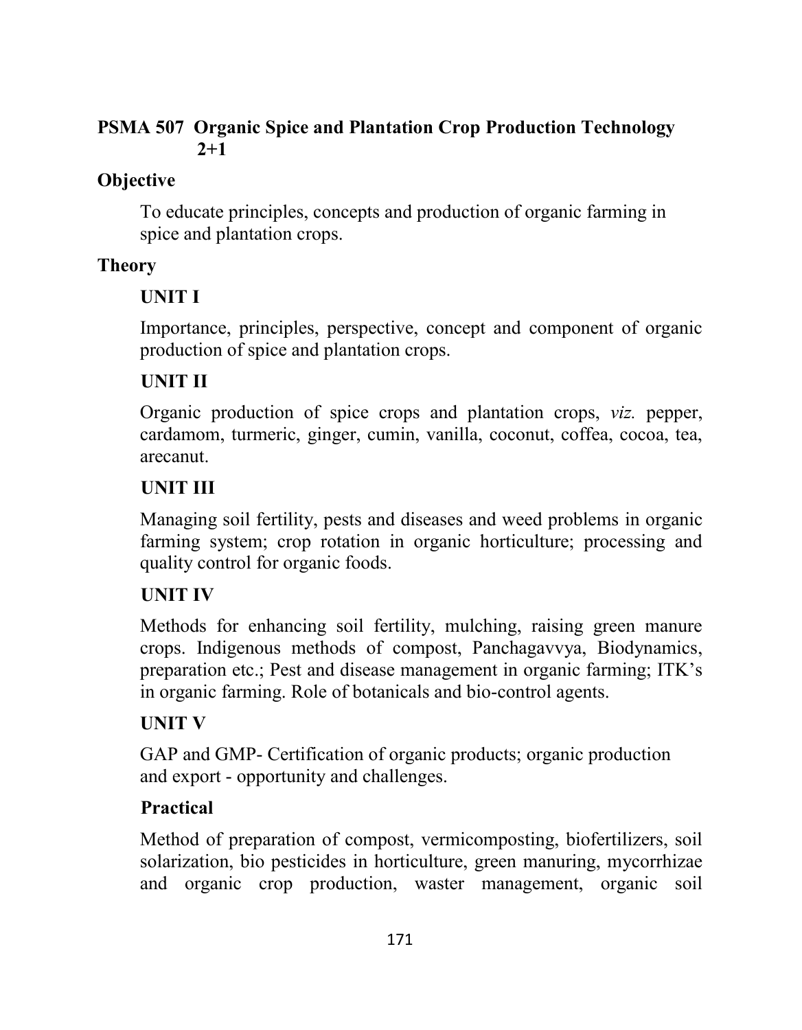**PSMA 507 Organic Spice and Plantation Crop Production Technology 2+1**

**Objective**

To educate principles, concepts and production of organic farming in spice and plantation crops.

**Theory**

**UNIT I**

Importance, principles, perspective, concept and component of organic production of spice and plantation crops.

**UNIT II**

Organic production of spice crops and plantation crops, *viz.* pepper, cardamom, turmeric, ginger, cumin, vanilla, coconut, coffea, cocoa, tea, arecanut.

**UNIT III**

Managing soil fertility, pests and diseases and weed problems in organic farming system; crop rotation in organic horticulture; processing and quality control for organic foods.

**UNIT IV**

Methods for enhancing soil fertility, mulching, raising green manure crops. Indigenous methods of compost, Panchagavvya, Biodynamics, preparation etc.; Pest and disease management in organic farming; ITK's in organic farming. Role of botanicals and bio-control agents.

**UNIT V**

GAP and GMP- Certification of organic products; organic production and export - opportunity and challenges.

**Practical**

Method of preparation of compost, vermicomposting, biofertilizers, soil solarization, bio pesticides in horticulture, green manuring, mycorrhizae and organic crop production, waster management, organic soil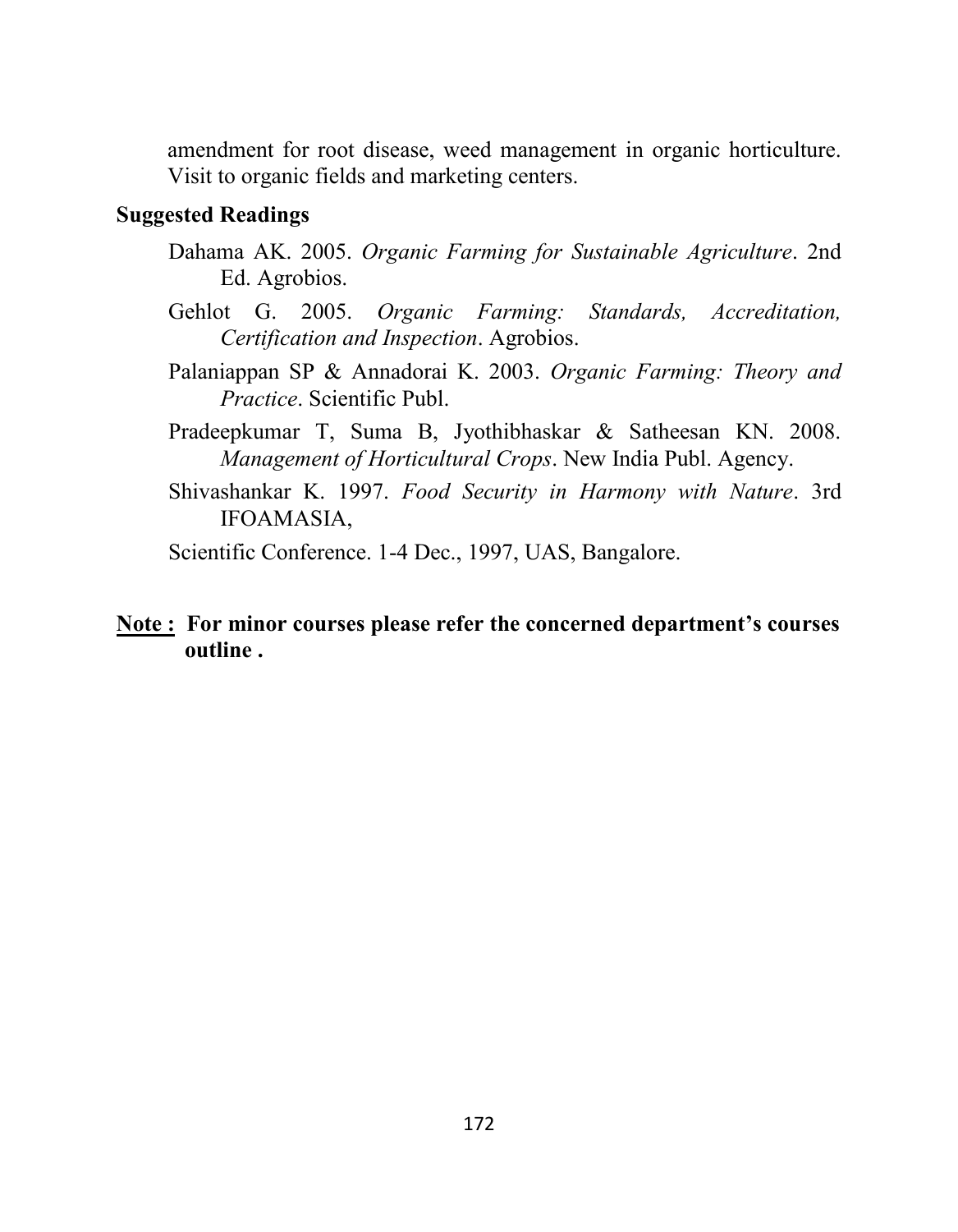amendment for root disease, weed management in organic horticulture. Visit to organic fields and marketing centers.

**Suggested Readings**

Dahama AK. 2005. *Organic Farming for Sustainable Agriculture*. 2nd Ed. Agrobios.

Gehlot G. 2005. *Organic Farming: Standards, Accreditation, Certification and Inspection*. Agrobios.

Palaniappan SP & Annadorai K. 2003. *Organic Farming: Theory and Practice*. Scientific Publ.

Pradeepkumar T, Suma B, Jyothibhaskar & Satheesan KN. 2008. *Management of Horticultural Crops*. New India Publ. Agency.

Shivashankar K. 1997. *Food Security in Harmony with Nature*. 3rd IFOAMASIA,

Scientific Conference. 1-4 Dec., 1997, UAS, Bangalore.

**Note : For minor courses please refer the concerned department's courses outline .**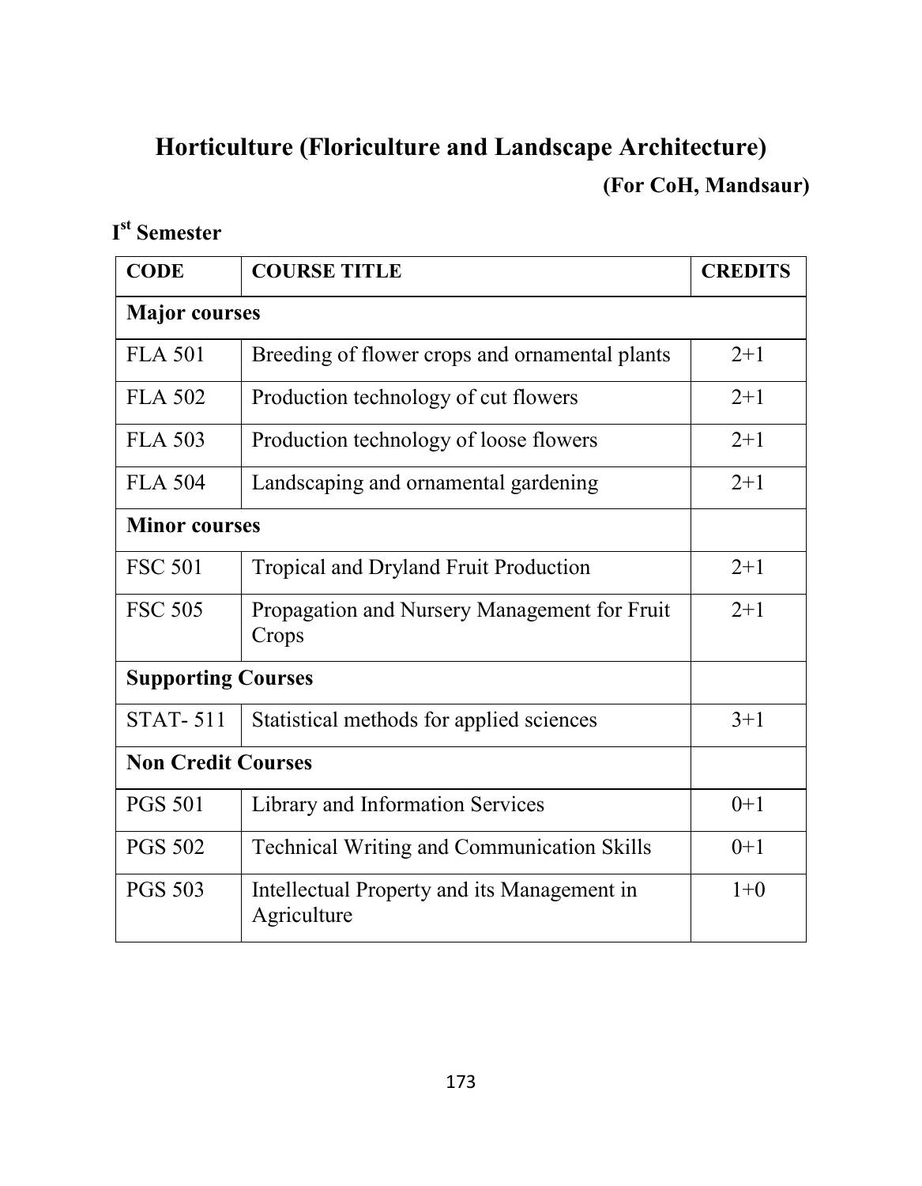# Horticulture (Floriculture and Landscape Architecture)

**(For CoH, Mandsaur)**

## I$^{st}$ Semester

| CODE | COURSE TITLE | CREDITS |
|---|---|---|
| **Major courses** | | |
| FLA 501 | Breeding of flower crops and ornamental plants | 2+1 |
| FLA 502 | Production technology of cut flowers | 2+1 |
| FLA 503 | Production technology of loose flowers | 2+1 |
| FLA 504 | Landscaping and ornamental gardening | 2+1 |
| **Minor courses** | | |
| FSC 501 | Tropical and Dryland Fruit Production | 2+1 |
| FSC 505 | Propagation and Nursery Management for Fruit Crops | 2+1 |
| **Supporting Courses** | | |
| STAT- 511 | Statistical methods for applied sciences | 3+1 |
| **Non Credit Courses** | | |
| PGS 501 | Library and Information Services | 0+1 |
| PGS 502 | Technical Writing and Communication Skills | 0+1 |
| PGS 503 | Intellectual Property and its Management in Agriculture | 1+0 |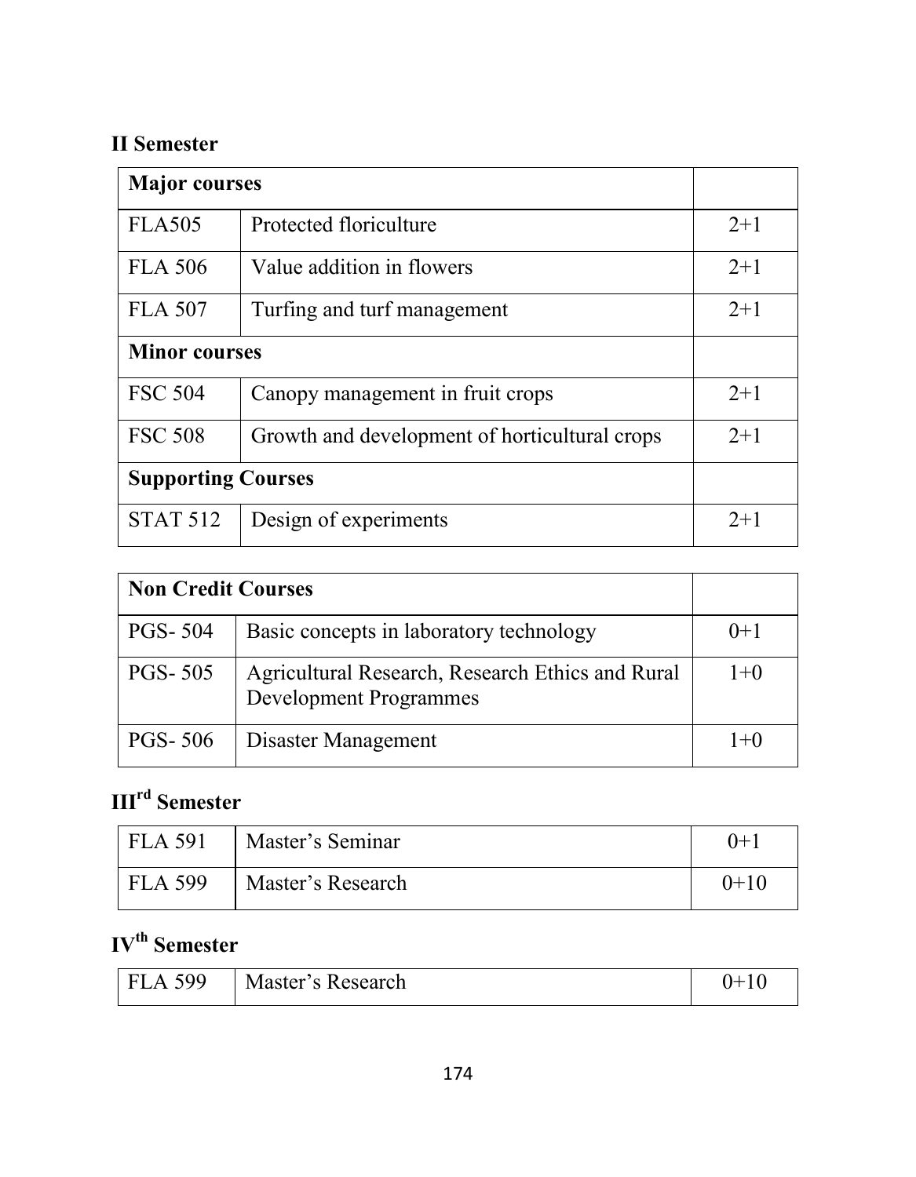**II Semester**

| Major courses | | |
|---|---|---|
| FLA505 | Protected floriculture | 2+1 |
| FLA 506 | Value addition in flowers | 2+1 |
| FLA 507 | Turfing and turf management | 2+1 |
| **Minor courses** | | |
| FSC 504 | Canopy management in fruit crops | 2+1 |
| FSC 508 | Growth and development of horticultural crops | 2+1 |
| **Supporting Courses** | | |
| STAT 512 | Design of experiments | 2+1 |

| Non Credit Courses | | |
|---|---|---|
| PGS- 504 | Basic concepts in laboratory technology | 0+1 |
| PGS- 505 | Agricultural Research, Research Ethics and Rural Development Programmes | 1+0 |
| PGS- 506 | Disaster Management | 1+0 |

**III^rd Semester**

| | | |
|---|---|---|
| FLA 591 | Master's Seminar | 0+1 |
| FLA 599 | Master's Research | 0+10 |

**IV^th Semester**

| | | |
|---|---|---|
| FLA 599 | Master's Research | 0+10 |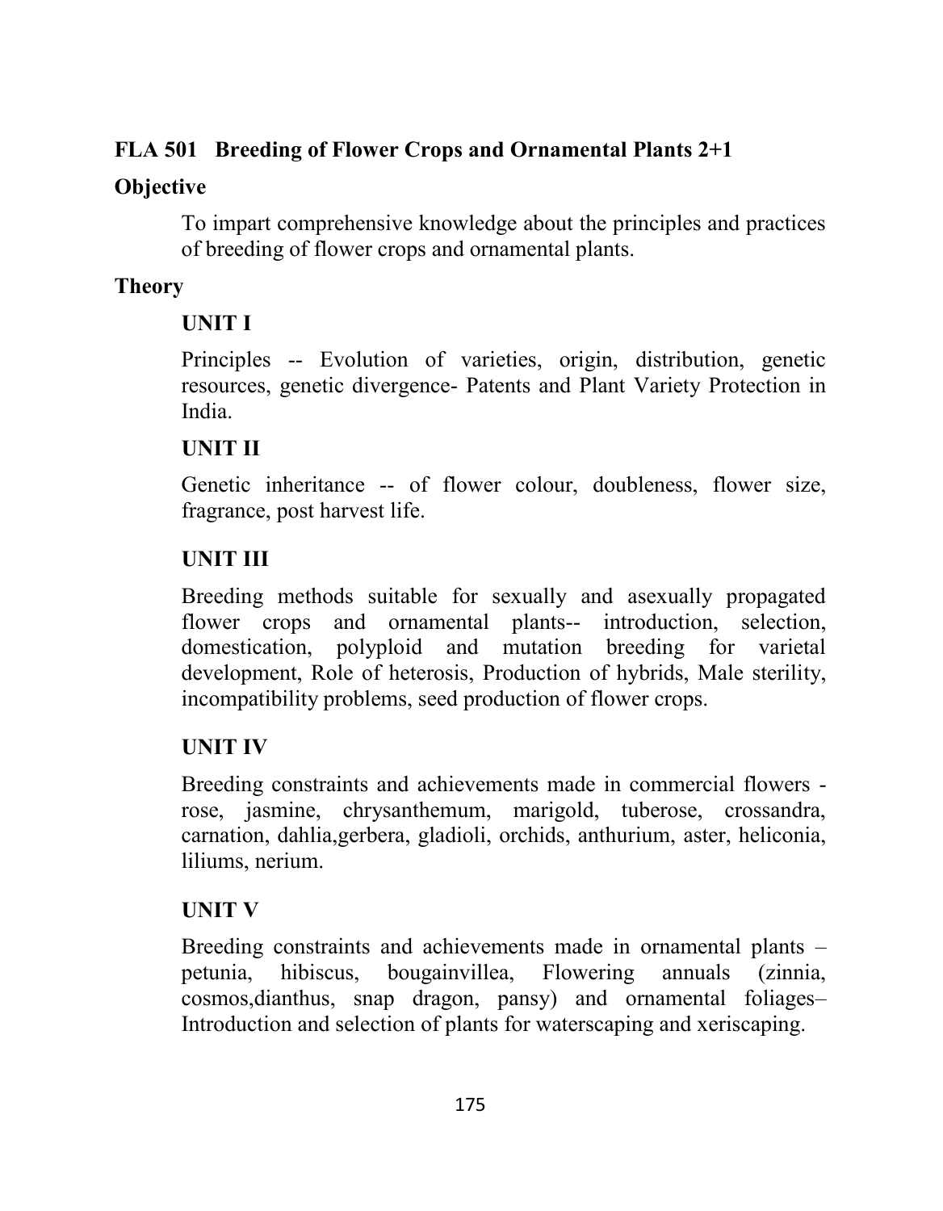**FLA 501 Breeding of Flower Crops and Ornamental Plants 2+1**

**Objective**

To impart comprehensive knowledge about the principles and practices of breeding of flower crops and ornamental plants.

**Theory**

**UNIT I**

Principles -- Evolution of varieties, origin, distribution, genetic resources, genetic divergence- Patents and Plant Variety Protection in India.

**UNIT II**

Genetic inheritance -- of flower colour, doubleness, flower size, fragrance, post harvest life.

**UNIT III**

Breeding methods suitable for sexually and asexually propagated flower crops and ornamental plants-- introduction, selection, domestication, polyploid and mutation breeding for varietal development, Role of heterosis, Production of hybrids, Male sterility, incompatibility problems, seed production of flower crops.

**UNIT IV**

Breeding constraints and achievements made in commercial flowers - rose, jasmine, chrysanthemum, marigold, tuberose, crossandra, carnation, dahlia,gerbera, gladioli, orchids, anthurium, aster, heliconia, liliums, nerium.

**UNIT V**

Breeding constraints and achievements made in ornamental plants – petunia, hibiscus, bougainvillea, Flowering annuals (zinnia, cosmos,dianthus, snap dragon, pansy) and ornamental foliages– Introduction and selection of plants for waterscaping and xeriscaping.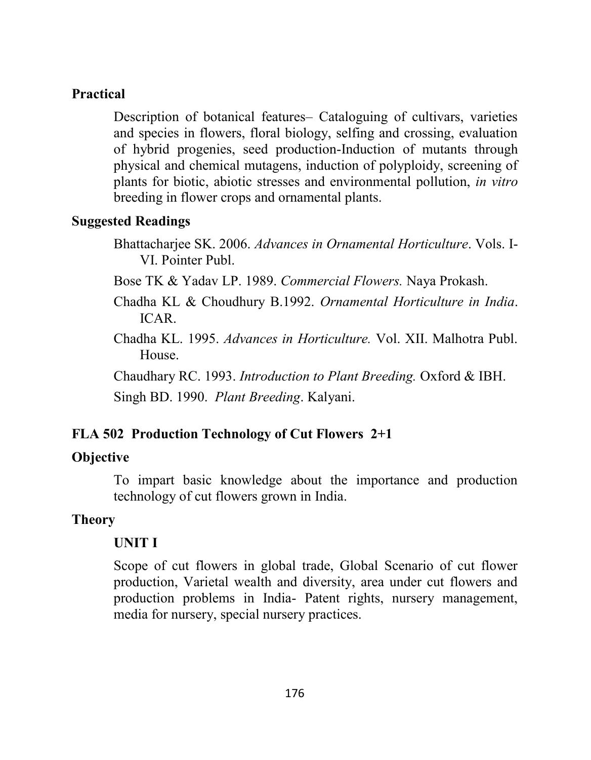**Practical**

Description of botanical features– Cataloguing of cultivars, varieties and species in flowers, floral biology, selfing and crossing, evaluation of hybrid progenies, seed production-Induction of mutants through physical and chemical mutagens, induction of polyploidy, screening of plants for biotic, abiotic stresses and environmental pollution, *in vitro* breeding in flower crops and ornamental plants.

**Suggested Readings**

Bhattacharjee SK. 2006. *Advances in Ornamental Horticulture*. Vols. I-VI. Pointer Publ.

Bose TK & Yadav LP. 1989. *Commercial Flowers.* Naya Prokash.

Chadha KL & Choudhury B.1992. *Ornamental Horticulture in India*. ICAR.

Chadha KL. 1995. *Advances in Horticulture.* Vol. XII. Malhotra Publ. House.

Chaudhary RC. 1993. *Introduction to Plant Breeding.* Oxford & IBH.

Singh BD. 1990. *Plant Breeding*. Kalyani.

## FLA 502 Production Technology of Cut Flowers 2+1

**Objective**

To impart basic knowledge about the importance and production technology of cut flowers grown in India.

**Theory**

**UNIT I**

Scope of cut flowers in global trade, Global Scenario of cut flower production, Varietal wealth and diversity, area under cut flowers and production problems in India- Patent rights, nursery management, media for nursery, special nursery practices.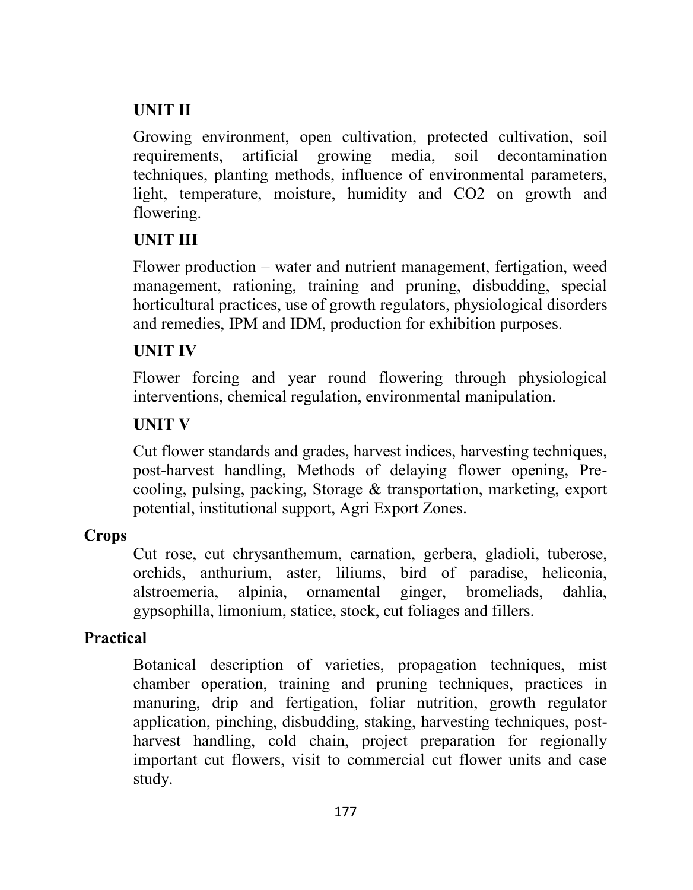### UNIT II

Growing environment, open cultivation, protected cultivation, soil requirements, artificial growing media, soil decontamination techniques, planting methods, influence of environmental parameters, light, temperature, moisture, humidity and $CO_2$ on growth and flowering.

### UNIT III

Flower production – water and nutrient management, fertigation, weed management, rationing, training and pruning, disbudding, special horticultural practices, use of growth regulators, physiological disorders and remedies, IPM and IDM, production for exhibition purposes.

### UNIT IV

Flower forcing and year round flowering through physiological interventions, chemical regulation, environmental manipulation.

### UNIT V

Cut flower standards and grades, harvest indices, harvesting techniques, post-harvest handling, Methods of delaying flower opening, Pre-cooling, pulsing, packing, Storage & transportation, marketing, export potential, institutional support, Agri Export Zones.

## Crops

Cut rose, cut chrysanthemum, carnation, gerbera, gladioli, tuberose, orchids, anthurium, aster, liliums, bird of paradise, heliconia, alstroemeria, alpinia, ornamental ginger, bromeliads, dahlia, gypsophilla, limonium, statice, stock, cut foliages and fillers.

## Practical

Botanical description of varieties, propagation techniques, mist chamber operation, training and pruning techniques, practices in manuring, drip and fertigation, foliar nutrition, growth regulator application, pinching, disbudding, staking, harvesting techniques, post-harvest handling, cold chain, project preparation for regionally important cut flowers, visit to commercial cut flower units and case study.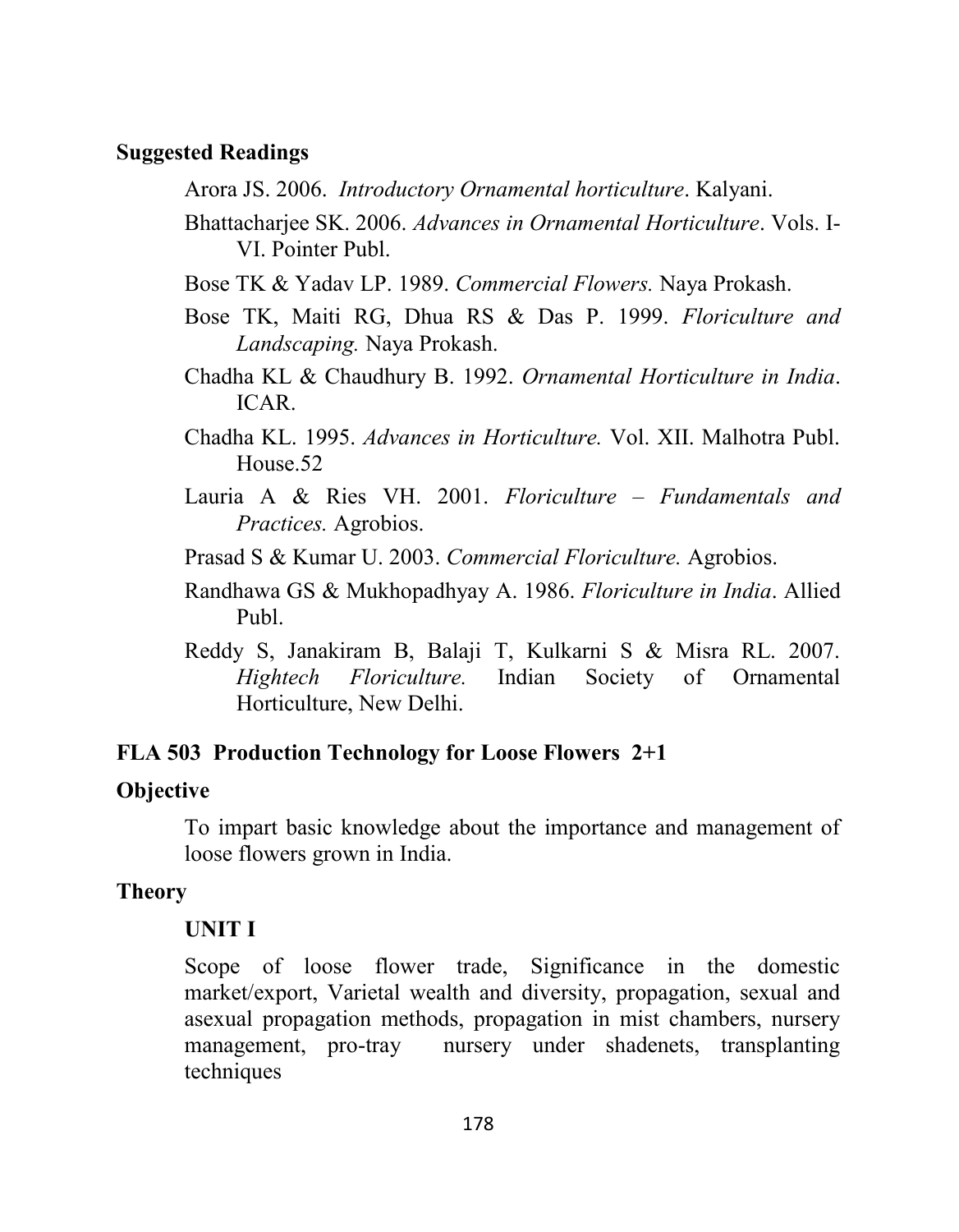**Suggested Readings**

Arora JS. 2006. *Introductory Ornamental horticulture*. Kalyani.

Bhattacharjee SK. 2006. *Advances in Ornamental Horticulture*. Vols. I-VI. Pointer Publ.

Bose TK & Yadav LP. 1989. *Commercial Flowers.* Naya Prokash.

Bose TK, Maiti RG, Dhua RS & Das P. 1999. *Floriculture and Landscaping.* Naya Prokash.

Chadha KL & Chaudhury B. 1992. *Ornamental Horticulture in India*. ICAR.

Chadha KL. 1995. *Advances in Horticulture.* Vol. XII. Malhotra Publ. House.52

Lauria A & Ries VH. 2001. *Floriculture – Fundamentals and Practices.* Agrobios.

Prasad S & Kumar U. 2003. *Commercial Floriculture.* Agrobios.

Randhawa GS & Mukhopadhyay A. 1986. *Floriculture in India*. Allied Publ.

Reddy S, Janakiram B, Balaji T, Kulkarni S & Misra RL. 2007. *Hightech Floriculture.* Indian Society of Ornamental Horticulture, New Delhi.

**FLA 503 Production Technology for Loose Flowers 2+1**

**Objective**

To impart basic knowledge about the importance and management of loose flowers grown in India.

**Theory**

**UNIT I**

Scope of loose flower trade, Significance in the domestic market/export, Varietal wealth and diversity, propagation, sexual and asexual propagation methods, propagation in mist chambers, nursery management, pro-tray nursery under shadenets, transplanting techniques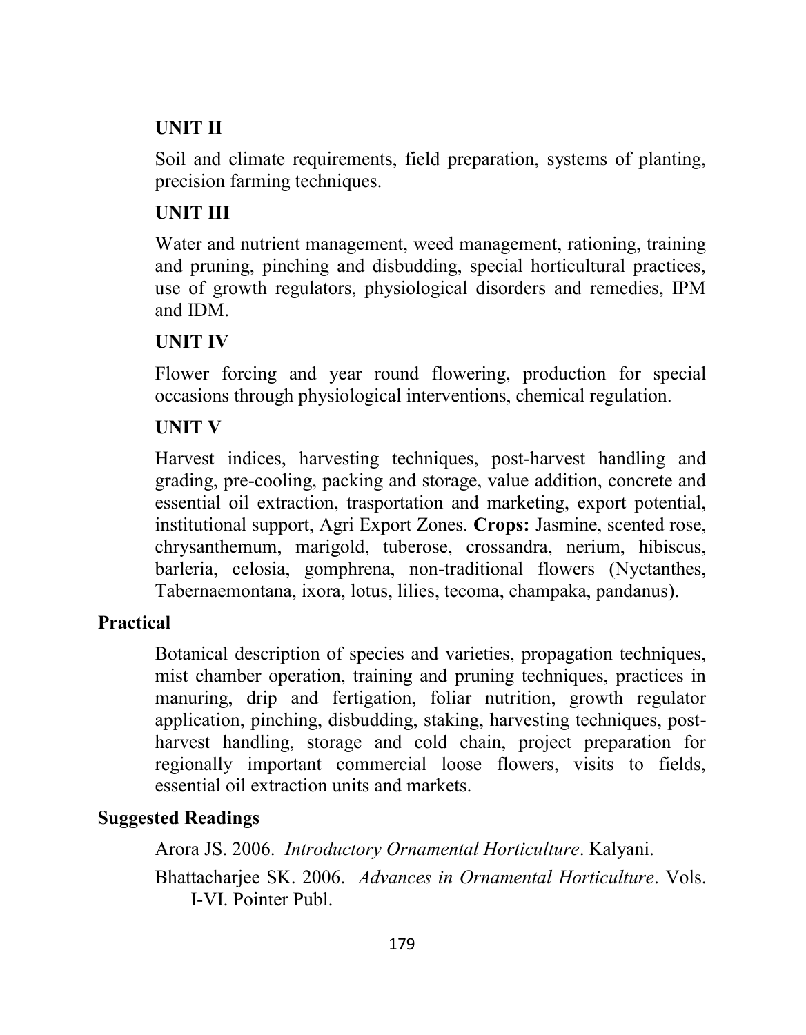### UNIT II

Soil and climate requirements, field preparation, systems of planting, precision farming techniques.

### UNIT III

Water and nutrient management, weed management, rationing, training and pruning, pinching and disbudding, special horticultural practices, use of growth regulators, physiological disorders and remedies, IPM and IDM.

### UNIT IV

Flower forcing and year round flowering, production for special occasions through physiological interventions, chemical regulation.

### UNIT V

Harvest indices, harvesting techniques, post-harvest handling and grading, pre-cooling, packing and storage, value addition, concrete and essential oil extraction, trasportation and marketing, export potential, institutional support, Agri Export Zones. **Crops:** Jasmine, scented rose, chrysanthemum, marigold, tuberose, crossandra, nerium, hibiscus, barleria, celosia, gomphrena, non-traditional flowers (Nyctanthes, Tabernaemontana, ixora, lotus, lilies, tecoma, champaka, pandanus).

## Practical

Botanical description of species and varieties, propagation techniques, mist chamber operation, training and pruning techniques, practices in manuring, drip and fertigation, foliar nutrition, growth regulator application, pinching, disbudding, staking, harvesting techniques, post-harvest handling, storage and cold chain, project preparation for regionally important commercial loose flowers, visits to fields, essential oil extraction units and markets.

## Suggested Readings

Arora JS. 2006. *Introductory Ornamental Horticulture*. Kalyani.

Bhattacharjee SK. 2006. *Advances in Ornamental Horticulture*. Vols. I-VI. Pointer Publ.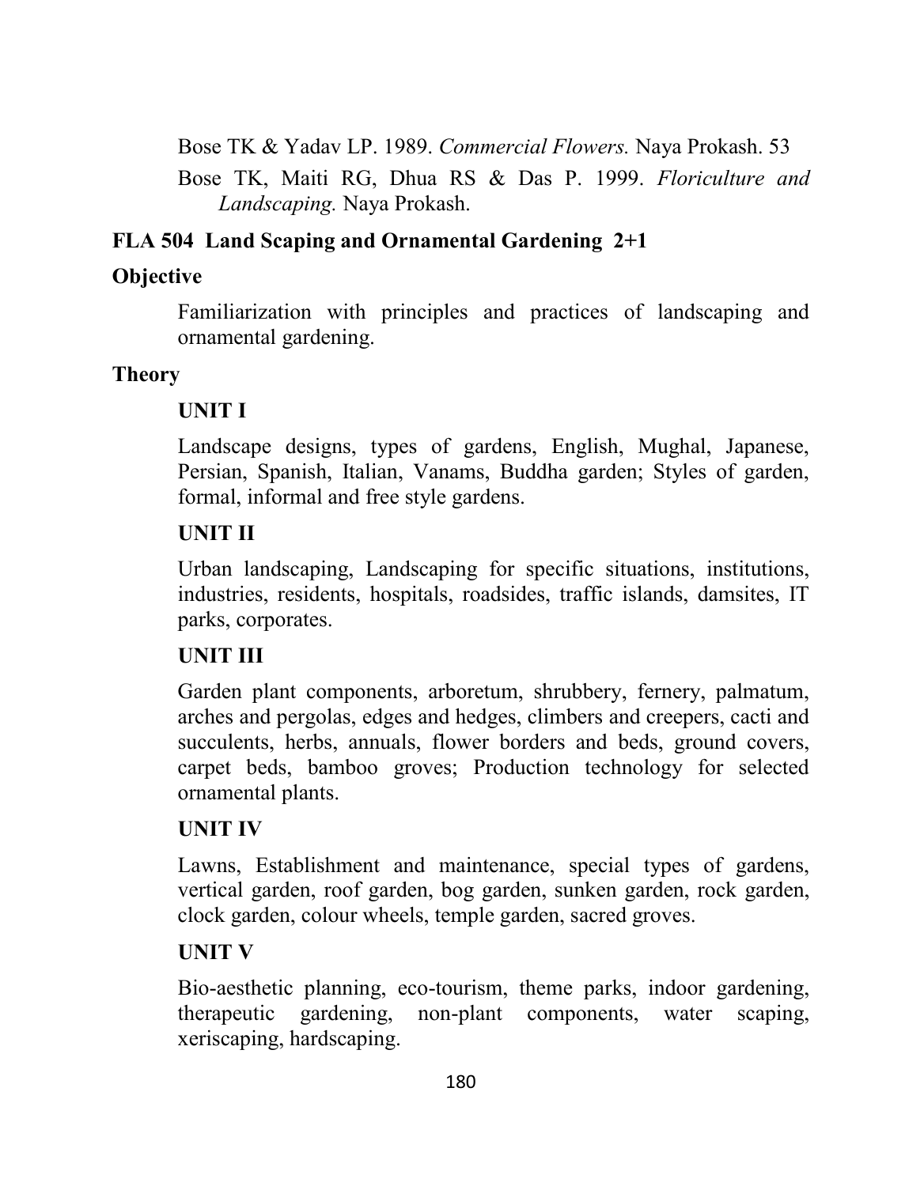Bose TK & Yadav LP. 1989. *Commercial Flowers.* Naya Prokash. 53

Bose TK, Maiti RG, Dhua RS & Das P. 1999. *Floriculture and Landscaping.* Naya Prokash.

## FLA 504 Land Scaping and Ornamental Gardening 2+1

### Objective

Familiarization with principles and practices of landscaping and ornamental gardening.

### Theory

**UNIT I**

Landscape designs, types of gardens, English, Mughal, Japanese, Persian, Spanish, Italian, Vanams, Buddha garden; Styles of garden, formal, informal and free style gardens.

**UNIT II**

Urban landscaping, Landscaping for specific situations, institutions, industries, residents, hospitals, roadsides, traffic islands, damsites, IT parks, corporates.

**UNIT III**

Garden plant components, arboretum, shrubbery, fernery, palmatum, arches and pergolas, edges and hedges, climbers and creepers, cacti and succulents, herbs, annuals, flower borders and beds, ground covers, carpet beds, bamboo groves; Production technology for selected ornamental plants.

**UNIT IV**

Lawns, Establishment and maintenance, special types of gardens, vertical garden, roof garden, bog garden, sunken garden, rock garden, clock garden, colour wheels, temple garden, sacred groves.

**UNIT V**

Bio-aesthetic planning, eco-tourism, theme parks, indoor gardening, therapeutic gardening, non-plant components, water scaping, xeriscaping, hardscaping.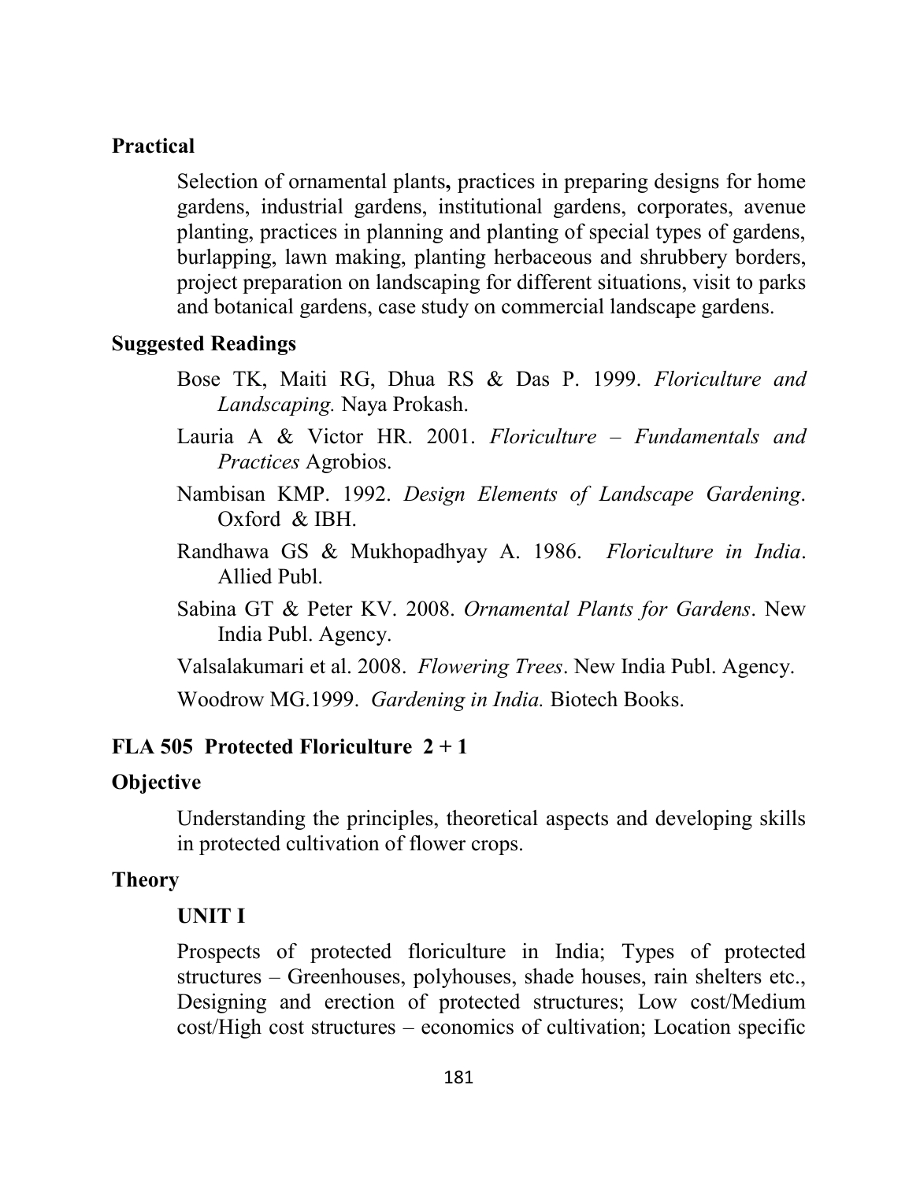**Practical**

Selection of ornamental plants**,** practices in preparing designs for home gardens, industrial gardens, institutional gardens, corporates, avenue planting, practices in planning and planting of special types of gardens, burlapping, lawn making, planting herbaceous and shrubbery borders, project preparation on landscaping for different situations, visit to parks and botanical gardens, case study on commercial landscape gardens.

**Suggested Readings**

Bose TK, Maiti RG, Dhua RS & Das P. 1999. *Floriculture and Landscaping.* Naya Prokash.

Lauria A & Victor HR. 2001. *Floriculture – Fundamentals and Practices* Agrobios.

Nambisan KMP. 1992. *Design Elements of Landscape Gardening*. Oxford & IBH.

Randhawa GS & Mukhopadhyay A. 1986. *Floriculture in India*. Allied Publ.

Sabina GT & Peter KV. 2008. *Ornamental Plants for Gardens*. New India Publ. Agency.

Valsalakumari et al. 2008. *Flowering Trees*. New India Publ. Agency.

Woodrow MG.1999. *Gardening in India.* Biotech Books.

## FLA 505 Protected Floriculture 2 + 1

**Objective**

Understanding the principles, theoretical aspects and developing skills in protected cultivation of flower crops.

**Theory**

**UNIT I**

Prospects of protected floriculture in India; Types of protected structures – Greenhouses, polyhouses, shade houses, rain shelters etc., Designing and erection of protected structures; Low cost/Medium cost/High cost structures – economics of cultivation; Location specific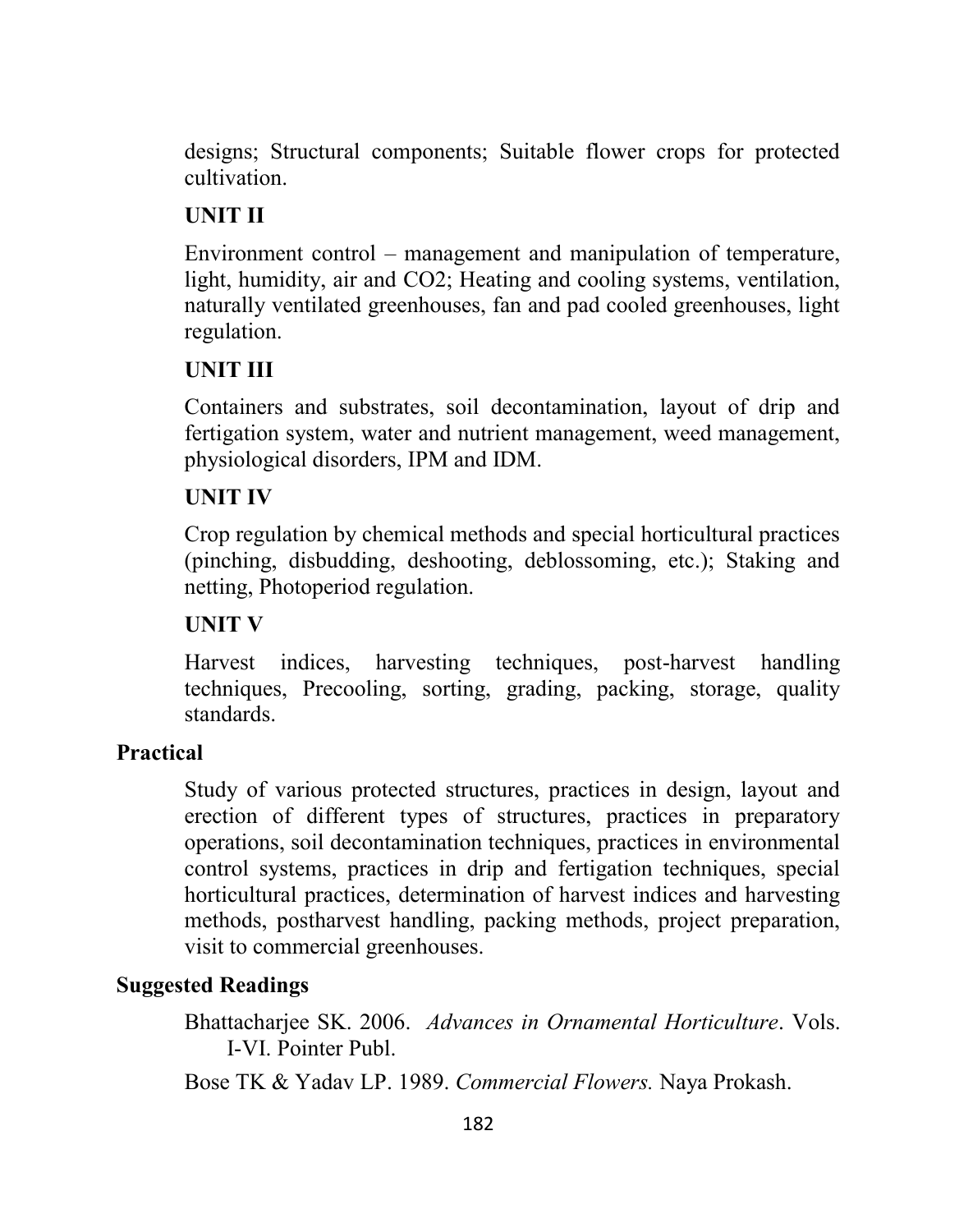designs; Structural components; Suitable flower crops for protected cultivation.

**UNIT II**

Environment control – management and manipulation of temperature, light, humidity, air and $CO_2$; Heating and cooling systems, ventilation, naturally ventilated greenhouses, fan and pad cooled greenhouses, light regulation.

**UNIT III**

Containers and substrates, soil decontamination, layout of drip and fertigation system, water and nutrient management, weed management, physiological disorders, IPM and IDM.

**UNIT IV**

Crop regulation by chemical methods and special horticultural practices (pinching, disbudding, deshooting, deblossoming, etc.); Staking and netting, Photoperiod regulation.

**UNIT V**

Harvest indices, harvesting techniques, post-harvest handling techniques, Precooling, sorting, grading, packing, storage, quality standards.

**Practical**

Study of various protected structures, practices in design, layout and erection of different types of structures, practices in preparatory operations, soil decontamination techniques, practices in environmental control systems, practices in drip and fertigation techniques, special horticultural practices, determination of harvest indices and harvesting methods, postharvest handling, packing methods, project preparation, visit to commercial greenhouses.

**Suggested Readings**

Bhattacharjee SK. 2006. *Advances in Ornamental Horticulture*. Vols. I-VI. Pointer Publ.

Bose TK & Yadav LP. 1989. *Commercial Flowers.* Naya Prokash.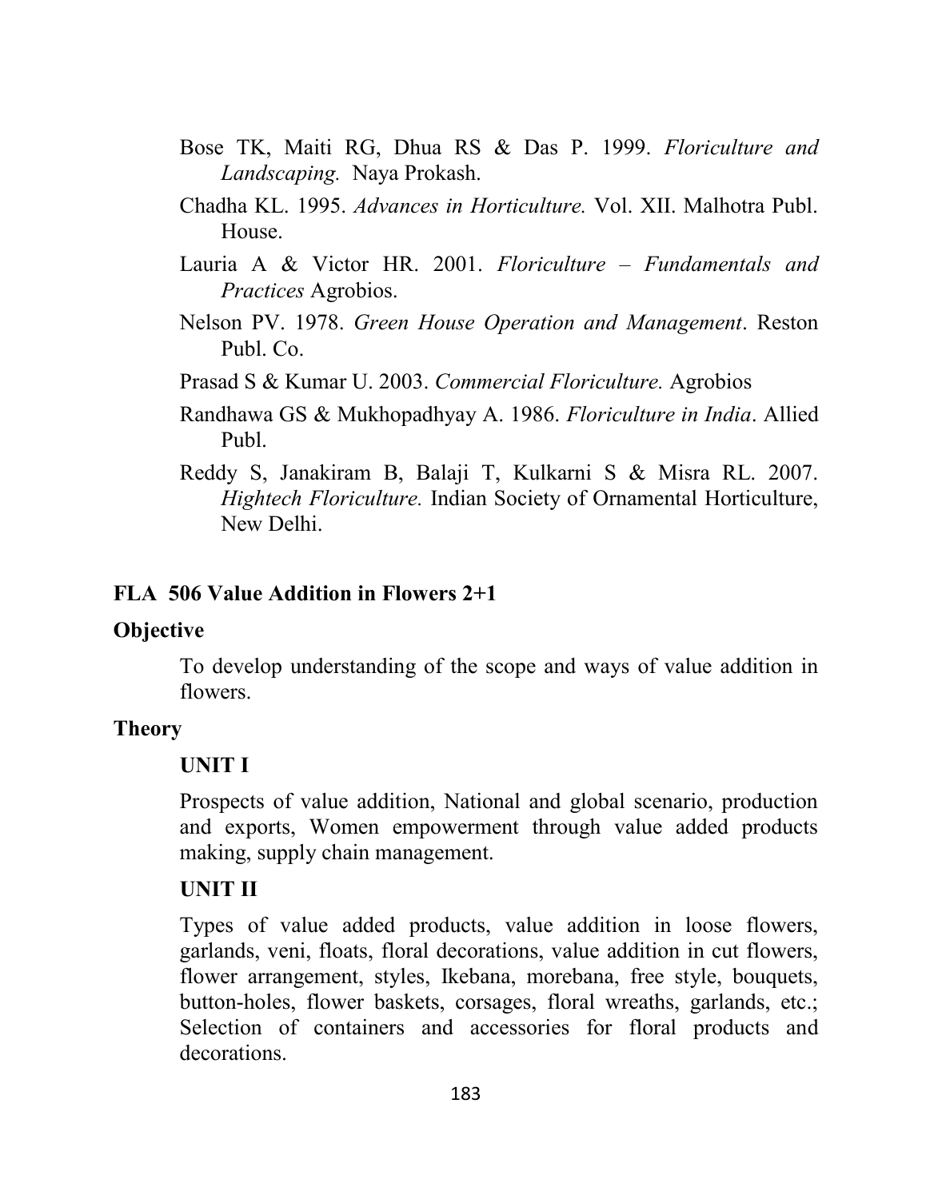Bose TK, Maiti RG, Dhua RS & Das P. 1999. *Floriculture and Landscaping.* Naya Prokash.

Chadha KL. 1995. *Advances in Horticulture.* Vol. XII. Malhotra Publ. House.

Lauria A & Victor HR. 2001. *Floriculture – Fundamentals and Practices* Agrobios.

Nelson PV. 1978. *Green House Operation and Management*. Reston Publ. Co.

Prasad S & Kumar U. 2003. *Commercial Floriculture.* Agrobios

Randhawa GS & Mukhopadhyay A. 1986. *Floriculture in India*. Allied Publ.

Reddy S, Janakiram B, Balaji T, Kulkarni S & Misra RL. 2007. *Hightech Floriculture.* Indian Society of Ornamental Horticulture, New Delhi.

## FLA 506 Value Addition in Flowers 2+1

### Objective

To develop understanding of the scope and ways of value addition in flowers.

### Theory

**UNIT I**

Prospects of value addition, National and global scenario, production and exports, Women empowerment through value added products making, supply chain management.

**UNIT II**

Types of value added products, value addition in loose flowers, garlands, veni, floats, floral decorations, value addition in cut flowers, flower arrangement, styles, Ikebana, morebana, free style, bouquets, button-holes, flower baskets, corsages, floral wreaths, garlands, etc.; Selection of containers and accessories for floral products and decorations.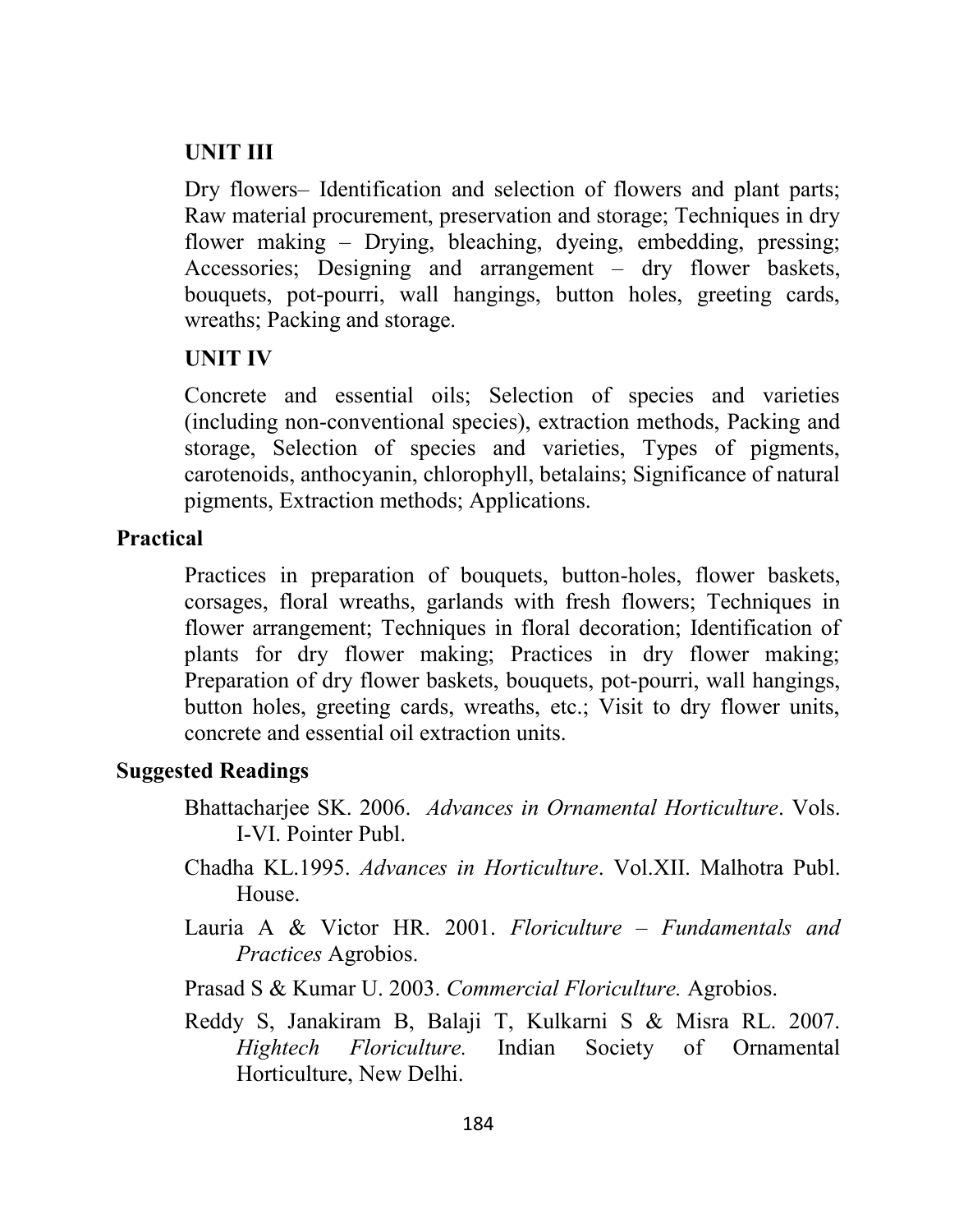**UNIT III**

Dry flowers– Identification and selection of flowers and plant parts; Raw material procurement, preservation and storage; Techniques in dry flower making – Drying, bleaching, dyeing, embedding, pressing; Accessories; Designing and arrangement – dry flower baskets, bouquets, pot-pourri, wall hangings, button holes, greeting cards, wreaths; Packing and storage.

**UNIT IV**

Concrete and essential oils; Selection of species and varieties (including non-conventional species), extraction methods, Packing and storage, Selection of species and varieties, Types of pigments, carotenoids, anthocyanin, chlorophyll, betalains; Significance of natural pigments, Extraction methods; Applications.

**Practical**

Practices in preparation of bouquets, button-holes, flower baskets, corsages, floral wreaths, garlands with fresh flowers; Techniques in flower arrangement; Techniques in floral decoration; Identification of plants for dry flower making; Practices in dry flower making; Preparation of dry flower baskets, bouquets, pot-pourri, wall hangings, button holes, greeting cards, wreaths, etc.; Visit to dry flower units, concrete and essential oil extraction units.

**Suggested Readings**

Bhattacharjee SK. 2006. *Advances in Ornamental Horticulture*. Vols. I-VI. Pointer Publ.

Chadha KL.1995. *Advances in Horticulture*. Vol.XII. Malhotra Publ. House.

Lauria A & Victor HR. 2001. *Floriculture – Fundamentals and Practices* Agrobios.

Prasad S & Kumar U. 2003. *Commercial Floriculture.* Agrobios.

Reddy S, Janakiram B, Balaji T, Kulkarni S & Misra RL. 2007. *Hightech Floriculture.* Indian Society of Ornamental Horticulture, New Delhi.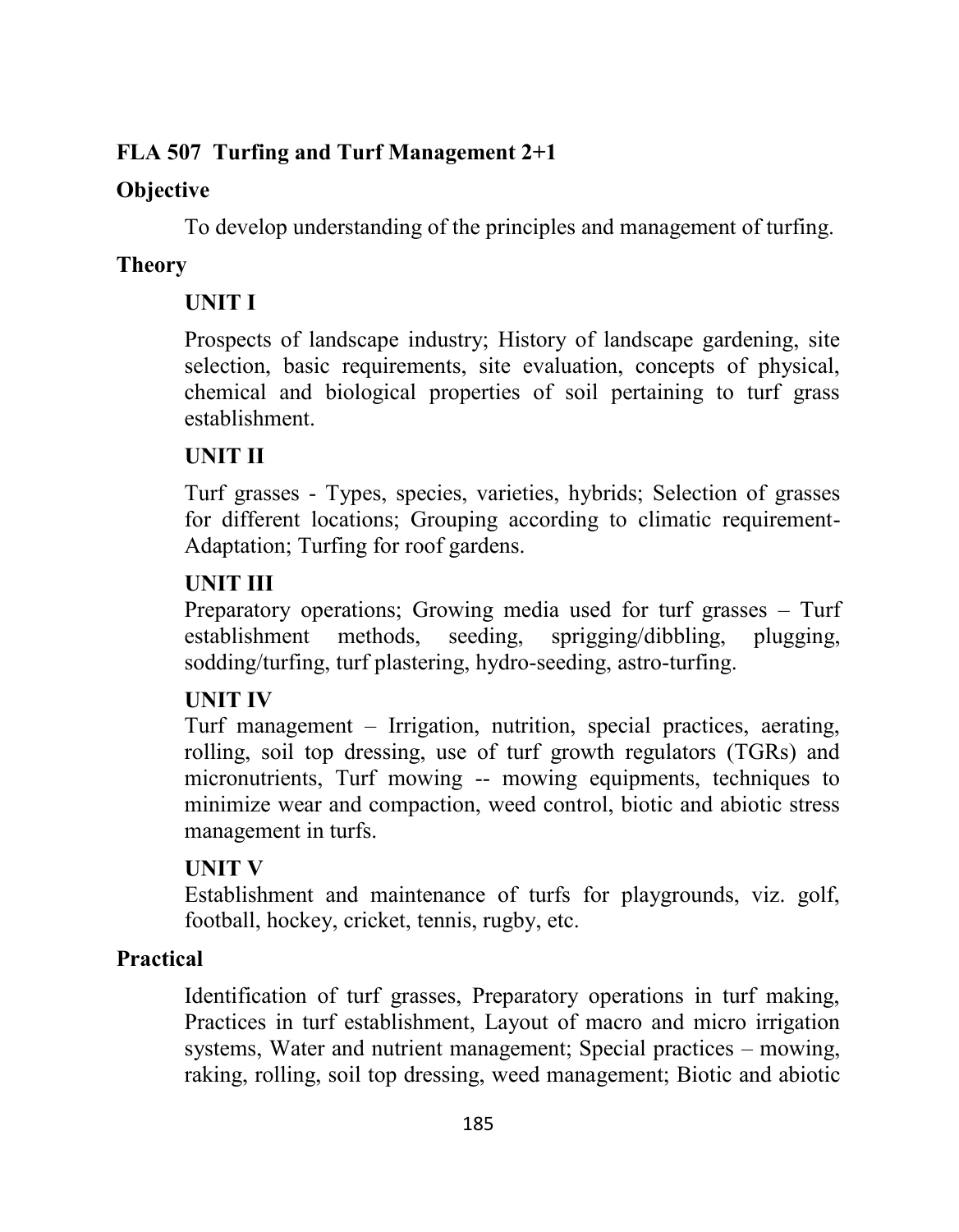### FLA 507 Turfing and Turf Management 2+1

**Objective**

To develop understanding of the principles and management of turfing.

**Theory**

**UNIT I**

Prospects of landscape industry; History of landscape gardening, site selection, basic requirements, site evaluation, concepts of physical, chemical and biological properties of soil pertaining to turf grass establishment.

**UNIT II**

Turf grasses - Types, species, varieties, hybrids; Selection of grasses for different locations; Grouping according to climatic requirement-Adaptation; Turfing for roof gardens.

**UNIT III**

Preparatory operations; Growing media used for turf grasses – Turf establishment methods, seeding, sprigging/dibbling, plugging, sodding/turfing, turf plastering, hydro-seeding, astro-turfing.

**UNIT IV**

Turf management – Irrigation, nutrition, special practices, aerating, rolling, soil top dressing, use of turf growth regulators (TGRs) and micronutrients, Turf mowing -- mowing equipments, techniques to minimize wear and compaction, weed control, biotic and abiotic stress management in turfs.

**UNIT V**

Establishment and maintenance of turfs for playgrounds, viz. golf, football, hockey, cricket, tennis, rugby, etc.

**Practical**

Identification of turf grasses, Preparatory operations in turf making, Practices in turf establishment, Layout of macro and micro irrigation systems, Water and nutrient management; Special practices – mowing, raking, rolling, soil top dressing, weed management; Biotic and abiotic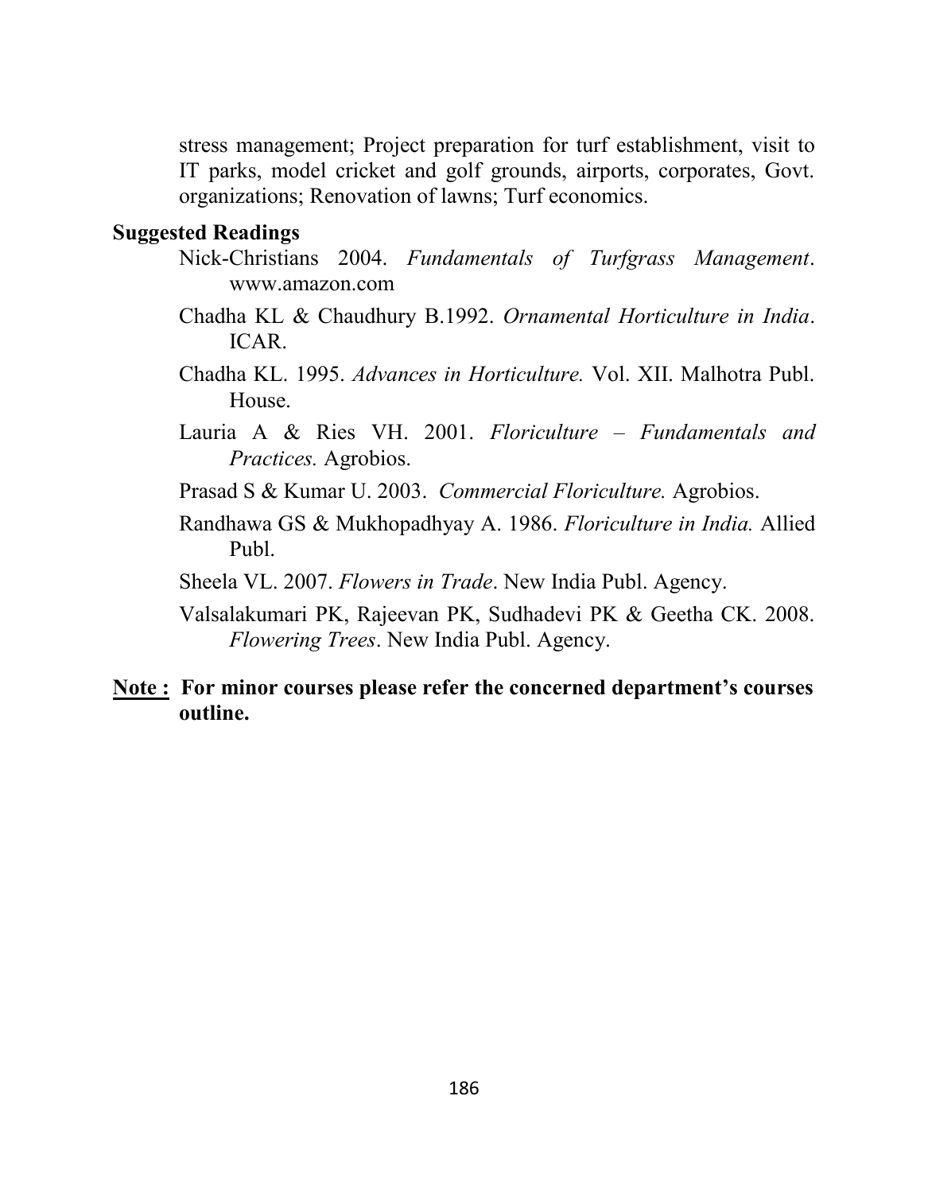stress management; Project preparation for turf establishment, visit to IT parks, model cricket and golf grounds, airports, corporates, Govt. organizations; Renovation of lawns; Turf economics.

**Suggested Readings**

Nick-Christians 2004. *Fundamentals of Turfgrass Management*. www.amazon.com

Chadha KL & Chaudhury B.1992. *Ornamental Horticulture in India*. ICAR.

Chadha KL. 1995. *Advances in Horticulture.* Vol. XII. Malhotra Publ. House.

Lauria A & Ries VH. 2001. *Floriculture – Fundamentals and Practices.* Agrobios.

Prasad S & Kumar U. 2003. *Commercial Floriculture.* Agrobios.

Randhawa GS & Mukhopadhyay A. 1986. *Floriculture in India.* Allied Publ.

Sheela VL. 2007. *Flowers in Trade*. New India Publ. Agency.

Valsalakumari PK, Rajeevan PK, Sudhadevi PK & Geetha CK. 2008. *Flowering Trees*. New India Publ. Agency.

**<u>Note :</u> For minor courses please refer the concerned department's courses outline.**